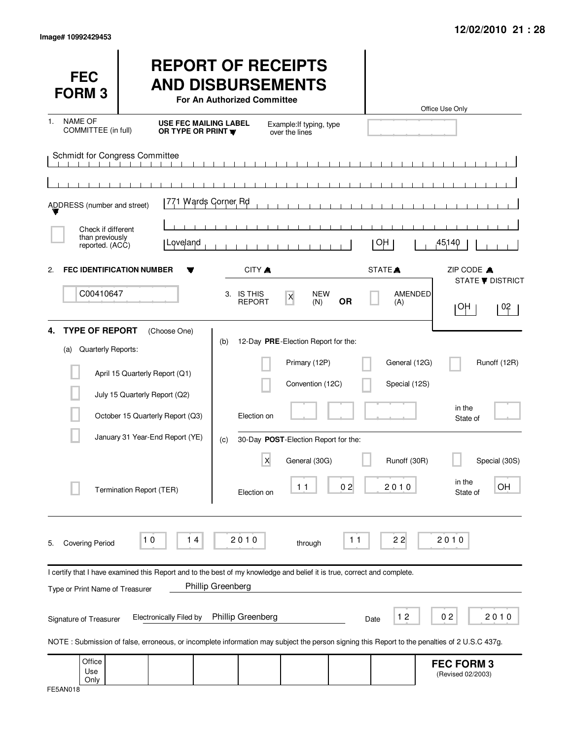Image# 10992429453

12/02/2010 21 : 28

# FEC FORM 3

# REPORT OF RECEIPTS AND DISBURSEMENTS

**For An Authorized Committee**

Office Use Only

1. NAME OF COMMITTEE (in full) — **USE FEC MAILING LABEL OR TYPE OR PRINT** — Example: If typing, type over the lines

Schmidt for Congress Committee

ADDRESS (number and street): 771 Wards Corner Rd

[ ] Check if different than previously reported. (ACC)

| CITY | STATE | ZIP CODE |
|---|---|---|
| Loveland | OH | 45140 |

2. **FEC IDENTIFICATION NUMBER**: C00410647

3. IS THIS REPORT: [X] NEW (N) **OR** [ ] AMENDED (A)

| STATE | DISTRICT |
|---|---|
| OH | 02 |

## 4. TYPE OF REPORT (Choose One)

(a) Quarterly Reports:

- [ ] April 15 Quarterly Report (Q1)
- [ ] July 15 Quarterly Report (Q2)
- [ ] October 15 Quarterly Report (Q3)
- [ ] January 31 Year-End Report (YE)
- [ ] Termination Report (TER)

(b) 12-Day **PRE**-Election Report for the:

- [ ] Primary (12P)
- [ ] General (12G)
- [ ] Runoff (12R)
- [ ] Convention (12C)
- [ ] Special (12S)

Election on ____ in the State of ____

(c) 30-Day **POST**-Election Report for the:

- [X] General (30G)
- [ ] Runoff (30R)
- [ ] Special (30S)

Election on 11 02 2010 in the State of OH

5. Covering Period 10 14 2010 through 11 22 2010

I certify that I have examined this Report and to the best of my knowledge and belief it is true, correct and complete.

Type or Print Name of Treasurer: Phillip Greenberg

Signature of Treasurer: Electronically Filed by Phillip Greenberg — Date 12 02 2010

NOTE : Submission of false, erroneous, or incomplete information may subject the person signing this Report to the penalties of 2 U.S.C 437g.

Office Use Only

**FEC FORM 3** (Revised 02/2003)

FE5AN018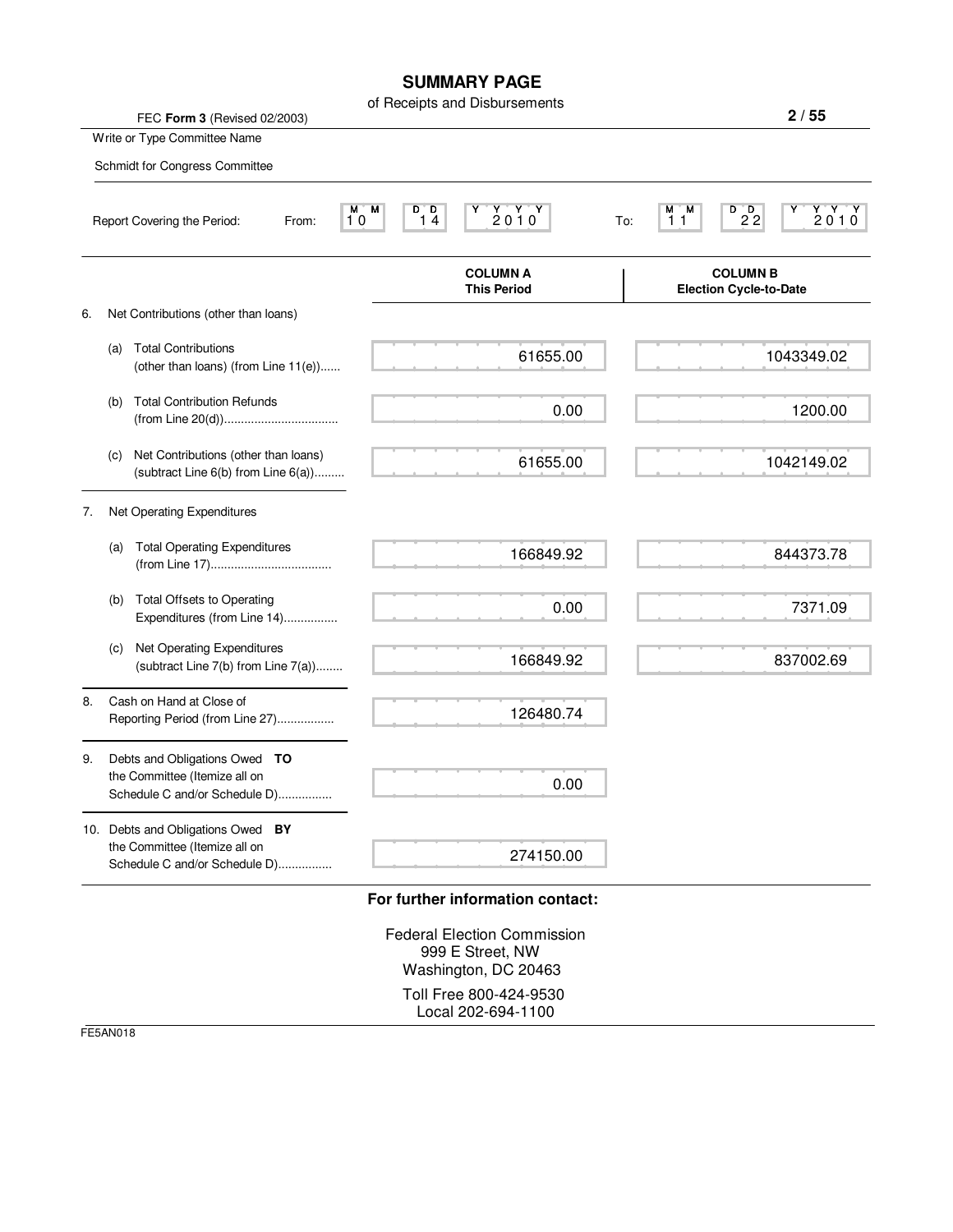# SUMMARY PAGE

of Receipts and Disbursements

FEC **Form 3** (Revised 02/2003)

Write or Type Committee Name

Schmidt for Congress Committee

Report Covering the Period: From: 10 14 2010 To: 11 22 2010

| | COLUMN A This Period | COLUMN B Election Cycle-to-Date |
|---|---|---|
| 6. Net Contributions (other than loans) | | |
| (a) Total Contributions (other than loans) (from Line 11(e)) | 61655.00 | 1043349.02 |
| (b) Total Contribution Refunds (from Line 20(d)) | 0.00 | 1200.00 |
| (c) Net Contributions (other than loans) (subtract Line 6(b) from Line 6(a)) | 61655.00 | 1042149.02 |
| 7. Net Operating Expenditures | | |
| (a) Total Operating Expenditures (from Line 17) | 166849.92 | 844373.78 |
| (b) Total Offsets to Operating Expenditures (from Line 14) | 0.00 | 7371.09 |
| (c) Net Operating Expenditures (subtract Line 7(b) from Line 7(a)) | 166849.92 | 837002.69 |
| 8. Cash on Hand at Close of Reporting Period (from Line 27) | 126480.74 | |
| 9. Debts and Obligations Owed **TO** the Committee (Itemize all on Schedule C and/or Schedule D) | 0.00 | |
| 10. Debts and Obligations Owed **BY** the Committee (Itemize all on Schedule C and/or Schedule D) | 274150.00 | |

**For further information contact:**

Federal Election Commission
999 E Street, NW
Washington, DC 20463

Toll Free 800-424-9530
Local 202-694-1100

FE5AN018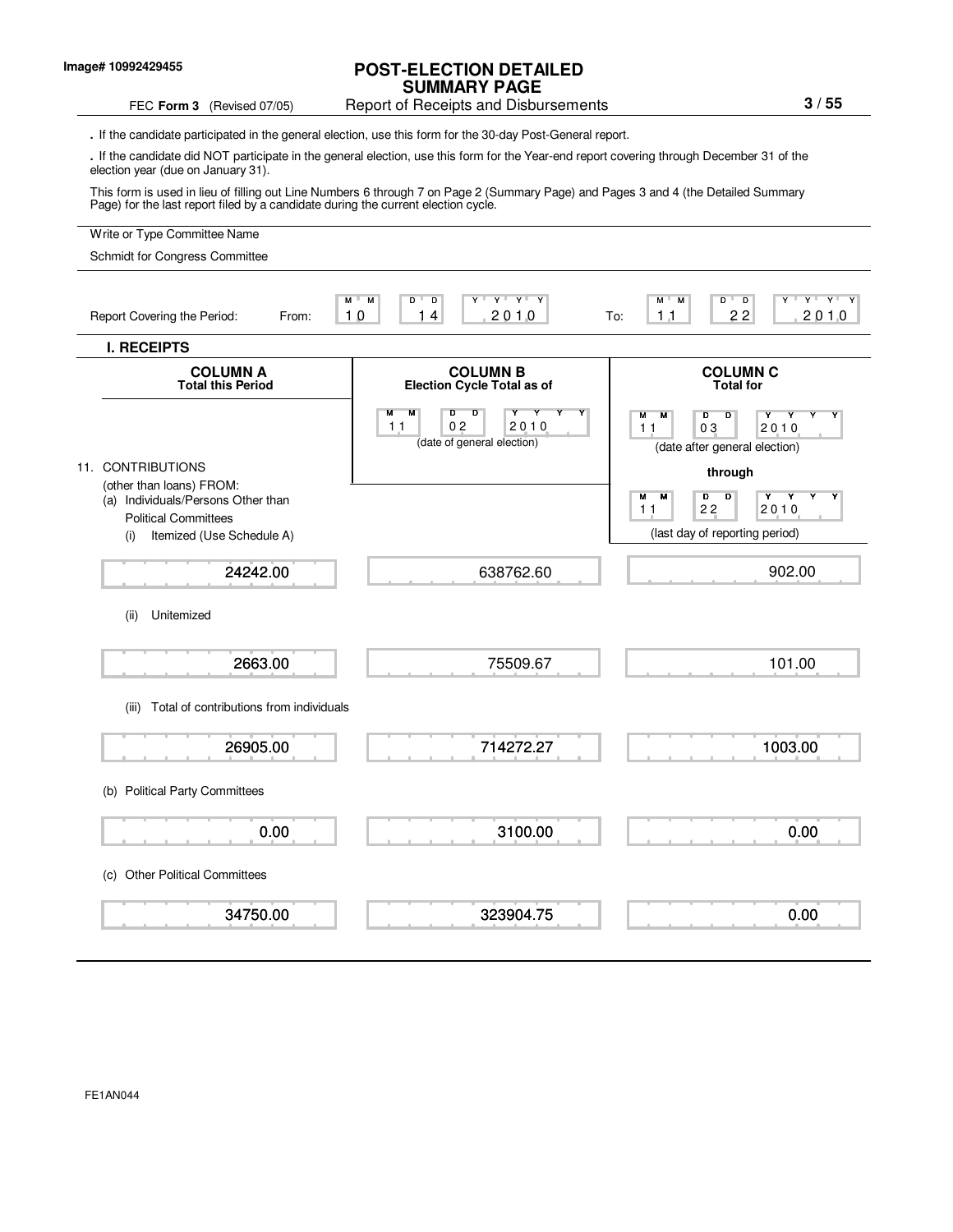Image# 10992429455

# POST-ELECTION DETAILED SUMMARY PAGE

FEC **Form 3** (Revised 07/05) — Report of Receipts and Disbursements

. If the candidate participated in the general election, use this form for the 30-day Post-General report.

. If the candidate did NOT participate in the general election, use this form for the Year-end report covering through December 31 of the election year (due on January 31).

This form is used in lieu of filling out Line Numbers 6 through 7 on Page 2 (Summary Page) and Pages 3 and 4 (the Detailed Summary Page) for the last report filed by a candidate during the current election cycle.

Write or Type Committee Name

Schmidt for Congress Committee

Report Covering the Period: From: 10 14 2010 To: 11 22 2010

## I. RECEIPTS

| | COLUMN A Total this Period | COLUMN B Election Cycle Total as of 11 02 2010 (date of general election) | COLUMN C Total for 11 03 2010 (date after general election) through 11 22 2010 (last day of reporting period) |
|---|---|---|---|
| 11. CONTRIBUTIONS (other than loans) FROM: | | | |
| (a) Individuals/Persons Other than Political Committees | | | |
| (i) Itemized (Use Schedule A) | 24242.00 | 638762.60 | 902.00 |
| (ii) Unitemized | 2663.00 | 75509.67 | 101.00 |
| (iii) Total of contributions from individuals | 26905.00 | 714272.27 | 1003.00 |
| (b) Political Party Committees | 0.00 | 3100.00 | 0.00 |
| (c) Other Political Committees | 34750.00 | 323904.75 | 0.00 |

FE1AN044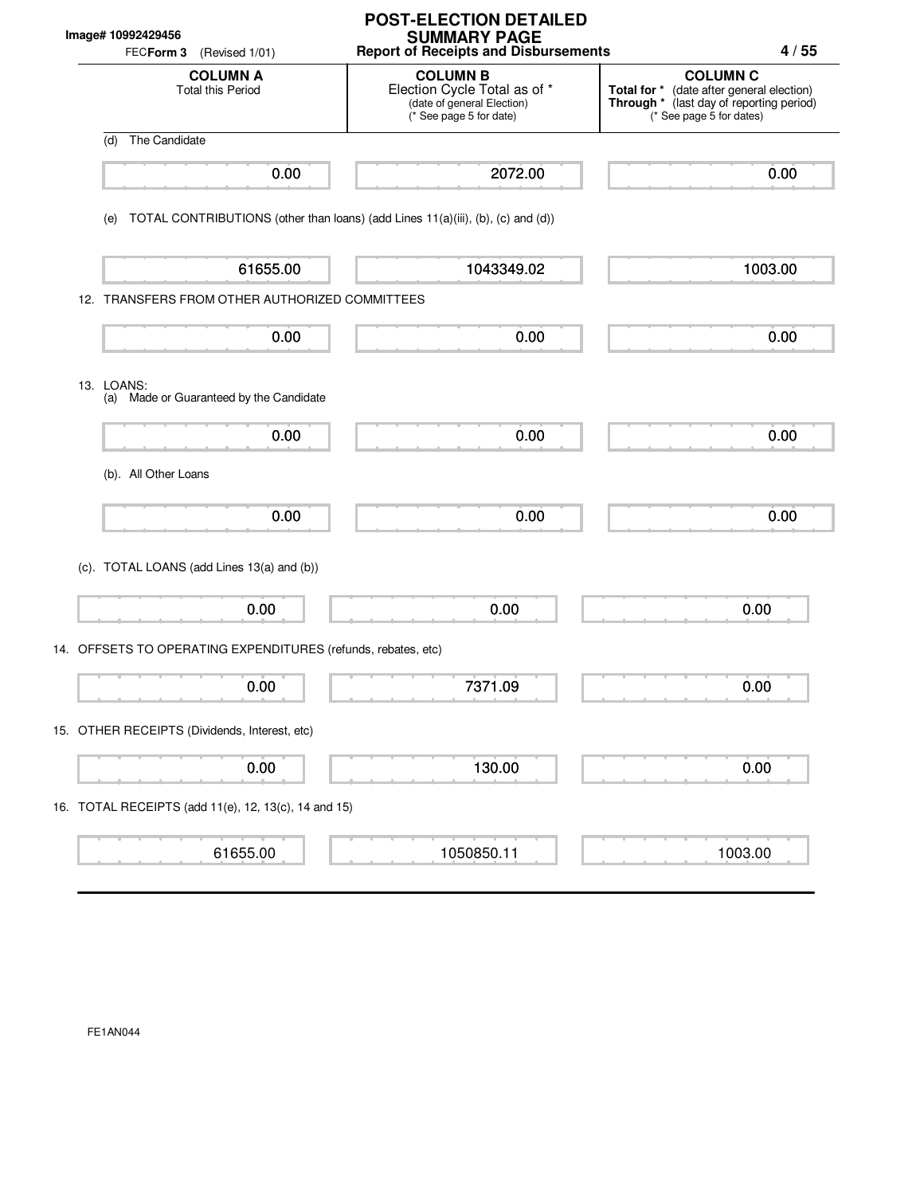Image# 10992429456

FEC **Form 3** (Revised 1/01)

# POST-ELECTION DETAILED SUMMARY PAGE

## Report of Receipts and Disbursements

| | COLUMN A<br>Total this Period | COLUMN B<br>Election Cycle Total as of *<br>(date of general Election)<br>(* See page 5 for date) | COLUMN C<br>**Total for *** (date after general election)<br>**Through *** (last day of reporting period)<br>(* See page 5 for dates) |
|---|---|---|---|
| (d) The Candidate | 0.00 | 2072.00 | 0.00 |
| (e) TOTAL CONTRIBUTIONS (other than loans) (add Lines 11(a)(iii), (b), (c) and (d)) | 61655.00 | 1043349.02 | 1003.00 |
| 12. TRANSFERS FROM OTHER AUTHORIZED COMMITTEES | 0.00 | 0.00 | 0.00 |
| 13. LOANS:<br>(a) Made or Guaranteed by the Candidate | 0.00 | 0.00 | 0.00 |
| (b). All Other Loans | 0.00 | 0.00 | 0.00 |
| (c). TOTAL LOANS (add Lines 13(a) and (b)) | 0.00 | 0.00 | 0.00 |
| 14. OFFSETS TO OPERATING EXPENDITURES (refunds, rebates, etc) | 0.00 | 7371.09 | 0.00 |
| 15. OTHER RECEIPTS (Dividends, Interest, etc) | 0.00 | 130.00 | 0.00 |
| 16. TOTAL RECEIPTS (add 11(e), 12, 13(c), 14 and 15) | 61655.00 | 1050850.11 | 1003.00 |

FE1AN044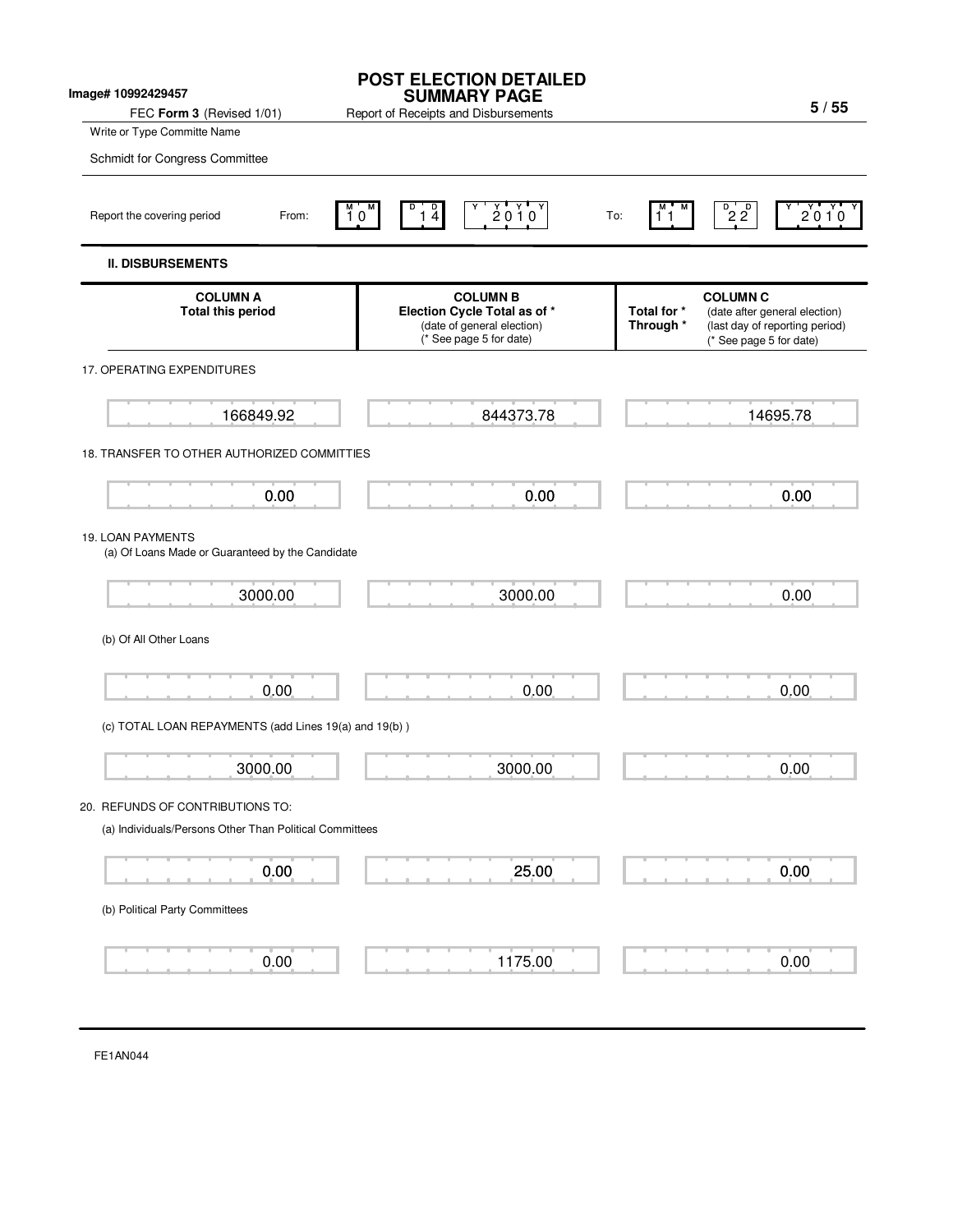Image# 10992429457

# POST ELECTION DETAILED SUMMARY PAGE

FEC **Form 3** (Revised 1/01) — Report of Receipts and Disbursements

Write or Type Committe Name

Schmidt for Congress Committee

Report the covering period From: 10 14 2010 To: 11 22 2010

## II. DISBURSEMENTS

| | COLUMN A<br>Total this period | COLUMN B<br>Election Cycle Total as of *<br>(date of general election)<br>(* See page 5 for date) | Total for * Through * COLUMN C<br>(date after general election)<br>(last day of reporting period)<br>(* See page 5 for date) |
|---|---|---|---|
| 17. OPERATING EXPENDITURES | 166849.92 | 844373.78 | 14695.78 |
| 18. TRANSFER TO OTHER AUTHORIZED COMMITTIES | 0.00 | 0.00 | 0.00 |
| 19. LOAN PAYMENTS | | | |
| (a) Of Loans Made or Guaranteed by the Candidate | 3000.00 | 3000.00 | 0.00 |
| (b) Of All Other Loans | 0.00 | 0.00 | 0.00 |
| (c) TOTAL LOAN REPAYMENTS (add Lines 19(a) and 19(b) ) | 3000.00 | 3000.00 | 0.00 |
| 20. REFUNDS OF CONTRIBUTIONS TO: | | | |
| (a) Individuals/Persons Other Than Political Committees | 0.00 | 25.00 | 0.00 |
| (b) Political Party Committees | 0.00 | 1175.00 | 0.00 |

FE1AN044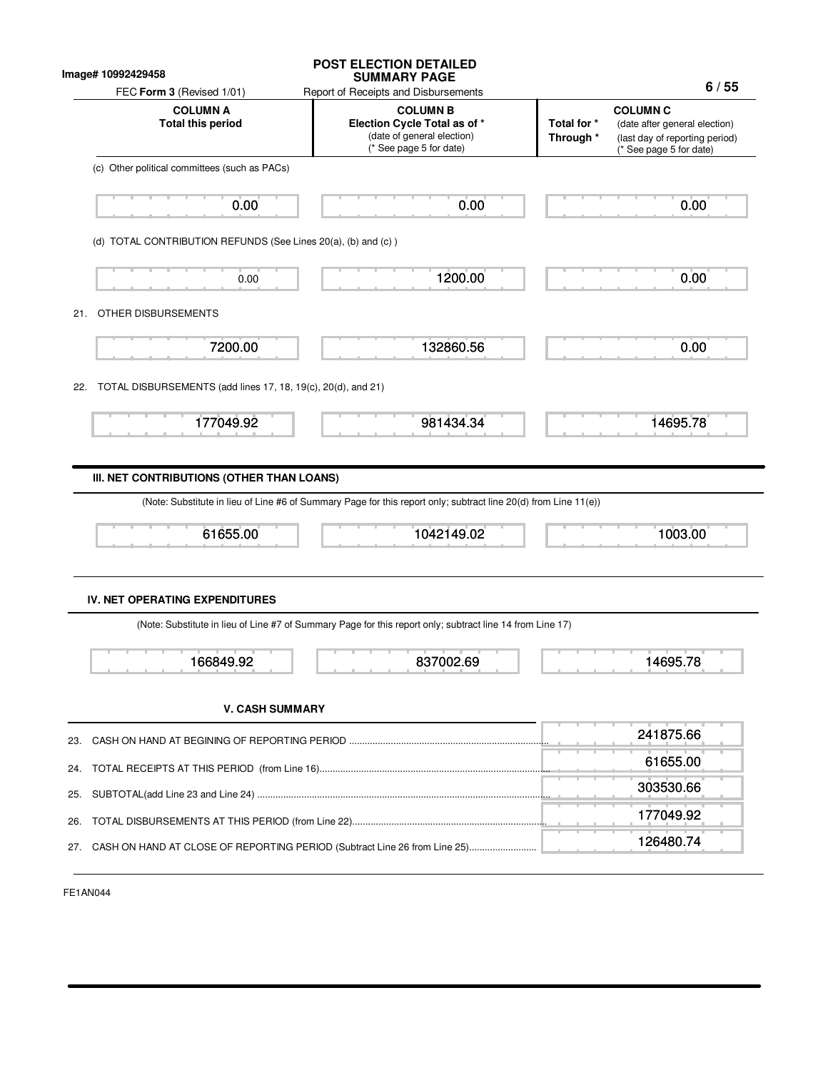Image# 10992429458

# POST ELECTION DETAILED SUMMARY PAGE

FEC **Form 3** (Revised 1/01) — Report of Receipts and Disbursements

| | COLUMN A<br>Total this period | COLUMN B<br>Election Cycle Total as of *<br>(date of general election)<br>(* See page 5 for date) | COLUMN C<br>Total for * (date after general election)<br>Through * (last day of reporting period)<br>(* See page 5 for date) |
|---|---|---|---|
| (c) Other political committees (such as PACs) | 0.00 | 0.00 | 0.00 |
| (d) TOTAL CONTRIBUTION REFUNDS (See Lines 20(a), (b) and (c) ) | 0.00 | 1200.00 | 0.00 |
| 21. OTHER DISBURSEMENTS | 7200.00 | 132860.56 | 0.00 |
| 22. TOTAL DISBURSEMENTS (add lines 17, 18, 19(c), 20(d), and 21) | 177049.92 | 981434.34 | 14695.78 |

## III. NET CONTRIBUTIONS (OTHER THAN LOANS)

(Note: Substitute in lieu of Line #6 of Summary Page for this report only; subtract line 20(d) from Line 11(e))

| COLUMN A | COLUMN B | COLUMN C |
|---|---|---|
| 61655.00 | 1042149.02 | 1003.00 |

## IV. NET OPERATING EXPENDITURES

(Note: Substitute in lieu of Line #7 of Summary Page for this report only; subtract line 14 from Line 17)

| COLUMN A | COLUMN B | COLUMN C |
|---|---|---|
| 166849.92 | 837002.69 | 14695.78 |

## V. CASH SUMMARY

| | |
|---|---|
| 23. CASH ON HAND AT BEGINING OF REPORTING PERIOD | 241875.66 |
| 24. TOTAL RECEIPTS AT THIS PERIOD (from Line 16) | 61655.00 |
| 25. SUBTOTAL(add Line 23 and Line 24) | 303530.66 |
| 26. TOTAL DISBURSEMENTS AT THIS PERIOD (from Line 22) | 177049.92 |
| 27. CASH ON HAND AT CLOSE OF REPORTING PERIOD (Subtract Line 26 from Line 25) | 126480.74 |

FE1AN044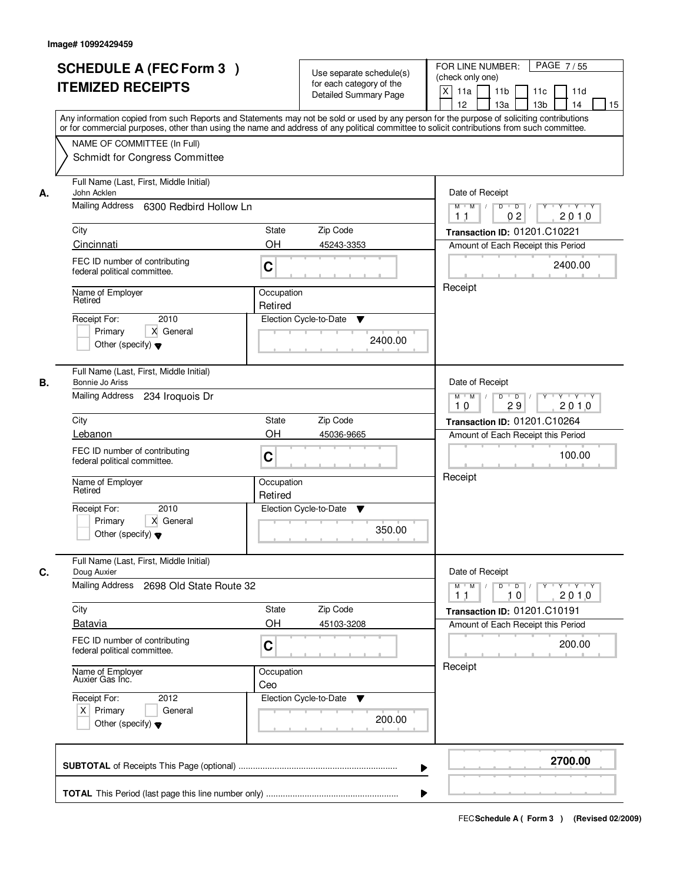Image# 10992429459

# SCHEDULE A (FEC Form 3 ) ITEMIZED RECEIPTS

Use separate schedule(s) for each category of the Detailed Summary Page

FOR LINE NUMBER: (check only one)

[X] 11a [ ] 11b [ ] 11c [ ] 11d [ ] 12 [ ] 13a [ ] 13b [ ] 14 [ ] 15

Any information copied from such Reports and Statements may not be sold or used by any person for the purpose of soliciting contributions or for commercial purposes, other than using the name and address of any political committee to solicit contributions from such committee.

NAME OF COMMITTEE (In Full)

Schmidt for Congress Committee

---

**A.** Full Name (Last, First, Middle Initial): John Acklen

Mailing Address: 6300 Redbird Hollow Ln

City: Cincinnati | State: OH | Zip Code: 45243-3353

FEC ID number of contributing federal political committee: C

Name of Employer: Retired | Occupation: Retired

Receipt For: 2010 [ ] Primary [X] General [ ] Other (specify)

Election Cycle-to-Date: 2400.00

Date of Receipt: 11 02 2010

Transaction ID: 01201.C10221

Amount of Each Receipt this Period: 2400.00

Receipt

---

**B.** Full Name (Last, First, Middle Initial): Bonnie Jo Ariss

Mailing Address: 234 Iroquois Dr

City: Lebanon | State: OH | Zip Code: 45036-9665

FEC ID number of contributing federal political committee: C

Name of Employer: Retired | Occupation: Retired

Receipt For: 2010 [ ] Primary [X] General [ ] Other (specify)

Election Cycle-to-Date: 350.00

Date of Receipt: 10 29 2010

Transaction ID: 01201.C10264

Amount of Each Receipt this Period: 100.00

Receipt

---

**C.** Full Name (Last, First, Middle Initial): Doug Auxier

Mailing Address: 2698 Old State Route 32

City: Batavia | State: OH | Zip Code: 45103-3208

FEC ID number of contributing federal political committee: C

Name of Employer: Auxier Gas Inc. | Occupation: Ceo

Receipt For: 2012 [X] Primary [ ] General [ ] Other (specify)

Election Cycle-to-Date: 200.00

Date of Receipt: 11 10 2010

Transaction ID: 01201.C10191

Amount of Each Receipt this Period: 200.00

Receipt

---

**SUBTOTAL** of Receipts This Page (optional): **2700.00**

**TOTAL** This Period (last page this line number only):

FEC **Schedule A ( Form 3 )** (Revised 02/2009)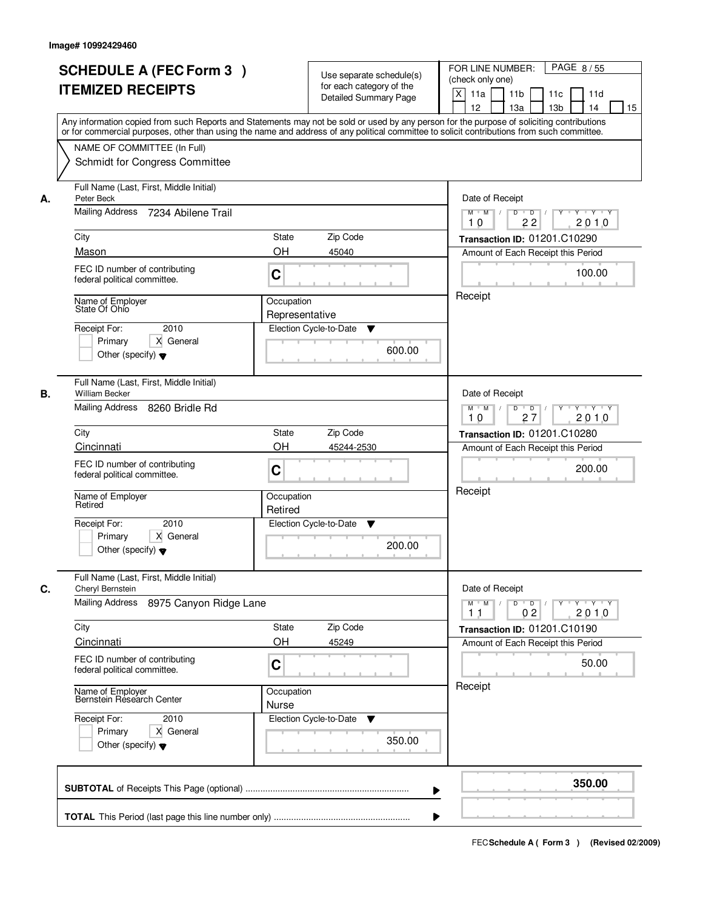Image# 10992429460

# SCHEDULE A (FEC Form 3 )
# ITEMIZED RECEIPTS

Use separate schedule(s) for each category of the Detailed Summary Page

FOR LINE NUMBER: (check only one)

X 11a | 11b | 11c | 11d | 12 | 13a | 13b | 14 | 15

PAGE 8 / 55

Any information copied from such Reports and Statements may not be sold or used by any person for the purpose of soliciting contributions or for commercial purposes, other than using the name and address of any political committee to solicit contributions from such committee.

NAME OF COMMITTEE (In Full)
Schmidt for Congress Committee

**A.**
Full Name (Last, First, Middle Initial): Peter Beck
Mailing Address: 7234 Abilene Trail
City: Mason | State: OH | Zip Code: 45040
FEC ID number of contributing federal political committee: C
Name of Employer: State Of Ohio
Occupation: Representative
Receipt For: 2010 — Primary [ ] General [X] Other (specify)
Election Cycle-to-Date: 600.00
Date of Receipt: 10 / 22 / 2010
Transaction ID: 01201.C10290
Amount of Each Receipt this Period: 100.00
Receipt

**B.**
Full Name (Last, First, Middle Initial): William Becker
Mailing Address: 8260 Bridle Rd
City: Cincinnati | State: OH | Zip Code: 45244-2530
FEC ID number of contributing federal political committee: C
Name of Employer: Retired
Occupation: Retired
Receipt For: 2010 — Primary [ ] General [X] Other (specify)
Election Cycle-to-Date: 200.00
Date of Receipt: 10 / 27 / 2010
Transaction ID: 01201.C10280
Amount of Each Receipt this Period: 200.00
Receipt

**C.**
Full Name (Last, First, Middle Initial): Cheryl Bernstein
Mailing Address: 8975 Canyon Ridge Lane
City: Cincinnati | State: OH | Zip Code: 45249
FEC ID number of contributing federal political committee: C
Name of Employer: Bernstein Research Center
Occupation: Nurse
Receipt For: 2010 — Primary [ ] General [X] Other (specify)
Election Cycle-to-Date: 350.00
Date of Receipt: 11 / 02 / 2010
Transaction ID: 01201.C10190
Amount of Each Receipt this Period: 50.00
Receipt

**SUBTOTAL** of Receipts This Page (optional): **350.00**

**TOTAL** This Period (last page this line number only):

FEC **Schedule A ( Form 3 )** (Revised 02/2009)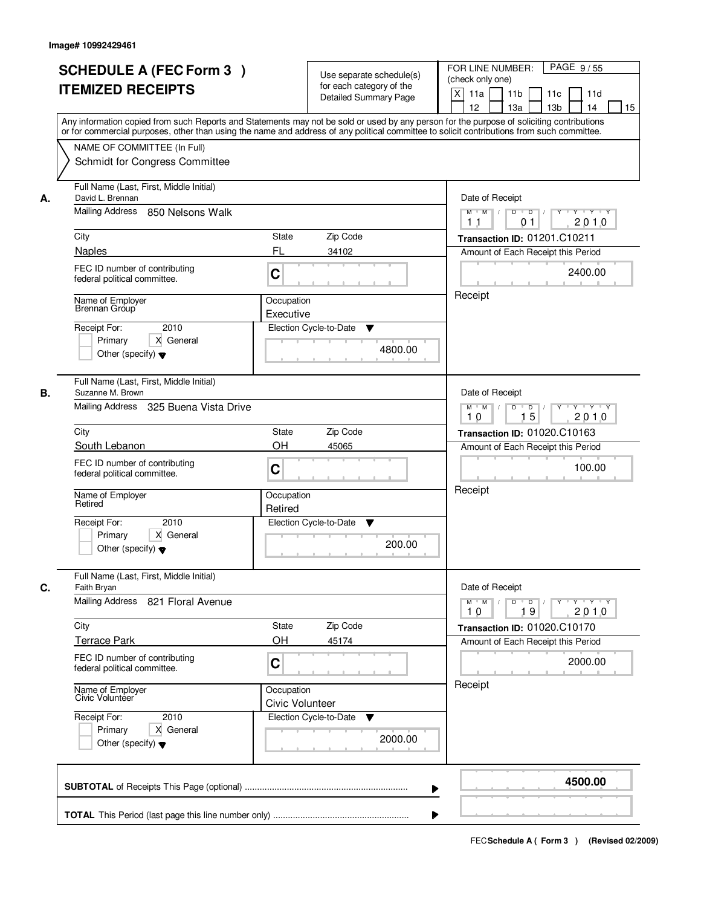Image# 10992429461

# SCHEDULE A (FEC Form 3 )
# ITEMIZED RECEIPTS

Use separate schedule(s) for each category of the Detailed Summary Page

FOR LINE NUMBER: (check only one)
[X] 11a [ ] 11b [ ] 11c [ ] 11d [ ] 12 [ ] 13a [ ] 13b [ ] 14 [ ] 15

Any information copied from such Reports and Statements may not be sold or used by any person for the purpose of soliciting contributions or for commercial purposes, other than using the name and address of any political committee to solicit contributions from such committee.

NAME OF COMMITTEE (In Full)
Schmidt for Congress Committee

---

**A.** Full Name (Last, First, Middle Initial): David L. Brennan
Mailing Address: 850 Nelsons Walk
City: Naples | State: FL | Zip Code: 34102
FEC ID number of contributing federal political committee: C
Name of Employer: Brennan Group
Occupation: Executive
Receipt For: 2010 — [ ] Primary [X] General [ ] Other (specify)
Election Cycle-to-Date: 4800.00
Date of Receipt: 11 / 01 / 2010
Transaction ID: 01201.C10211
Amount of Each Receipt this Period: 2400.00
Receipt

---

**B.** Full Name (Last, First, Middle Initial): Suzanne M. Brown
Mailing Address: 325 Buena Vista Drive
City: South Lebanon | State: OH | Zip Code: 45065
FEC ID number of contributing federal political committee: C
Name of Employer: Retired
Occupation: Retired
Receipt For: 2010 — [ ] Primary [X] General [ ] Other (specify)
Election Cycle-to-Date: 200.00
Date of Receipt: 10 / 15 / 2010
Transaction ID: 01020.C10163
Amount of Each Receipt this Period: 100.00
Receipt

---

**C.** Full Name (Last, First, Middle Initial): Faith Bryan
Mailing Address: 821 Floral Avenue
City: Terrace Park | State: OH | Zip Code: 45174
FEC ID number of contributing federal political committee: C
Name of Employer: Civic Volunteer
Occupation: Civic Volunteer
Receipt For: 2010 — [ ] Primary [X] General [ ] Other (specify)
Election Cycle-to-Date: 2000.00
Date of Receipt: 10 / 19 / 2010
Transaction ID: 01020.C10170
Amount of Each Receipt this Period: 2000.00
Receipt

---

**SUBTOTAL** of Receipts This Page (optional): **4500.00**

**TOTAL** This Period (last page this line number only):

FEC Schedule A ( Form 3 ) (Revised 02/2009)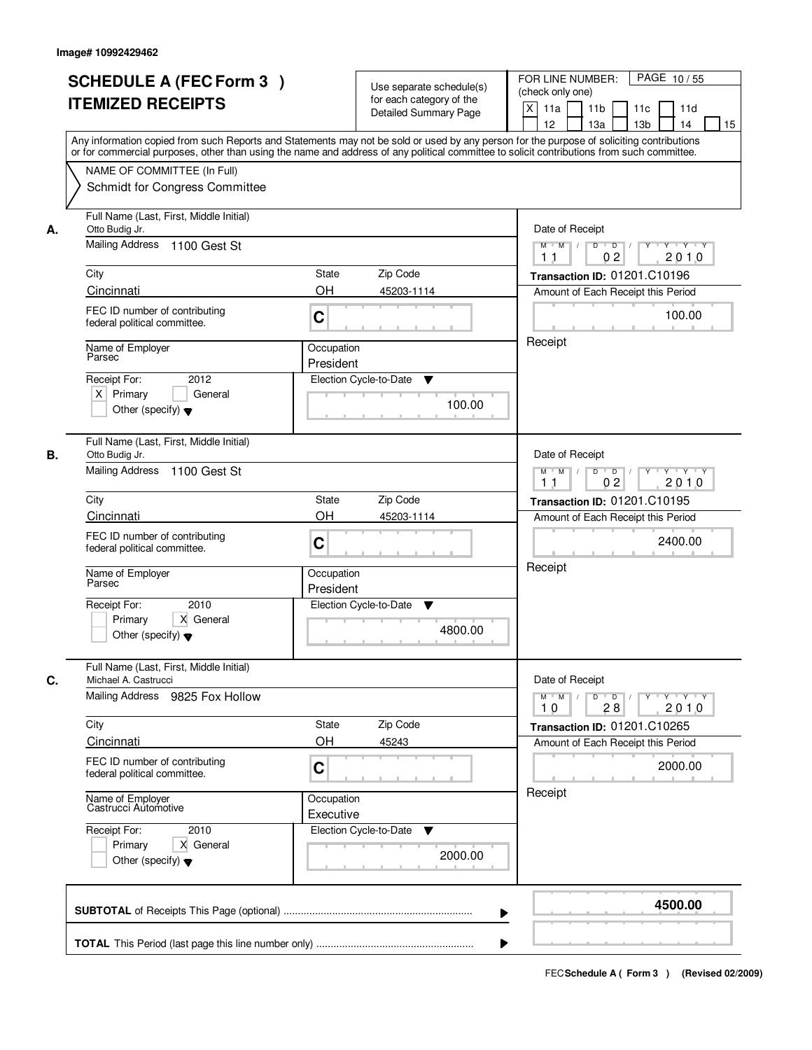Image# 10992429462

# SCHEDULE A (FEC Form 3 )
## ITEMIZED RECEIPTS

Use separate schedule(s) for each category of the Detailed Summary Page

FOR LINE NUMBER: (check only one)

[X] 11a [ ] 11b [ ] 11c [ ] 11d [ ] 12 [ ] 13a [ ] 13b [ ] 14 [ ] 15

PAGE 10 / 55

Any information copied from such Reports and Statements may not be sold or used by any person for the purpose of soliciting contributions or for commercial purposes, other than using the name and address of any political committee to solicit contributions from such committee.

NAME OF COMMITTEE (In Full)
Schmidt for Congress Committee

---

**A.** Full Name (Last, First, Middle Initial): Otto Budig Jr.

Mailing Address: 1100 Gest St

City: Cincinnati | State: OH | Zip Code: 45203-1114

FEC ID number of contributing federal political committee: C

Name of Employer: Parsec | Occupation: President

Receipt For: 2012 — [X] Primary [ ] General [ ] Other (specify)

Election Cycle-to-Date: 100.00

Date of Receipt: 11 / 02 / 2010

Transaction ID: 01201.C10196

Amount of Each Receipt this Period: 100.00

Receipt

---

**B.** Full Name (Last, First, Middle Initial): Otto Budig Jr.

Mailing Address: 1100 Gest St

City: Cincinnati | State: OH | Zip Code: 45203-1114

FEC ID number of contributing federal political committee: C

Name of Employer: Parsec | Occupation: President

Receipt For: 2010 — [ ] Primary [X] General [ ] Other (specify)

Election Cycle-to-Date: 4800.00

Date of Receipt: 11 / 02 / 2010

Transaction ID: 01201.C10195

Amount of Each Receipt this Period: 2400.00

Receipt

---

**C.** Full Name (Last, First, Middle Initial): Michael A. Castrucci

Mailing Address: 9825 Fox Hollow

City: Cincinnati | State: OH | Zip Code: 45243

FEC ID number of contributing federal political committee: C

Name of Employer: Castrucci Automotive | Occupation: Executive

Receipt For: 2010 — [ ] Primary [X] General [ ] Other (specify)

Election Cycle-to-Date: 2000.00

Date of Receipt: 10 / 28 / 2010

Transaction ID: 01201.C10265

Amount of Each Receipt this Period: 2000.00

Receipt

---

**SUBTOTAL** of Receipts This Page (optional): **4500.00**

**TOTAL** This Period (last page this line number only):

FEC Schedule A ( Form 3 ) (Revised 02/2009)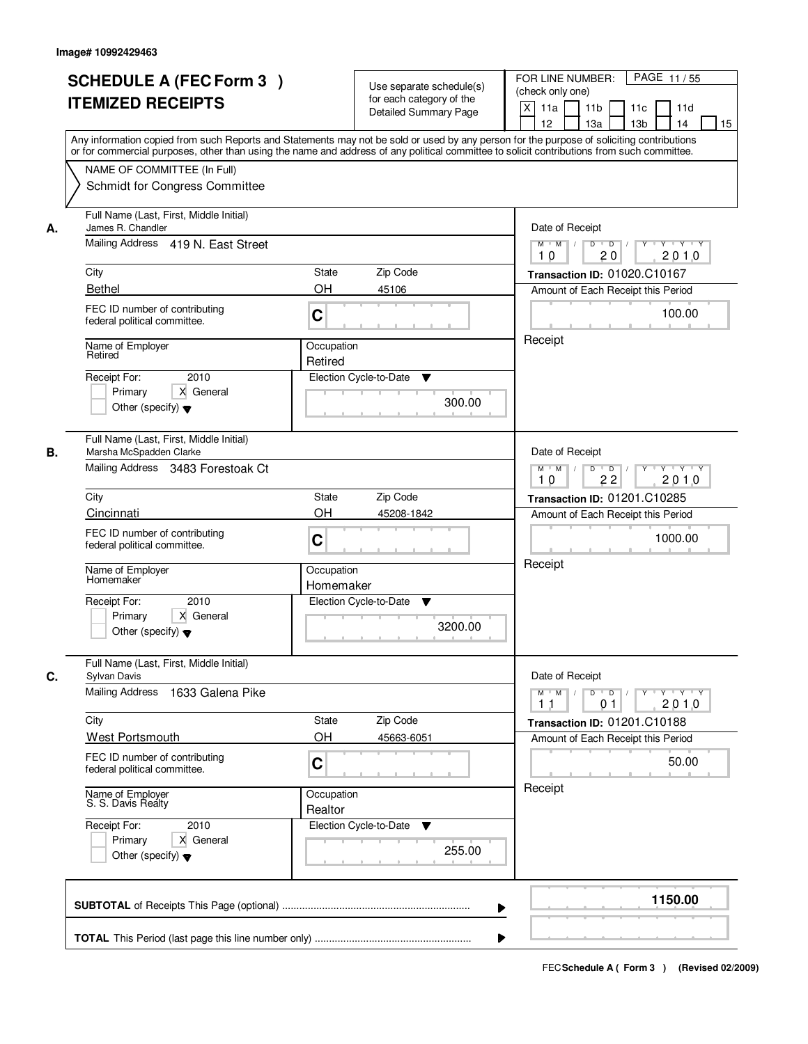Image# 10992429463

# SCHEDULE A (FEC Form 3 )
## ITEMIZED RECEIPTS

Use separate schedule(s) for each category of the Detailed Summary Page

FOR LINE NUMBER: (check only one)
[X] 11a [ ] 11b [ ] 11c [ ] 11d [ ] 12 [ ] 13a [ ] 13b [ ] 14 [ ] 15

PAGE 11 / 55

Any information copied from such Reports and Statements may not be sold or used by any person for the purpose of soliciting contributions or for commercial purposes, other than using the name and address of any political committee to solicit contributions from such committee.

NAME OF COMMITTEE (In Full)
Schmidt for Congress Committee

---

**A.**

Full Name (Last, First, Middle Initial): James R. Chandler
Mailing Address: 419 N. East Street
City: Bethel | State: OH | Zip Code: 45106
FEC ID number of contributing federal political committee: C
Name of Employer: Retired
Occupation: Retired
Receipt For: 2010 — [ ] Primary [X] General [ ] Other (specify)
Election Cycle-to-Date: 300.00

Date of Receipt: 10 / 20 / 2010
Transaction ID: 01020.C10167
Amount of Each Receipt this Period: 100.00
Receipt

---

**B.**

Full Name (Last, First, Middle Initial): Marsha McSpadden Clarke
Mailing Address: 3483 Forestoak Ct
City: Cincinnati | State: OH | Zip Code: 45208-1842
FEC ID number of contributing federal political committee: C
Name of Employer: Homemaker
Occupation: Homemaker
Receipt For: 2010 — [ ] Primary [X] General [ ] Other (specify)
Election Cycle-to-Date: 3200.00

Date of Receipt: 10 / 22 / 2010
Transaction ID: 01201.C10285
Amount of Each Receipt this Period: 1000.00
Receipt

---

**C.**

Full Name (Last, First, Middle Initial): Sylvan Davis
Mailing Address: 1633 Galena Pike
City: West Portsmouth | State: OH | Zip Code: 45663-6051
FEC ID number of contributing federal political committee: C
Name of Employer: S. S. Davis Realty
Occupation: Realtor
Receipt For: 2010 — [ ] Primary [X] General [ ] Other (specify)
Election Cycle-to-Date: 255.00

Date of Receipt: 11 / 01 / 2010
Transaction ID: 01201.C10188
Amount of Each Receipt this Period: 50.00
Receipt

---

**SUBTOTAL** of Receipts This Page (optional): 1150.00

**TOTAL** This Period (last page this line number only):

FEC Schedule A ( Form 3 ) (Revised 02/2009)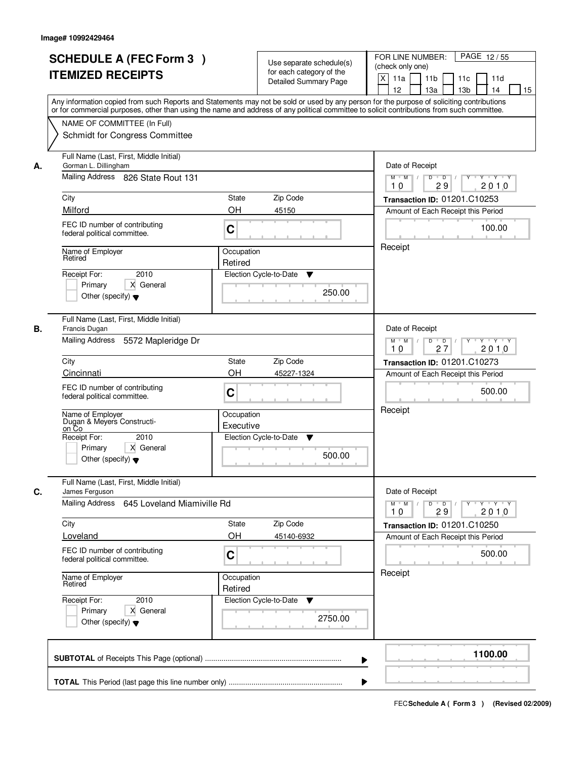Image# 10992429464

# SCHEDULE A (FEC Form 3 )
# ITEMIZED RECEIPTS

Use separate schedule(s) for each category of the Detailed Summary Page

FOR LINE NUMBER: (check only one)

PAGE 12 / 55

[X] 11a [ ] 11b [ ] 11c [ ] 11d [ ] 12 [ ] 13a [ ] 13b [ ] 14 [ ] 15

Any information copied from such Reports and Statements may not be sold or used by any person for the purpose of soliciting contributions or for commercial purposes, other than using the name and address of any political committee to solicit contributions from such committee.

NAME OF COMMITTEE (In Full)
Schmidt for Congress Committee

---

**A.**

Full Name (Last, First, Middle Initial): Gorman L. Dillingham

Mailing Address: 826 State Rout 131

City: Milford | State: OH | Zip Code: 45150

FEC ID number of contributing federal political committee: C

Name of Employer: Retired

Occupation: Retired

Receipt For: 2010 — [ ] Primary [X] General [ ] Other (specify)

Election Cycle-to-Date: 250.00

Date of Receipt: 10 / 29 / 2010

Transaction ID: 01201.C10253

Amount of Each Receipt this Period: 100.00

Receipt

---

**B.**

Full Name (Last, First, Middle Initial): Francis Dugan

Mailing Address: 5572 Mapleridge Dr

City: Cincinnati | State: OH | Zip Code: 45227-1324

FEC ID number of contributing federal political committee: C

Name of Employer: Dugan & Meyers Construction Co

Occupation: Executive

Receipt For: 2010 — [ ] Primary [X] General [ ] Other (specify)

Election Cycle-to-Date: 500.00

Date of Receipt: 10 / 27 / 2010

Transaction ID: 01201.C10273

Amount of Each Receipt this Period: 500.00

Receipt

---

**C.**

Full Name (Last, First, Middle Initial): James Ferguson

Mailing Address: 645 Loveland Miamiville Rd

City: Loveland | State: OH | Zip Code: 45140-6932

FEC ID number of contributing federal political committee: C

Name of Employer: Retired

Occupation: Retired

Receipt For: 2010 — [ ] Primary [X] General [ ] Other (specify)

Election Cycle-to-Date: 2750.00

Date of Receipt: 10 / 29 / 2010

Transaction ID: 01201.C10250

Amount of Each Receipt this Period: 500.00

Receipt

---

**SUBTOTAL** of Receipts This Page (optional): **1100.00**

**TOTAL** This Period (last page this line number only):

FEC **Schedule A ( Form 3 )** (Revised 02/2009)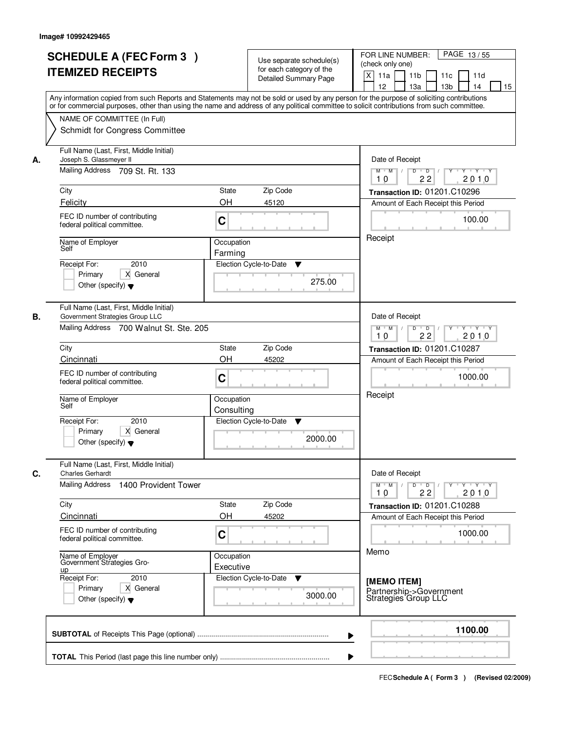Image# 10992429465

# SCHEDULE A (FEC Form 3 )
# ITEMIZED RECEIPTS

Use separate schedule(s) for each category of the Detailed Summary Page

FOR LINE NUMBER: (check only one)

[X] 11a [ ] 11b [ ] 11c [ ] 11d [ ] 12 [ ] 13a [ ] 13b [ ] 14 [ ] 15

PAGE 13 / 55

Any information copied from such Reports and Statements may not be sold or used by any person for the purpose of soliciting contributions or for commercial purposes, other than using the name and address of any political committee to solicit contributions from such committee.

NAME OF COMMITTEE (In Full)
Schmidt for Congress Committee

---

**A.** Full Name (Last, First, Middle Initial): Joseph S. Glassmeyer II

Mailing Address: 709 St. Rt. 133

City: Felicity | State: OH | Zip Code: 45120

FEC ID number of contributing federal political committee: C

Name of Employer: Self | Occupation: Farming

Receipt For: 2010 — [ ] Primary [X] General [ ] Other (specify)

Election Cycle-to-Date: 275.00

Date of Receipt: 10 / 22 / 2010

Transaction ID: 01201.C10296

Amount of Each Receipt this Period: 100.00

Receipt

---

**B.** Full Name (Last, First, Middle Initial): Government Strategies Group LLC

Mailing Address: 700 Walnut St. Ste. 205

City: Cincinnati | State: OH | Zip Code: 45202

FEC ID number of contributing federal political committee: C

Name of Employer: Self | Occupation: Consulting

Receipt For: 2010 — [ ] Primary [X] General [ ] Other (specify)

Election Cycle-to-Date: 2000.00

Date of Receipt: 10 / 22 / 2010

Transaction ID: 01201.C10287

Amount of Each Receipt this Period: 1000.00

Receipt

---

**C.** Full Name (Last, First, Middle Initial): Charles Gerhardt

Mailing Address: 1400 Provident Tower

City: Cincinnati | State: OH | Zip Code: 45202

FEC ID number of contributing federal political committee: C

Name of Employer: Government Strategies Group | Occupation: Executive

Receipt For: 2010 — [ ] Primary [X] General [ ] Other (specify)

Election Cycle-to-Date: 3000.00

Date of Receipt: 10 / 22 / 2010

Transaction ID: 01201.C10288

Amount of Each Receipt this Period: 1000.00

Memo

**[MEMO ITEM]**
Partnership->Government Strategies Group LLC

---

**SUBTOTAL** of Receipts This Page (optional): **1100.00**

**TOTAL** This Period (last page this line number only):

FEC Schedule A ( Form 3 ) (Revised 02/2009)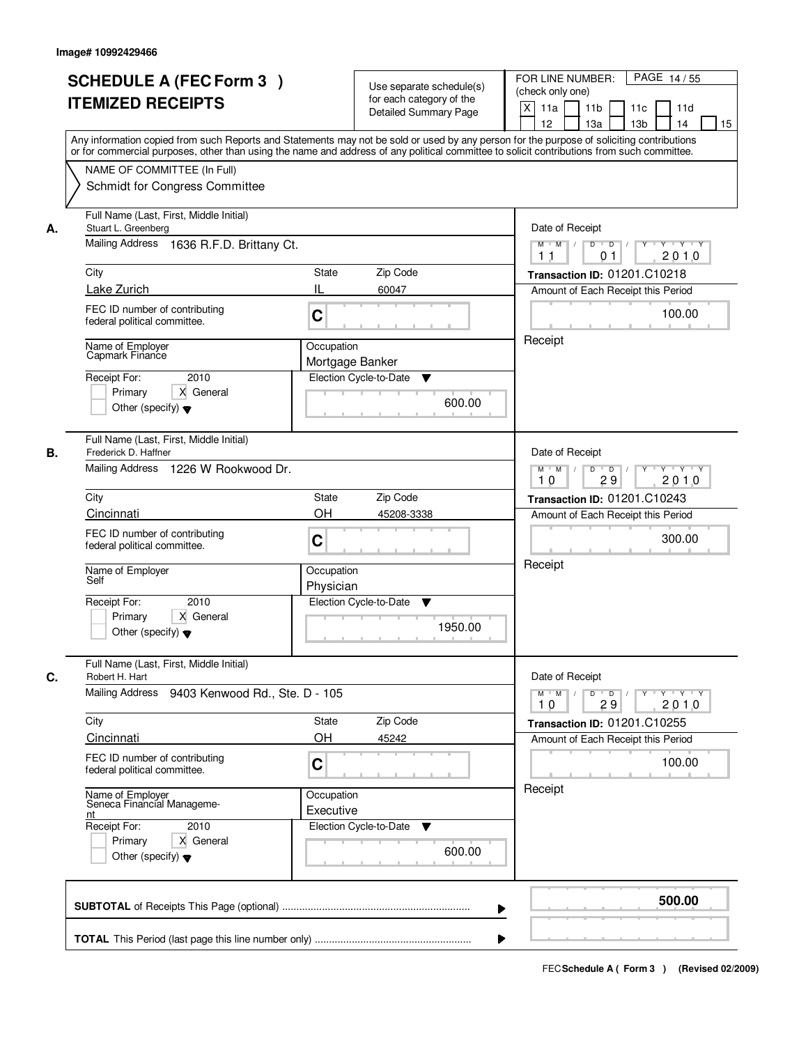Image# 10992429466

# SCHEDULE A (FEC Form 3 ) ITEMIZED RECEIPTS

Use separate schedule(s) for each category of the Detailed Summary Page

FOR LINE NUMBER: (check only one)

PAGE 14 / 55

[X] 11a [ ] 11b [ ] 11c [ ] 11d [ ] 12 [ ] 13a [ ] 13b [ ] 14 [ ] 15

Any information copied from such Reports and Statements may not be sold or used by any person for the purpose of soliciting contributions or for commercial purposes, other than using the name and address of any political committee to solicit contributions from such committee.

NAME OF COMMITTEE (In Full)
Schmidt for Congress Committee

---

**A.** Full Name (Last, First, Middle Initial)
Stuart L. Greenberg

Mailing Address: 1636 R.F.D. Brittany Ct.

| City | State | Zip Code |
|---|---|---|
| Lake Zurich | IL | 60047 |

FEC ID number of contributing federal political committee: C

Name of Employer: Capmark Finance
Occupation: Mortgage Banker

Receipt For: 2010 — [ ] Primary [X] General [ ] Other (specify)

Election Cycle-to-Date: 600.00

Date of Receipt: 11 / 01 / 2010
Transaction ID: 01201.C10218
Amount of Each Receipt this Period: 100.00
Receipt

---

**B.** Full Name (Last, First, Middle Initial)
Frederick D. Haffner

Mailing Address: 1226 W Rookwood Dr.

| City | State | Zip Code |
|---|---|---|
| Cincinnati | OH | 45208-3338 |

FEC ID number of contributing federal political committee: C

Name of Employer: Self
Occupation: Physician

Receipt For: 2010 — [ ] Primary [X] General [ ] Other (specify)

Election Cycle-to-Date: 1950.00

Date of Receipt: 10 / 29 / 2010
Transaction ID: 01201.C10243
Amount of Each Receipt this Period: 300.00
Receipt

---

**C.** Full Name (Last, First, Middle Initial)
Robert H. Hart

Mailing Address: 9403 Kenwood Rd., Ste. D - 105

| City | State | Zip Code |
|---|---|---|
| Cincinnati | OH | 45242 |

FEC ID number of contributing federal political committee: C

Name of Employer: Seneca Financial Manageme-nt
Occupation: Executive

Receipt For: 2010 — [ ] Primary [X] General [ ] Other (specify)

Election Cycle-to-Date: 600.00

Date of Receipt: 10 / 29 / 2010
Transaction ID: 01201.C10255
Amount of Each Receipt this Period: 100.00
Receipt

---

**SUBTOTAL** of Receipts This Page (optional) ........ **500.00**

**TOTAL** This Period (last page this line number only) ........

FEC **Schedule A ( Form 3 )** (Revised 02/2009)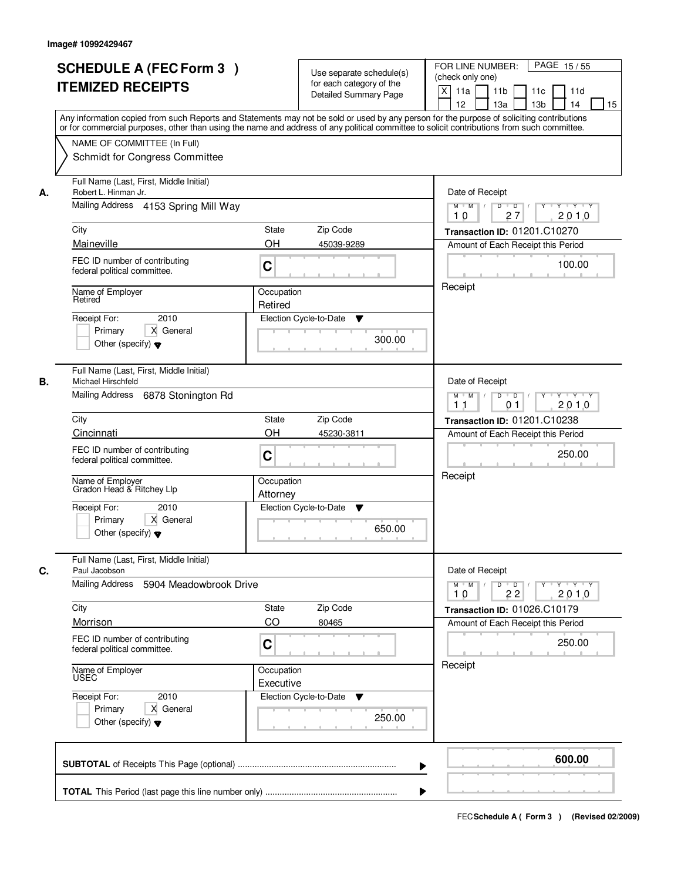Image# 10992429467

# SCHEDULE A (FEC Form 3 )
# ITEMIZED RECEIPTS

Use separate schedule(s) for each category of the Detailed Summary Page

FOR LINE NUMBER: (check only one)
[X] 11a [ ] 11b [ ] 11c [ ] 11d [ ] 12 [ ] 13a [ ] 13b [ ] 14 [ ] 15

PAGE 15 / 55

Any information copied from such Reports and Statements may not be sold or used by any person for the purpose of soliciting contributions or for commercial purposes, other than using the name and address of any political committee to solicit contributions from such committee.

NAME OF COMMITTEE (In Full)
Schmidt for Congress Committee

---

**A.**

Full Name (Last, First, Middle Initial): Robert L. Hinman Jr.
Mailing Address: 4153 Spring Mill Way
City: Maineville | State: OH | Zip Code: 45039-9289
FEC ID number of contributing federal political committee: C
Name of Employer: Retired
Occupation: Retired
Receipt For: 2010 [ ] Primary [X] General [ ] Other (specify)
Election Cycle-to-Date: 300.00

Date of Receipt: 10 / 27 / 2010
Transaction ID: 01201.C10270
Amount of Each Receipt this Period: 100.00
Receipt

---

**B.**

Full Name (Last, First, Middle Initial): Michael Hirschfeld
Mailing Address: 6878 Stonington Rd
City: Cincinnati | State: OH | Zip Code: 45230-3811
FEC ID number of contributing federal political committee: C
Name of Employer: Gradon Head & Ritchey Llp
Occupation: Attorney
Receipt For: 2010 [ ] Primary [X] General [ ] Other (specify)
Election Cycle-to-Date: 650.00

Date of Receipt: 11 / 01 / 2010
Transaction ID: 01201.C10238
Amount of Each Receipt this Period: 250.00
Receipt

---

**C.**

Full Name (Last, First, Middle Initial): Paul Jacobson
Mailing Address: 5904 Meadowbrook Drive
City: Morrison | State: CO | Zip Code: 80465
FEC ID number of contributing federal political committee: C
Name of Employer: USEC
Occupation: Executive
Receipt For: 2010 [ ] Primary [X] General [ ] Other (specify)
Election Cycle-to-Date: 250.00

Date of Receipt: 10 / 22 / 2010
Transaction ID: 01026.C10179
Amount of Each Receipt this Period: 250.00
Receipt

---

**SUBTOTAL** of Receipts This Page (optional) ........ **600.00**

**TOTAL** This Period (last page this line number only) ........

FEC Schedule A ( Form 3 ) (Revised 02/2009)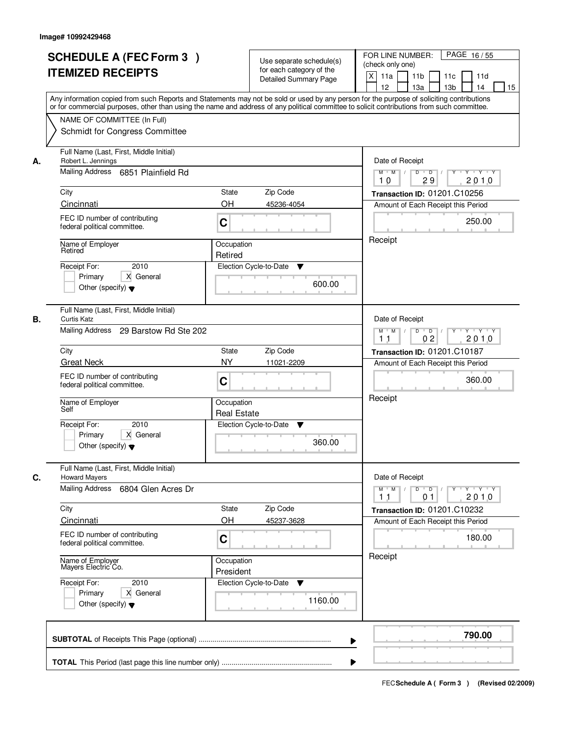Image# 10992429468

# SCHEDULE A (FEC Form 3 )
# ITEMIZED RECEIPTS

Use separate schedule(s) for each category of the Detailed Summary Page

FOR LINE NUMBER: (check only one)
[X] 11a [ ] 11b [ ] 11c [ ] 11d [ ] 12 [ ] 13a [ ] 13b [ ] 14 [ ] 15

PAGE 16 / 55

Any information copied from such Reports and Statements may not be sold or used by any person for the purpose of soliciting contributions or for commercial purposes, other than using the name and address of any political committee to solicit contributions from such committee.

NAME OF COMMITTEE (In Full)
Schmidt for Congress Committee

---

**A.** Full Name (Last, First, Middle Initial): Robert L. Jennings

Mailing Address: 6851 Plainfield Rd

City: Cincinnati | State: OH | Zip Code: 45236-4054

FEC ID number of contributing federal political committee: C

Name of Employer: Retired | Occupation: Retired

Receipt For: 2010 — [ ] Primary [X] General [ ] Other (specify)

Election Cycle-to-Date: 600.00

Date of Receipt: 10 / 29 / 2010

Transaction ID: 01201.C10256

Amount of Each Receipt this Period: 250.00

Receipt

---

**B.** Full Name (Last, First, Middle Initial): Curtis Katz

Mailing Address: 29 Barstow Rd Ste 202

City: Great Neck | State: NY | Zip Code: 11021-2209

FEC ID number of contributing federal political committee: C

Name of Employer: Self | Occupation: Real Estate

Receipt For: 2010 — [ ] Primary [X] General [ ] Other (specify)

Election Cycle-to-Date: 360.00

Date of Receipt: 11 / 02 / 2010

Transaction ID: 01201.C10187

Amount of Each Receipt this Period: 360.00

Receipt

---

**C.** Full Name (Last, First, Middle Initial): Howard Mayers

Mailing Address: 6804 Glen Acres Dr

City: Cincinnati | State: OH | Zip Code: 45237-3628

FEC ID number of contributing federal political committee: C

Name of Employer: Mayers Electric Co. | Occupation: President

Receipt For: 2010 — [ ] Primary [X] General [ ] Other (specify)

Election Cycle-to-Date: 1160.00

Date of Receipt: 11 / 01 / 2010

Transaction ID: 01201.C10232

Amount of Each Receipt this Period: 180.00

Receipt

---

**SUBTOTAL** of Receipts This Page (optional): **790.00**

**TOTAL** This Period (last page this line number only):

FEC Schedule A ( Form 3 ) (Revised 02/2009)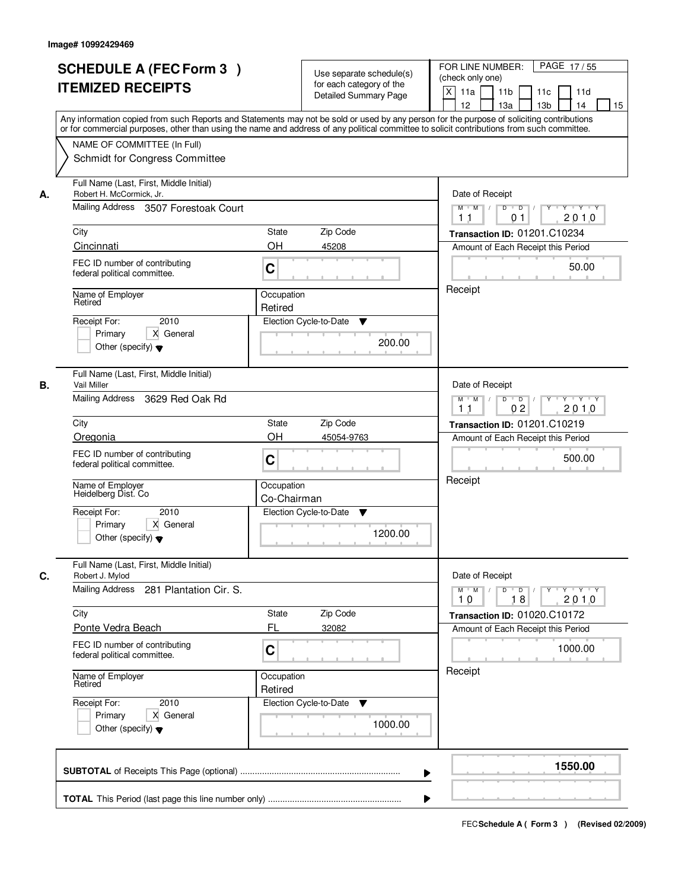Image# 10992429469

# SCHEDULE A (FEC Form 3 ) ITEMIZED RECEIPTS

Use separate schedule(s) for each category of the Detailed Summary Page

FOR LINE NUMBER: (check only one)
[X] 11a [ ] 11b [ ] 11c [ ] 11d [ ] 12 [ ] 13a [ ] 13b [ ] 14 [ ] 15

PAGE 17 / 55

Any information copied from such Reports and Statements may not be sold or used by any person for the purpose of soliciting contributions or for commercial purposes, other than using the name and address of any political committee to solicit contributions from such committee.

NAME OF COMMITTEE (In Full)
Schmidt for Congress Committee

---

**A.** Full Name (Last, First, Middle Initial): Robert H. McCormick, Jr.

Mailing Address: 3507 Forestoak Court

City: Cincinnati | State: OH | Zip Code: 45208

FEC ID number of contributing federal political committee: C

Name of Employer: Retired

Occupation: Retired

Receipt For: 2010 — [ ] Primary [X] General [ ] Other (specify)

Election Cycle-to-Date: 200.00

Date of Receipt: 11 / 01 / 2010

Transaction ID: 01201.C10234

Amount of Each Receipt this Period: 50.00

Receipt

---

**B.** Full Name (Last, First, Middle Initial): Vail Miller

Mailing Address: 3629 Red Oak Rd

City: Oregonia | State: OH | Zip Code: 45054-9763

FEC ID number of contributing federal political committee: C

Name of Employer: Heidelberg Dist. Co

Occupation: Co-Chairman

Receipt For: 2010 — [ ] Primary [X] General [ ] Other (specify)

Election Cycle-to-Date: 1200.00

Date of Receipt: 11 / 02 / 2010

Transaction ID: 01201.C10219

Amount of Each Receipt this Period: 500.00

Receipt

---

**C.** Full Name (Last, First, Middle Initial): Robert J. Mylod

Mailing Address: 281 Plantation Cir. S.

City: Ponte Vedra Beach | State: FL | Zip Code: 32082

FEC ID number of contributing federal political committee: C

Name of Employer: Retired

Occupation: Retired

Receipt For: 2010 — [ ] Primary [X] General [ ] Other (specify)

Election Cycle-to-Date: 1000.00

Date of Receipt: 10 / 18 / 2010

Transaction ID: 01020.C10172

Amount of Each Receipt this Period: 1000.00

Receipt

---

**SUBTOTAL** of Receipts This Page (optional): **1550.00**

**TOTAL** This Period (last page this line number only):

FEC Schedule A ( Form 3 ) (Revised 02/2009)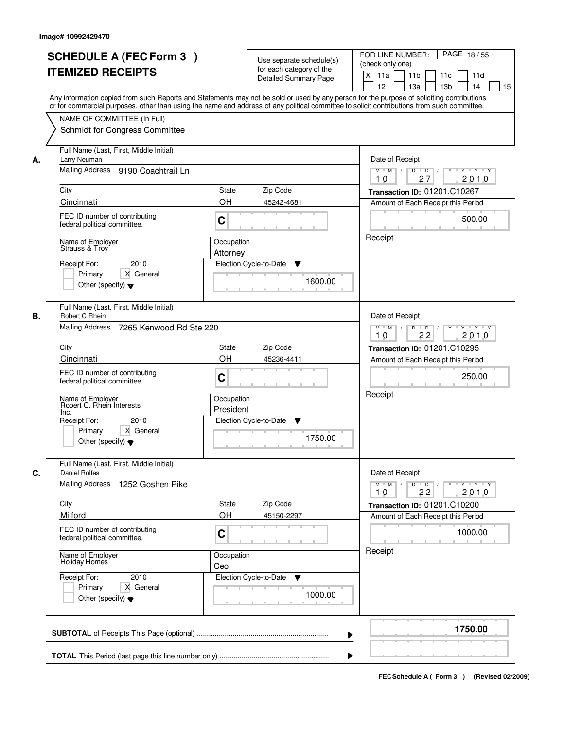Image# 10992429470

# SCHEDULE A (FEC Form 3 )
## ITEMIZED RECEIPTS

Use separate schedule(s) for each category of the Detailed Summary Page

FOR LINE NUMBER: (check only one)

PAGE 18 / 55

[X] 11a [ ] 11b [ ] 11c [ ] 11d [ ] 12 [ ] 13a [ ] 13b [ ] 14 [ ] 15

Any information copied from such Reports and Statements may not be sold or used by any person for the purpose of soliciting contributions or for commercial purposes, other than using the name and address of any political committee to solicit contributions from such committee.

NAME OF COMMITTEE (In Full)
Schmidt for Congress Committee

---

**A.** Full Name (Last, First, Middle Initial): Larry Neuman

Mailing Address: 9190 Coachtrail Ln

City: Cincinnati | State: OH | Zip Code: 45242-4681

FEC ID number of contributing federal political committee: C

Name of Employer: Strauss & Troy

Occupation: Attorney

Receipt For: 2010 [ ] Primary [X] General [ ] Other (specify)

Election Cycle-to-Date: 1600.00

Date of Receipt: 10 / 27 / 2010

Transaction ID: 01201.C10267

Amount of Each Receipt this Period: 500.00

Receipt

---

**B.** Full Name (Last, First, Middle Initial): Robert C Rhein

Mailing Address: 7265 Kenwood Rd Ste 220

City: Cincinnati | State: OH | Zip Code: 45236-4411

FEC ID number of contributing federal political committee: C

Name of Employer: Robert C. Rhein Interests Inc.

Occupation: President

Receipt For: 2010 [ ] Primary [X] General [ ] Other (specify)

Election Cycle-to-Date: 1750.00

Date of Receipt: 10 / 22 / 2010

Transaction ID: 01201.C10295

Amount of Each Receipt this Period: 250.00

Receipt

---

**C.** Full Name (Last, First, Middle Initial): Daniel Rolfes

Mailing Address: 1252 Goshen Pike

City: Milford | State: OH | Zip Code: 45150-2297

FEC ID number of contributing federal political committee: C

Name of Employer: Holiday Homes

Occupation: Ceo

Receipt For: 2010 [ ] Primary [X] General [ ] Other (specify)

Election Cycle-to-Date: 1000.00

Date of Receipt: 10 / 22 / 2010

Transaction ID: 01201.C10200

Amount of Each Receipt this Period: 1000.00

Receipt

---

**SUBTOTAL** of Receipts This Page (optional): 1750.00

**TOTAL** This Period (last page this line number only):

FEC Schedule A ( Form 3 ) (Revised 02/2009)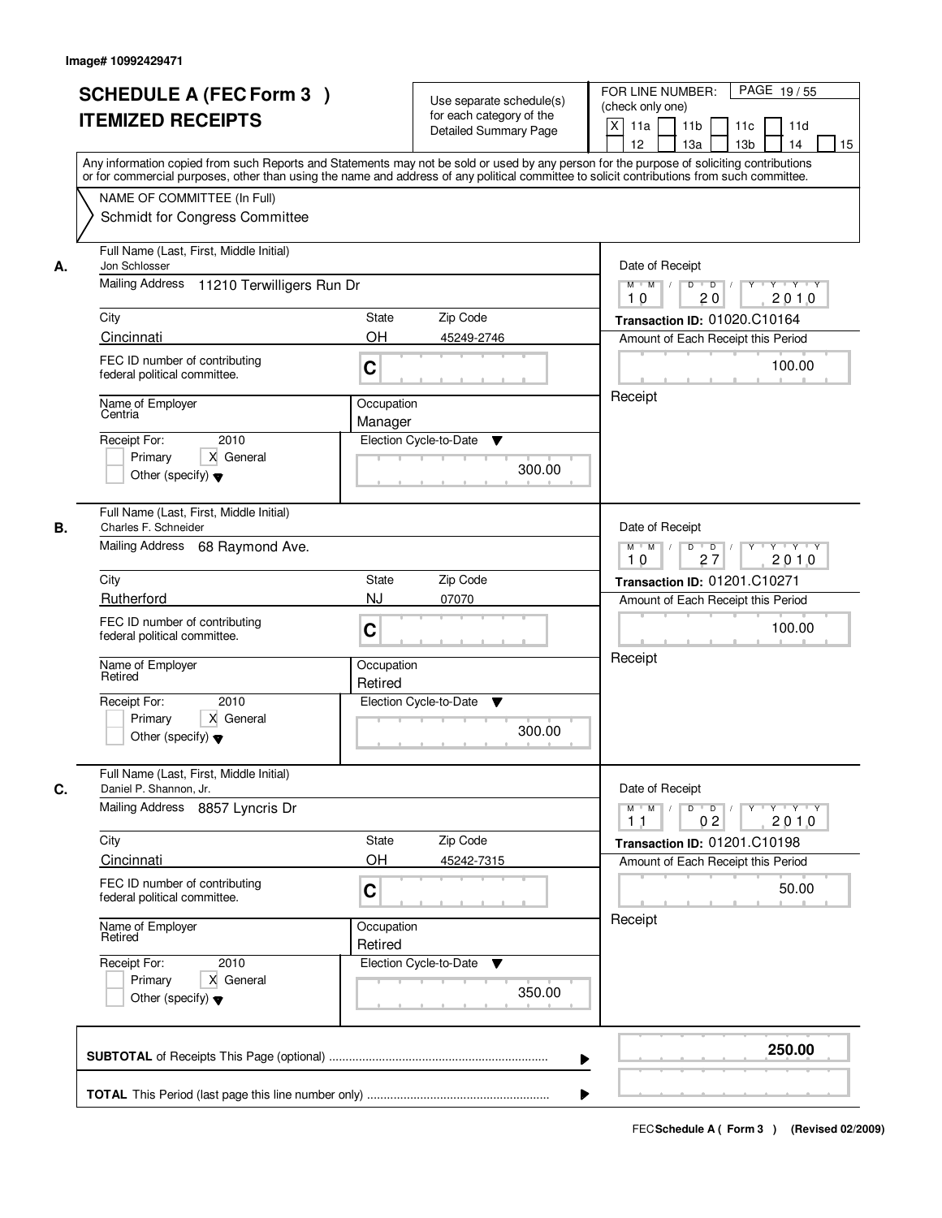Image# 10992429471

# SCHEDULE A (FEC Form 3 ) ITEMIZED RECEIPTS

Use separate schedule(s) for each category of the Detailed Summary Page

FOR LINE NUMBER: (check only one)
[X] 11a [ ] 11b [ ] 11c [ ] 11d [ ] 12 [ ] 13a [ ] 13b [ ] 14 [ ] 15

PAGE 19 / 55

Any information copied from such Reports and Statements may not be sold or used by any person for the purpose of soliciting contributions or for commercial purposes, other than using the name and address of any political committee to solicit contributions from such committee.

NAME OF COMMITTEE (In Full)
Schmidt for Congress Committee

## A.

Full Name (Last, First, Middle Initial): Jon Schlosser
Mailing Address: 11210 Terwilligers Run Dr
City: Cincinnati
State: OH
Zip Code: 45249-2746
FEC ID number of contributing federal political committee: C
Name of Employer: Centria
Occupation: Manager
Receipt For: 2010 — [ ] Primary [X] General [ ] Other (specify)
Election Cycle-to-Date: 300.00

Date of Receipt: 10 / 20 / 2010
Transaction ID: 01020.C10164
Amount of Each Receipt this Period: 100.00
Receipt

## B.

Full Name (Last, First, Middle Initial): Charles F. Schneider
Mailing Address: 68 Raymond Ave.
City: Rutherford
State: NJ
Zip Code: 07070
FEC ID number of contributing federal political committee: C
Name of Employer: Retired
Occupation: Retired
Receipt For: 2010 — [ ] Primary [X] General [ ] Other (specify)
Election Cycle-to-Date: 300.00

Date of Receipt: 10 / 27 / 2010
Transaction ID: 01201.C10271
Amount of Each Receipt this Period: 100.00
Receipt

## C.

Full Name (Last, First, Middle Initial): Daniel P. Shannon, Jr.
Mailing Address: 8857 Lyncris Dr
City: Cincinnati
State: OH
Zip Code: 45242-7315
FEC ID number of contributing federal political committee: C
Name of Employer: Retired
Occupation: Retired
Receipt For: 2010 — [ ] Primary [X] General [ ] Other (specify)
Election Cycle-to-Date: 350.00

Date of Receipt: 11 / 02 / 2010
Transaction ID: 01201.C10198
Amount of Each Receipt this Period: 50.00
Receipt

**SUBTOTAL** of Receipts This Page (optional): **250.00**

**TOTAL** This Period (last page this line number only):

FEC Schedule A ( Form 3 ) (Revised 02/2009)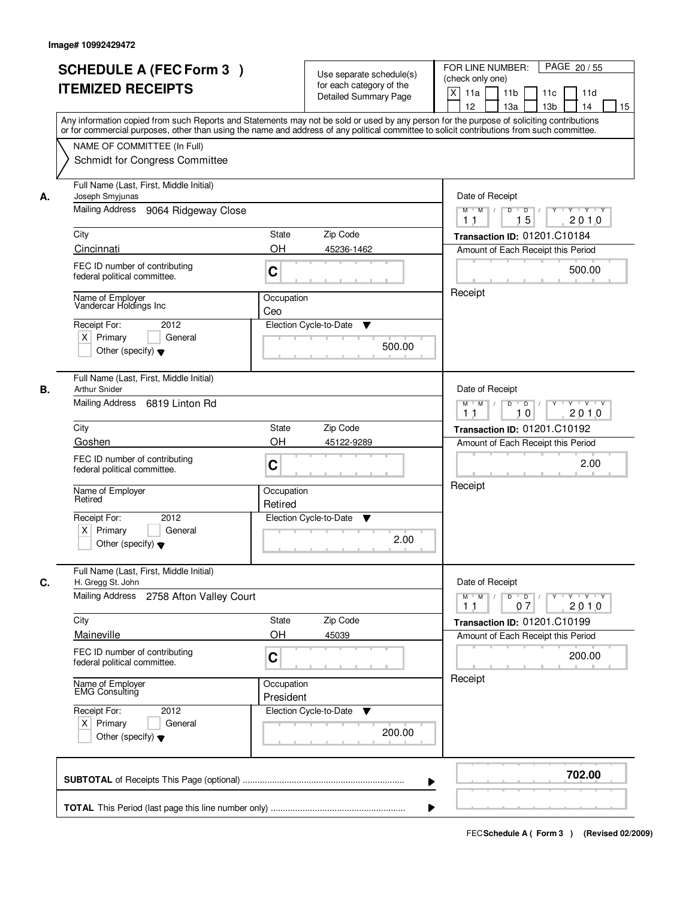Image# 10992429472

# SCHEDULE A (FEC Form 3 )
# ITEMIZED RECEIPTS

Use separate schedule(s) for each category of the Detailed Summary Page

FOR LINE NUMBER: (check only one)

[X] 11a [ ] 11b [ ] 11c [ ] 11d [ ] 12 [ ] 13a [ ] 13b [ ] 14 [ ] 15

PAGE 20 / 55

Any information copied from such Reports and Statements may not be sold or used by any person for the purpose of soliciting contributions or for commercial purposes, other than using the name and address of any political committee to solicit contributions from such committee.

NAME OF COMMITTEE (In Full)
Schmidt for Congress Committee

---

**A.** Full Name (Last, First, Middle Initial): Joseph Smyjunas

Mailing Address: 9064 Ridgeway Close

City: Cincinnati | State: OH | Zip Code: 45236-1462

FEC ID number of contributing federal political committee: C

Name of Employer: Vandercar Holdings Inc

Occupation: Ceo

Receipt For: 2012 — [X] Primary [ ] General [ ] Other (specify)

Election Cycle-to-Date: 500.00

Date of Receipt: 11 / 15 / 2010

Transaction ID: 01201.C10184

Amount of Each Receipt this Period: 500.00

Receipt

---

**B.** Full Name (Last, First, Middle Initial): Arthur Snider

Mailing Address: 6819 Linton Rd

City: Goshen | State: OH | Zip Code: 45122-9289

FEC ID number of contributing federal political committee: C

Name of Employer: Retired

Occupation: Retired

Receipt For: 2012 — [X] Primary [ ] General [ ] Other (specify)

Election Cycle-to-Date: 2.00

Date of Receipt: 11 / 10 / 2010

Transaction ID: 01201.C10192

Amount of Each Receipt this Period: 2.00

Receipt

---

**C.** Full Name (Last, First, Middle Initial): H. Gregg St. John

Mailing Address: 2758 Afton Valley Court

City: Maineville | State: OH | Zip Code: 45039

FEC ID number of contributing federal political committee: C

Name of Employer: EMG Consulting

Occupation: President

Receipt For: 2012 — [X] Primary [ ] General [ ] Other (specify)

Election Cycle-to-Date: 200.00

Date of Receipt: 11 / 07 / 2010

Transaction ID: 01201.C10199

Amount of Each Receipt this Period: 200.00

Receipt

---

**SUBTOTAL** of Receipts This Page (optional): **702.00**

**TOTAL** This Period (last page this line number only):

FEC **Schedule A ( Form 3 )** (Revised 02/2009)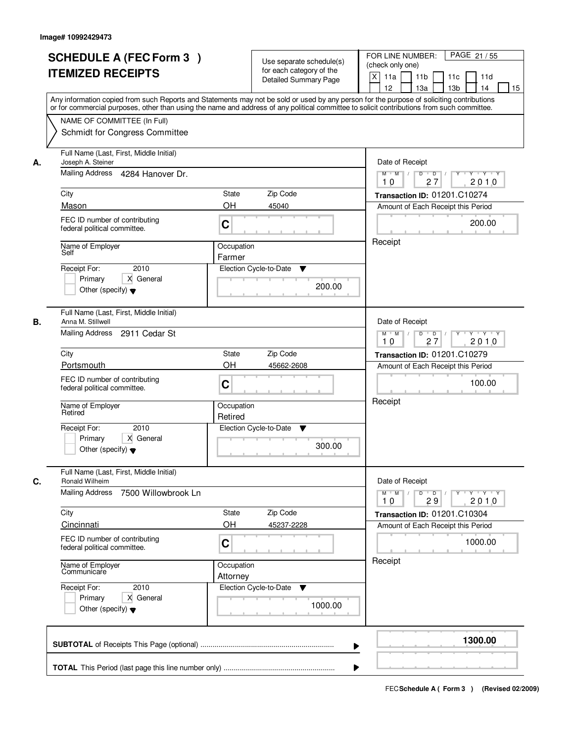Image# 10992429473

# SCHEDULE A (FEC Form 3 ) ITEMIZED RECEIPTS

Use separate schedule(s) for each category of the Detailed Summary Page

FOR LINE NUMBER: (check only one)

PAGE 21 / 55

[X] 11a [ ] 11b [ ] 11c [ ] 11d [ ] 12 [ ] 13a [ ] 13b [ ] 14 [ ] 15

Any information copied from such Reports and Statements may not be sold or used by any person for the purpose of soliciting contributions or for commercial purposes, other than using the name and address of any political committee to solicit contributions from such committee.

NAME OF COMMITTEE (In Full)
Schmidt for Congress Committee

---

**A.** Full Name (Last, First, Middle Initial): Joseph A. Steiner

Mailing Address: 4284 Hanover Dr.

City: Mason | State: OH | Zip Code: 45040

FEC ID number of contributing federal political committee: C

Name of Employer: Self | Occupation: Farmer

Receipt For: 2010 — [ ] Primary [X] General [ ] Other (specify)

Election Cycle-to-Date: 200.00

Date of Receipt: 10 / 27 / 2010

Transaction ID: 01201.C10274

Amount of Each Receipt this Period: 200.00

Receipt

---

**B.** Full Name (Last, First, Middle Initial): Anna M. Stillwell

Mailing Address: 2911 Cedar St

City: Portsmouth | State: OH | Zip Code: 45662-2608

FEC ID number of contributing federal political committee: C

Name of Employer: Retired | Occupation: Retired

Receipt For: 2010 — [ ] Primary [X] General [ ] Other (specify)

Election Cycle-to-Date: 300.00

Date of Receipt: 10 / 27 / 2010

Transaction ID: 01201.C10279

Amount of Each Receipt this Period: 100.00

Receipt

---

**C.** Full Name (Last, First, Middle Initial): Ronald Wilheim

Mailing Address: 7500 Willowbrook Ln

City: Cincinnati | State: OH | Zip Code: 45237-2228

FEC ID number of contributing federal political committee: C

Name of Employer: Communicare | Occupation: Attorney

Receipt For: 2010 — [ ] Primary [X] General [ ] Other (specify)

Election Cycle-to-Date: 1000.00

Date of Receipt: 10 / 29 / 2010

Transaction ID: 01201.C10304

Amount of Each Receipt this Period: 1000.00

Receipt

---

**SUBTOTAL** of Receipts This Page (optional): **1300.00**

**TOTAL** This Period (last page this line number only):

FEC Schedule A ( Form 3 ) (Revised 02/2009)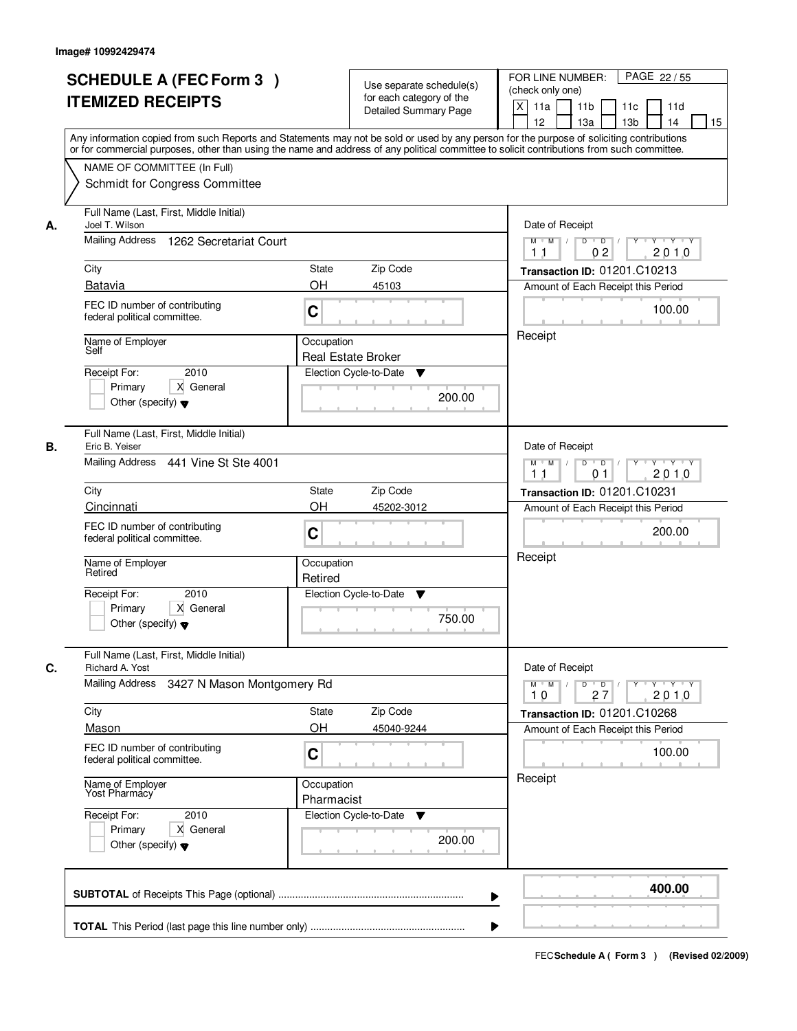Image# 10992429474

# SCHEDULE A (FEC Form 3 ) ITEMIZED RECEIPTS

Use separate schedule(s) for each category of the Detailed Summary Page

FOR LINE NUMBER: (check only one)

[X] 11a [ ] 11b [ ] 11c [ ] 11d [ ] 12 [ ] 13a [ ] 13b [ ] 14 [ ] 15

PAGE 22 / 55

Any information copied from such Reports and Statements may not be sold or used by any person for the purpose of soliciting contributions or for commercial purposes, other than using the name and address of any political committee to solicit contributions from such committee.

NAME OF COMMITTEE (In Full)
Schmidt for Congress Committee

---

**A.** Full Name (Last, First, Middle Initial): Joel T. Wilson

Mailing Address: 1262 Secretariat Court

City: Batavia | State: OH | Zip Code: 45103

FEC ID number of contributing federal political committee: C

Name of Employer: Self | Occupation: Real Estate Broker

Receipt For: 2010 [ ] Primary [X] General [ ] Other (specify)

Election Cycle-to-Date: 200.00

Date of Receipt: 11 / 02 / 2010

Transaction ID: 01201.C10213

Amount of Each Receipt this Period: 100.00

Receipt

---

**B.** Full Name (Last, First, Middle Initial): Eric B. Yeiser

Mailing Address: 441 Vine St Ste 4001

City: Cincinnati | State: OH | Zip Code: 45202-3012

FEC ID number of contributing federal political committee: C

Name of Employer: Retired | Occupation: Retired

Receipt For: 2010 [ ] Primary [X] General [ ] Other (specify)

Election Cycle-to-Date: 750.00

Date of Receipt: 11 / 01 / 2010

Transaction ID: 01201.C10231

Amount of Each Receipt this Period: 200.00

Receipt

---

**C.** Full Name (Last, First, Middle Initial): Richard A. Yost

Mailing Address: 3427 N Mason Montgomery Rd

City: Mason | State: OH | Zip Code: 45040-9244

FEC ID number of contributing federal political committee: C

Name of Employer: Yost Pharmacy | Occupation: Pharmacist

Receipt For: 2010 [ ] Primary [X] General [ ] Other (specify)

Election Cycle-to-Date: 200.00

Date of Receipt: 10 / 27 / 2010

Transaction ID: 01201.C10268

Amount of Each Receipt this Period: 100.00

Receipt

---

**SUBTOTAL** of Receipts This Page (optional) ........ **400.00**

**TOTAL** This Period (last page this line number only) ........

FEC **Schedule A ( Form 3 )** (Revised 02/2009)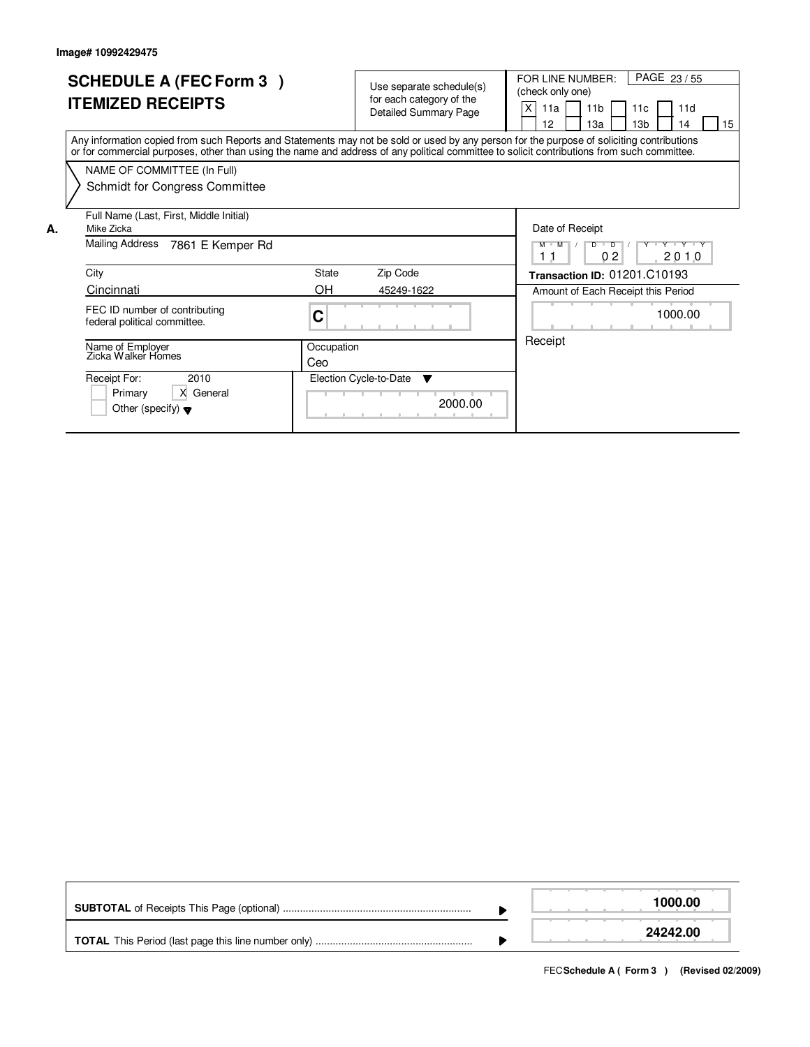**Image# 10992429475**

# SCHEDULE A (FEC Form 3 ) ITEMIZED RECEIPTS

Use separate schedule(s) for each category of the Detailed Summary Page

FOR LINE NUMBER: (check only one)

[X] 11a [ ] 11b [ ] 11c [ ] 11d [ ] 12 [ ] 13a [ ] 13b [ ] 14 [ ] 15

PAGE 23 / 55

Any information copied from such Reports and Statements may not be sold or used by any person for the purpose of soliciting contributions or for commercial purposes, other than using the name and address of any political committee to solicit contributions from such committee.

NAME OF COMMITTEE (In Full)
Schmidt for Congress Committee

**A.**

| Field | Value |
|---|---|
| Full Name (Last, First, Middle Initial) | Mike Zicka |
| Mailing Address | 7861 E Kemper Rd |
| City | Cincinnati |
| State | OH |
| Zip Code | 45249-1622 |
| FEC ID number of contributing federal political committee. | C |
| Name of Employer | Zicka Walker Homes |
| Occupation | Ceo |
| Receipt For: 2010 | [ ] Primary [X] General [ ] Other (specify) |
| Election Cycle-to-Date | 2000.00 |
| Date of Receipt | 11 / 02 / 2010 |
| Transaction ID | 01201.C10193 |
| Amount of Each Receipt this Period | 1000.00 |
| | Receipt |

| | |
|---|---|
| **SUBTOTAL** of Receipts This Page (optional) | 1000.00 |
| **TOTAL** This Period (last page this line number only) | 24242.00 |

FEC **Schedule A ( Form 3 )** (Revised 02/2009)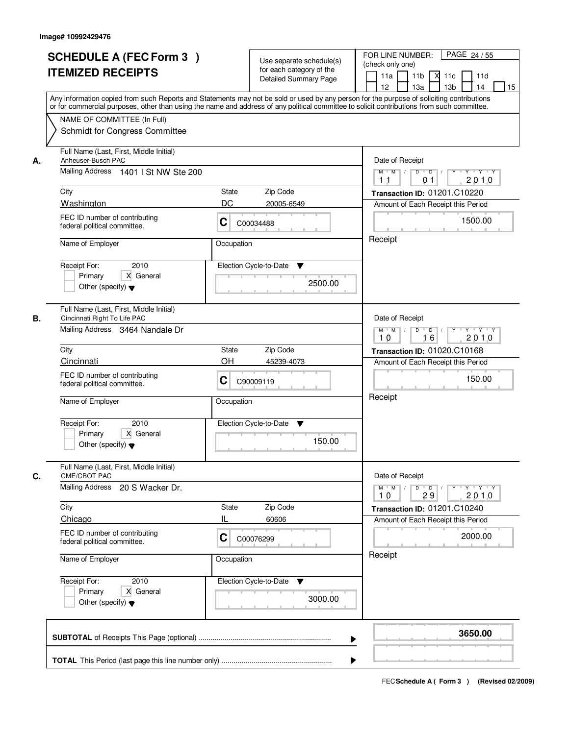Image# 10992429476

# SCHEDULE A (FEC Form 3 )
# ITEMIZED RECEIPTS

Use separate schedule(s) for each category of the Detailed Summary Page

FOR LINE NUMBER: (check only one)

11a | 11b | X 11c | 11d | 12 | 13a | 13b | 14 | 15

PAGE 24 / 55

Any information copied from such Reports and Statements may not be sold or used by any person for the purpose of soliciting contributions or for commercial purposes, other than using the name and address of any political committee to solicit contributions from such committee.

NAME OF COMMITTEE (In Full)
Schmidt for Congress Committee

---

**A.** Full Name (Last, First, Middle Initial)
Anheuser-Busch PAC

Mailing Address: 1401 I St NW Ste 200

City: Washington | State: DC | Zip Code: 20005-6549

FEC ID number of contributing federal political committee: C C00034488

Name of Employer:
Occupation:

Receipt For: 2010 — Primary / X General / Other (specify)

Election Cycle-to-Date: 2500.00

Date of Receipt: 11 / 01 / 2010

Transaction ID: 01201.C10220

Amount of Each Receipt this Period: 1500.00

Receipt

---

**B.** Full Name (Last, First, Middle Initial)
Cincinnati Right To Life PAC

Mailing Address: 3464 Nandale Dr

City: Cincinnati | State: OH | Zip Code: 45239-4073

FEC ID number of contributing federal political committee: C C90009119

Name of Employer:
Occupation:

Receipt For: 2010 — Primary / X General / Other (specify)

Election Cycle-to-Date: 150.00

Date of Receipt: 10 / 16 / 2010

Transaction ID: 01020.C10168

Amount of Each Receipt this Period: 150.00

Receipt

---

**C.** Full Name (Last, First, Middle Initial)
CME/CBOT PAC

Mailing Address: 20 S Wacker Dr.

City: Chicago | State: IL | Zip Code: 60606

FEC ID number of contributing federal political committee: C C00076299

Name of Employer:
Occupation:

Receipt For: 2010 — Primary / X General / Other (specify)

Election Cycle-to-Date: 3000.00

Date of Receipt: 10 / 29 / 2010

Transaction ID: 01201.C10240

Amount of Each Receipt this Period: 2000.00

Receipt

---

**SUBTOTAL** of Receipts This Page (optional): **3650.00**

**TOTAL** This Period (last page this line number only):

FEC **Schedule A ( Form 3 )** (Revised 02/2009)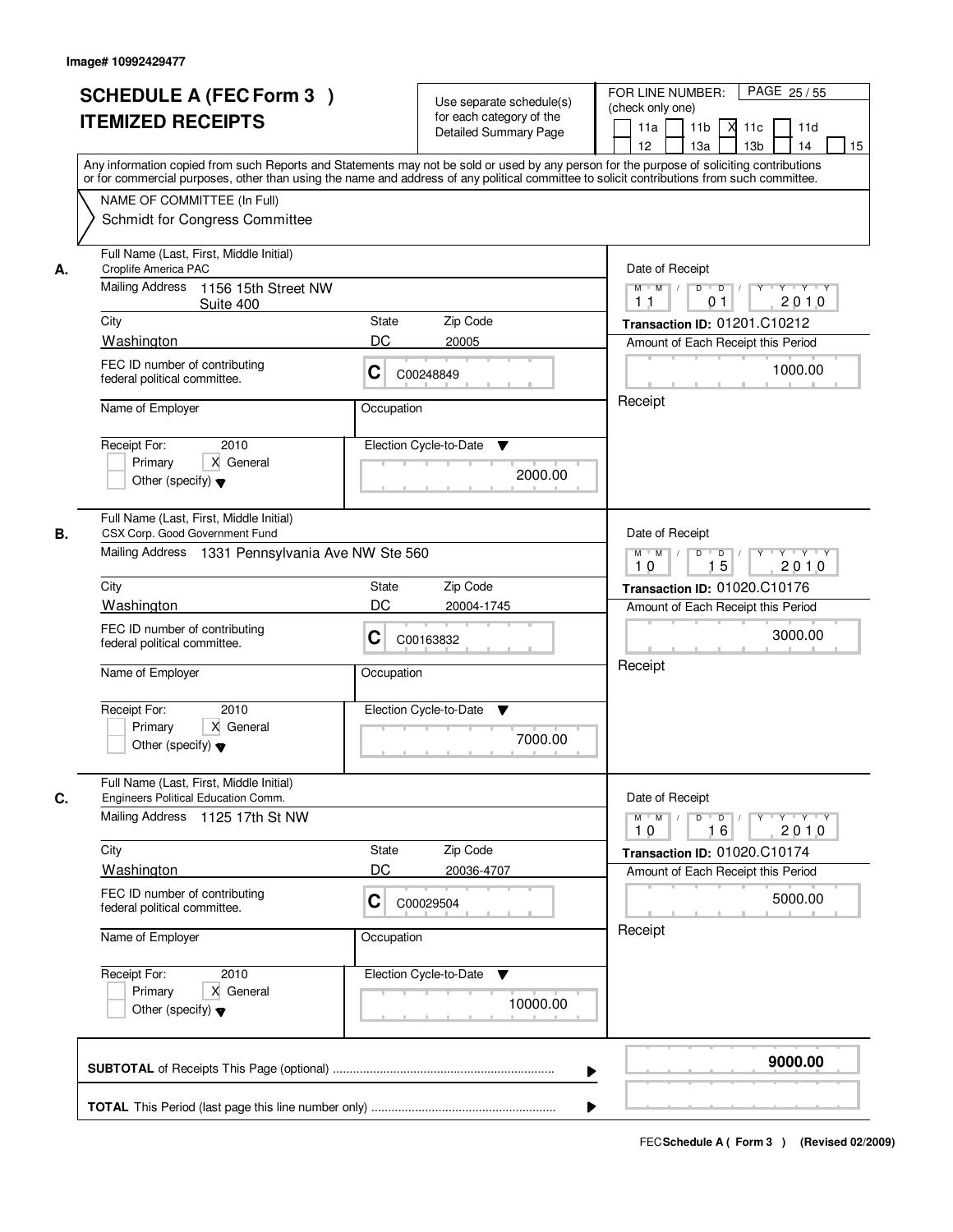Image# 10992429477

# SCHEDULE A (FEC Form 3 ) ITEMIZED RECEIPTS

Use separate schedule(s) for each category of the Detailed Summary Page

FOR LINE NUMBER: (check only one)

11a | 11b | X 11c | 11d | 12 | 13a | 13b | 14 | 15

PAGE 25 / 55

Any information copied from such Reports and Statements may not be sold or used by any person for the purpose of soliciting contributions or for commercial purposes, other than using the name and address of any political committee to solicit contributions from such committee.

NAME OF COMMITTEE (In Full)

Schmidt for Congress Committee

---

**A.** Full Name (Last, First, Middle Initial): Croplife America PAC

Mailing Address: 1156 15th Street NW, Suite 400

City: Washington | State: DC | Zip Code: 20005

FEC ID number of contributing federal political committee: C C00248849

Name of Employer: | Occupation:

Receipt For: 2010 — Primary | X General | Other (specify)

Election Cycle-to-Date: 2000.00

Date of Receipt: 11 / 01 / 2010

Transaction ID: 01201.C10212

Amount of Each Receipt this Period: 1000.00

Receipt

---

**B.** Full Name (Last, First, Middle Initial): CSX Corp. Good Government Fund

Mailing Address: 1331 Pennsylvania Ave NW Ste 560

City: Washington | State: DC | Zip Code: 20004-1745

FEC ID number of contributing federal political committee: C C00163832

Name of Employer: | Occupation:

Receipt For: 2010 — Primary | X General | Other (specify)

Election Cycle-to-Date: 7000.00

Date of Receipt: 10 / 15 / 2010

Transaction ID: 01020.C10176

Amount of Each Receipt this Period: 3000.00

Receipt

---

**C.** Full Name (Last, First, Middle Initial): Engineers Political Education Comm.

Mailing Address: 1125 17th St NW

City: Washington | State: DC | Zip Code: 20036-4707

FEC ID number of contributing federal political committee: C C00029504

Name of Employer: | Occupation:

Receipt For: 2010 — Primary | X General | Other (specify)

Election Cycle-to-Date: 10000.00

Date of Receipt: 10 / 16 / 2010

Transaction ID: 01020.C10174

Amount of Each Receipt this Period: 5000.00

Receipt

---

**SUBTOTAL** of Receipts This Page (optional): **9000.00**

**TOTAL** This Period (last page this line number only):

FEC Schedule A ( Form 3 ) (Revised 02/2009)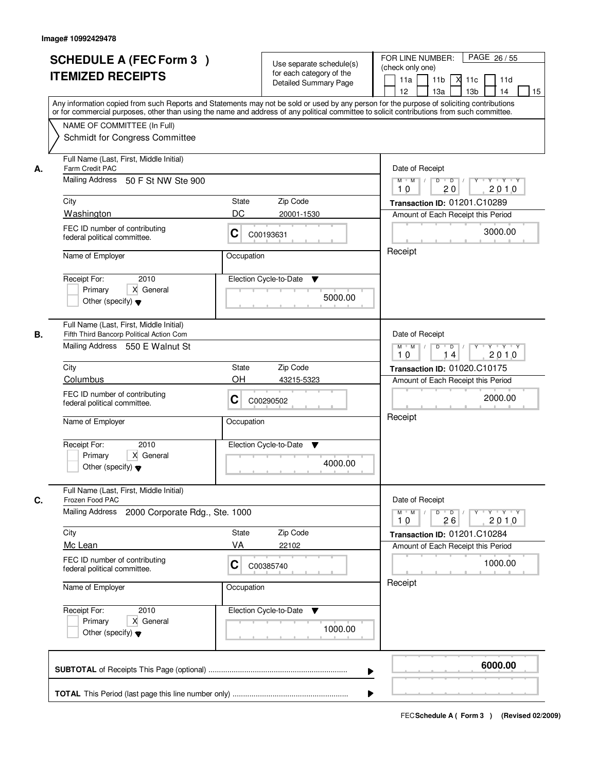Image# 10992429478

# SCHEDULE A (FEC Form 3 )
## ITEMIZED RECEIPTS

Use separate schedule(s) for each category of the Detailed Summary Page

FOR LINE NUMBER: (check only one)
11a | 11b | X 11c | 11d | 12 | 13a | 13b | 14 | 15

PAGE 26 / 55

Any information copied from such Reports and Statements may not be sold or used by any person for the purpose of soliciting contributions or for commercial purposes, other than using the name and address of any political committee to solicit contributions from such committee.

NAME OF COMMITTEE (In Full)
Schmidt for Congress Committee

---

**A.** Full Name (Last, First, Middle Initial): Farm Credit PAC

Mailing Address: 50 F St NW Ste 900

City: Washington | State: DC | Zip Code: 20001-1530

FEC ID number of contributing federal political committee: C C00193631

Name of Employer: | Occupation:

Receipt For: 2010 — Primary | X General | Other (specify)

Election Cycle-to-Date: 5000.00

Date of Receipt: 10/20/2010

Transaction ID: 01201.C10289

Amount of Each Receipt this Period: 3000.00

Receipt

---

**B.** Full Name (Last, First, Middle Initial): Fifth Third Bancorp Political Action Com

Mailing Address: 550 E Walnut St

City: Columbus | State: OH | Zip Code: 43215-5323

FEC ID number of contributing federal political committee: C C00290502

Name of Employer: | Occupation:

Receipt For: 2010 — Primary | X General | Other (specify)

Election Cycle-to-Date: 4000.00

Date of Receipt: 10/14/2010

Transaction ID: 01020.C10175

Amount of Each Receipt this Period: 2000.00

Receipt

---

**C.** Full Name (Last, First, Middle Initial): Frozen Food PAC

Mailing Address: 2000 Corporate Rdg., Ste. 1000

City: Mc Lean | State: VA | Zip Code: 22102

FEC ID number of contributing federal political committee: C C00385740

Name of Employer: | Occupation:

Receipt For: 2010 — Primary | X General | Other (specify)

Election Cycle-to-Date: 1000.00

Date of Receipt: 10/26/2010

Transaction ID: 01201.C10284

Amount of Each Receipt this Period: 1000.00

Receipt

---

**SUBTOTAL** of Receipts This Page (optional) ........ **6000.00**

**TOTAL** This Period (last page this line number only) ........

FEC **Schedule A ( Form 3 )** (Revised 02/2009)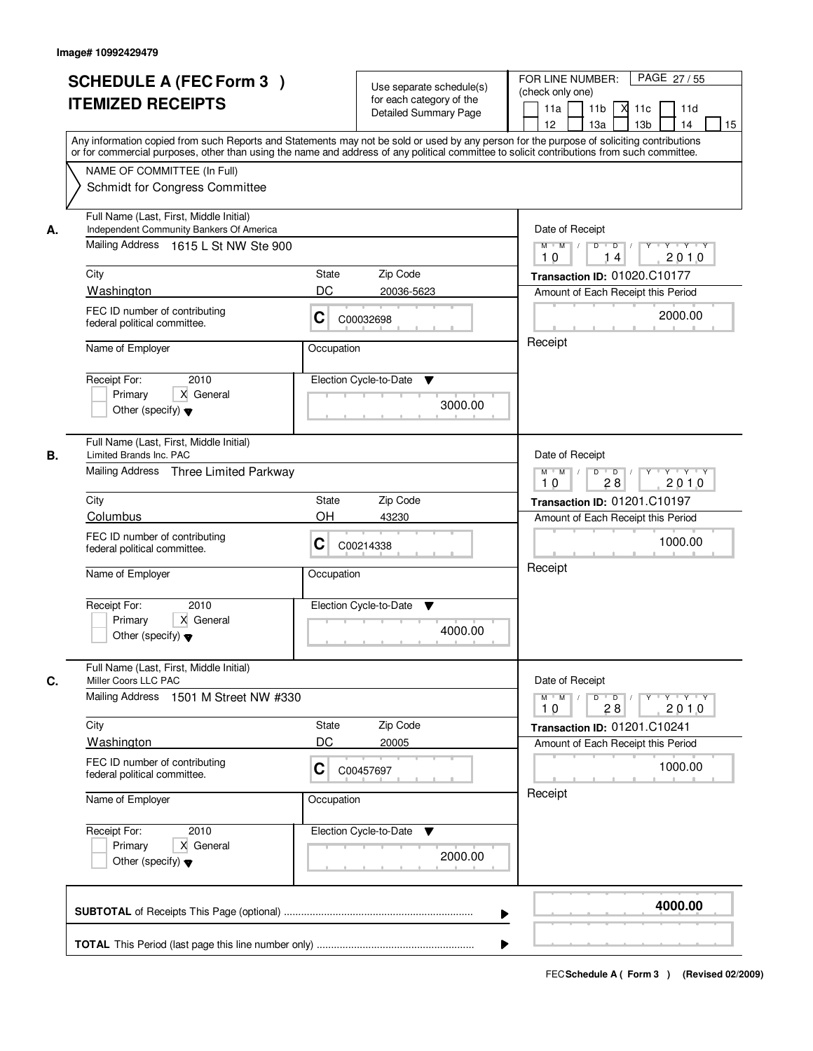Image# 10992429479

# SCHEDULE A (FEC Form 3 )
## ITEMIZED RECEIPTS

Use separate schedule(s) for each category of the Detailed Summary Page

FOR LINE NUMBER: (check only one)

11a | 11b | X 11c | 11d | 12 | 13a | 13b | 14 | 15

PAGE 27 / 55

Any information copied from such Reports and Statements may not be sold or used by any person for the purpose of soliciting contributions or for commercial purposes, other than using the name and address of any political committee to solicit contributions from such committee.

NAME OF COMMITTEE (In Full)
Schmidt for Congress Committee

---

**A.** Full Name (Last, First, Middle Initial): Independent Community Bankers Of America

Mailing Address: 1615 L St NW Ste 900

City: Washington | State: DC | Zip Code: 20036-5623

FEC ID number of contributing federal political committee: C C00032698

Name of Employer: | Occupation:

Receipt For: 2010 — Primary [ ] General [X] Other (specify)

Election Cycle-to-Date: 3000.00

Date of Receipt: 10 14 2010

Transaction ID: 01020.C10177

Amount of Each Receipt this Period: 2000.00

Receipt

---

**B.** Full Name (Last, First, Middle Initial): Limited Brands Inc. PAC

Mailing Address: Three Limited Parkway

City: Columbus | State: OH | Zip Code: 43230

FEC ID number of contributing federal political committee: C C00214338

Name of Employer: | Occupation:

Receipt For: 2010 — Primary [ ] General [X] Other (specify)

Election Cycle-to-Date: 4000.00

Date of Receipt: 10 28 2010

Transaction ID: 01201.C10197

Amount of Each Receipt this Period: 1000.00

Receipt

---

**C.** Full Name (Last, First, Middle Initial): Miller Coors LLC PAC

Mailing Address: 1501 M Street NW #330

City: Washington | State: DC | Zip Code: 20005

FEC ID number of contributing federal political committee: C C00457697

Name of Employer: | Occupation:

Receipt For: 2010 — Primary [ ] General [X] Other (specify)

Election Cycle-to-Date: 2000.00

Date of Receipt: 10 28 2010

Transaction ID: 01201.C10241

Amount of Each Receipt this Period: 1000.00

Receipt

---

**SUBTOTAL** of Receipts This Page (optional): **4000.00**

**TOTAL** This Period (last page this line number only):

FEC **Schedule A ( Form 3 )** (Revised 02/2009)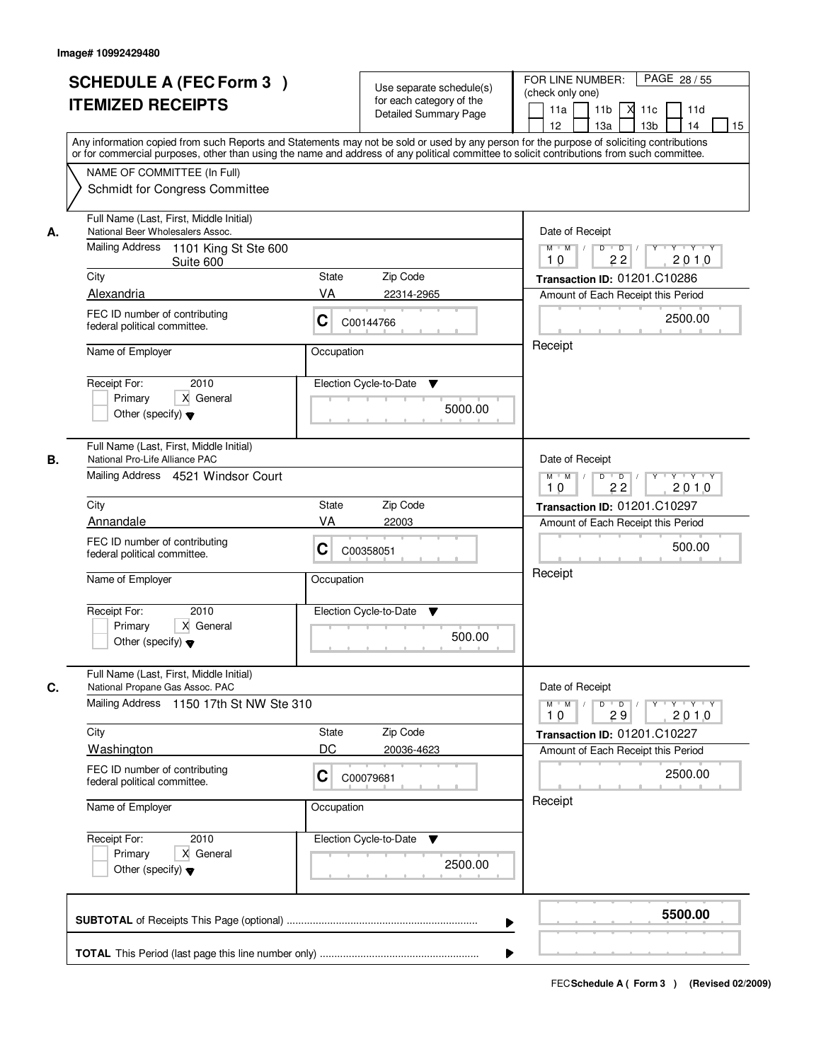Image# 10992429480

# SCHEDULE A (FEC Form 3 )
# ITEMIZED RECEIPTS

Use separate schedule(s) for each category of the Detailed Summary Page

FOR LINE NUMBER: (check only one)

11a | 11b | X 11c | 11d | 12 | 13a | 13b | 14 | 15

PAGE 28 / 55

Any information copied from such Reports and Statements may not be sold or used by any person for the purpose of soliciting contributions or for commercial purposes, other than using the name and address of any political committee to solicit contributions from such committee.

NAME OF COMMITTEE (In Full)

Schmidt for Congress Committee

---

**A.** Full Name (Last, First, Middle Initial): National Beer Wholesalers Assoc.

Mailing Address: 1101 King St Ste 600, Suite 600

City: Alexandria | State: VA | Zip Code: 22314-2965

FEC ID number of contributing federal political committee: C C00144766

Name of Employer: | Occupation:

Receipt For: 2010 — Primary / X General / Other (specify)

Election Cycle-to-Date: 5000.00

Date of Receipt: 10 / 22 / 2010

Transaction ID: 01201.C10286

Amount of Each Receipt this Period: 2500.00

Receipt

---

**B.** Full Name (Last, First, Middle Initial): National Pro-Life Alliance PAC

Mailing Address: 4521 Windsor Court

City: Annandale | State: VA | Zip Code: 22003

FEC ID number of contributing federal political committee: C C00358051

Name of Employer: | Occupation:

Receipt For: 2010 — Primary / X General / Other (specify)

Election Cycle-to-Date: 500.00

Date of Receipt: 10 / 22 / 2010

Transaction ID: 01201.C10297

Amount of Each Receipt this Period: 500.00

Receipt

---

**C.** Full Name (Last, First, Middle Initial): National Propane Gas Assoc. PAC

Mailing Address: 1150 17th St NW Ste 310

City: Washington | State: DC | Zip Code: 20036-4623

FEC ID number of contributing federal political committee: C C00079681

Name of Employer: | Occupation:

Receipt For: 2010 — Primary / X General / Other (specify)

Election Cycle-to-Date: 2500.00

Date of Receipt: 10 / 29 / 2010

Transaction ID: 01201.C10227

Amount of Each Receipt this Period: 2500.00

Receipt

---

**SUBTOTAL** of Receipts This Page (optional): **5500.00**

**TOTAL** This Period (last page this line number only):

FEC **Schedule A ( Form 3 )** (Revised 02/2009)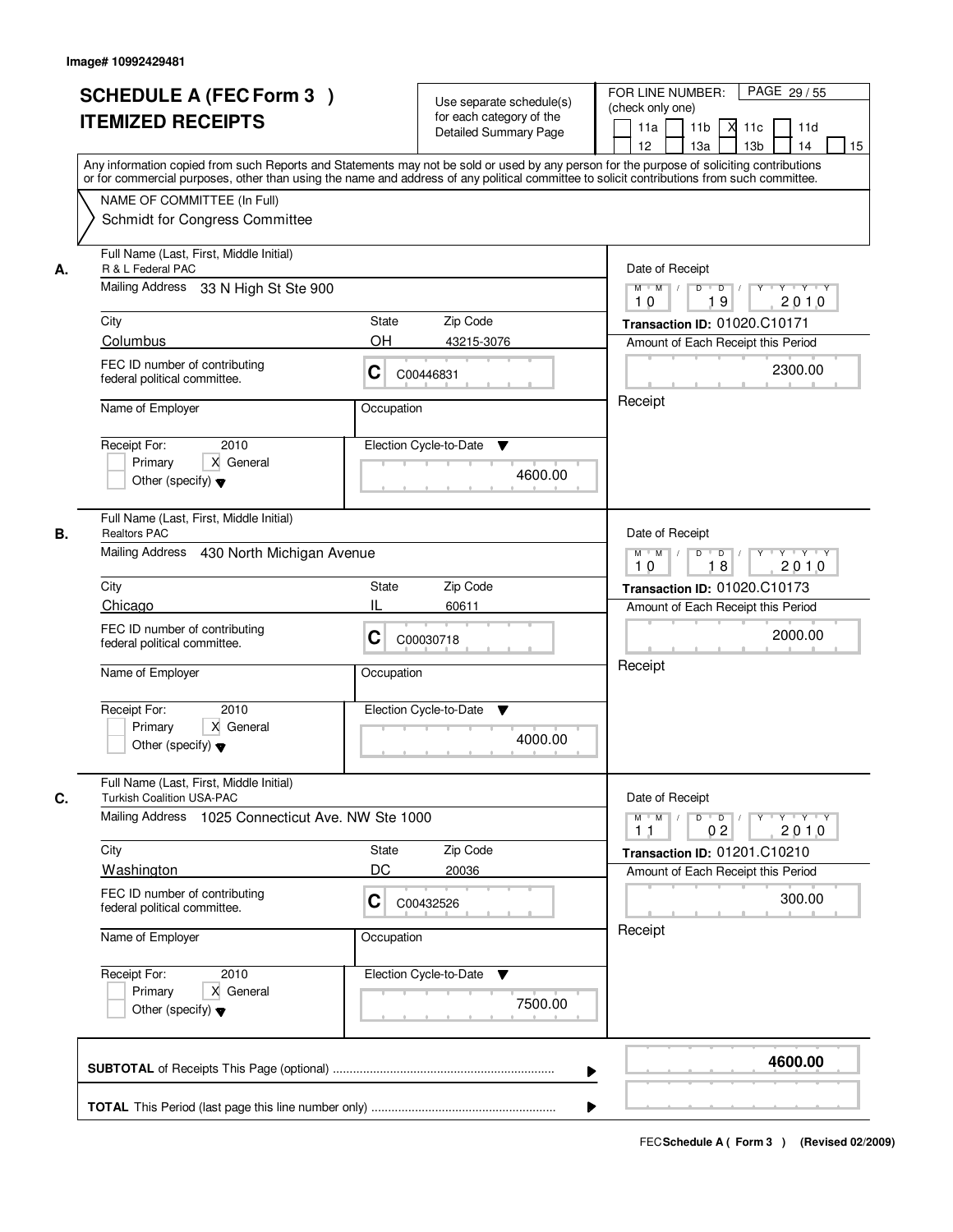Image# 10992429481

# SCHEDULE A (FEC Form 3 )
# ITEMIZED RECEIPTS

Use separate schedule(s) for each category of the Detailed Summary Page

FOR LINE NUMBER: (check only one)

PAGE 29 / 55

11a | 11b | X 11c | 11d | 12 | 13a | 13b | 14 | 15

Any information copied from such Reports and Statements may not be sold or used by any person for the purpose of soliciting contributions or for commercial purposes, other than using the name and address of any political committee to solicit contributions from such committee.

NAME OF COMMITTEE (In Full)
Schmidt for Congress Committee

---

**A.** Full Name (Last, First, Middle Initial)
R & L Federal PAC

Mailing Address: 33 N High St Ste 900

City: Columbus | State: OH | Zip Code: 43215-3076

FEC ID number of contributing federal political committee: C C00446831

Name of Employer: | Occupation:

Receipt For: 2010 — Primary | X General | Other (specify)

Election Cycle-to-Date: 4600.00

Date of Receipt: 10 / 19 / 2010

Transaction ID: 01020.C10171

Amount of Each Receipt this Period: 2300.00

Receipt

---

**B.** Full Name (Last, First, Middle Initial)
Realtors PAC

Mailing Address: 430 North Michigan Avenue

City: Chicago | State: IL | Zip Code: 60611

FEC ID number of contributing federal political committee: C C00030718

Name of Employer: | Occupation:

Receipt For: 2010 — Primary | X General | Other (specify)

Election Cycle-to-Date: 4000.00

Date of Receipt: 10 / 18 / 2010

Transaction ID: 01020.C10173

Amount of Each Receipt this Period: 2000.00

Receipt

---

**C.** Full Name (Last, First, Middle Initial)
Turkish Coalition USA-PAC

Mailing Address: 1025 Connecticut Ave. NW Ste 1000

City: Washington | State: DC | Zip Code: 20036

FEC ID number of contributing federal political committee: C C00432526

Name of Employer: | Occupation:

Receipt For: 2010 — Primary | X General | Other (specify)

Election Cycle-to-Date: 7500.00

Date of Receipt: 11 / 02 / 2010

Transaction ID: 01201.C10210

Amount of Each Receipt this Period: 300.00

Receipt

---

**SUBTOTAL** of Receipts This Page (optional): **4600.00**

**TOTAL** This Period (last page this line number only):

FEC Schedule A ( Form 3 ) (Revised 02/2009)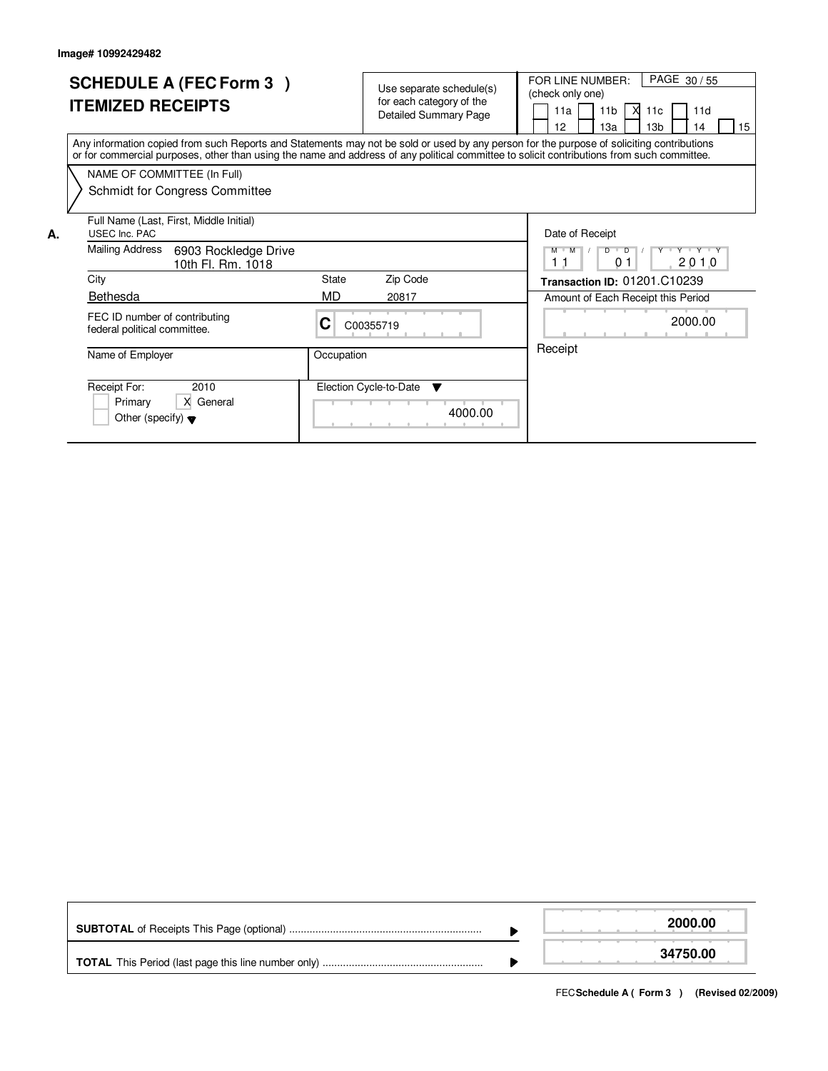Image# 10992429482

# SCHEDULE A (FEC Form 3 )
## ITEMIZED RECEIPTS

Use separate schedule(s) for each category of the Detailed Summary Page

FOR LINE NUMBER: (check only one)

PAGE 30 / 55

- [ ] 11a
- [ ] 11b
- [X] 11c
- [ ] 11d
- [ ] 12
- [ ] 13a
- [ ] 13b
- [ ] 14
- [ ] 15

Any information copied from such Reports and Statements may not be sold or used by any person for the purpose of soliciting contributions or for commercial purposes, other than using the name and address of any political committee to solicit contributions from such committee.

NAME OF COMMITTEE (In Full)
Schmidt for Congress Committee

**A.**

| Field | Value |
|---|---|
| Full Name (Last, First, Middle Initial) | USEC Inc. PAC |
| Mailing Address | 6903 Rockledge Drive<br>10th Fl. Rm. 1018 |
| City | Bethesda |
| State | MD |
| Zip Code | 20817 |
| FEC ID number of contributing federal political committee. | C C00355719 |
| Name of Employer | |
| Occupation | |
| Receipt For: | 2010 |
| | [ ] Primary [X] General |
| | [ ] Other (specify) |
| Election Cycle-to-Date | 4000.00 |
| Date of Receipt | 11 / 01 / 2010 |
| Transaction ID: | 01201.C10239 |
| Amount of Each Receipt this Period | 2000.00 |
| | Receipt |

| | |
|---|---|
| **SUBTOTAL** of Receipts This Page (optional) | **2000.00** |
| **TOTAL** This Period (last page this line number only) | **34750.00** |

FEC **Schedule A ( Form 3 )** (Revised 02/2009)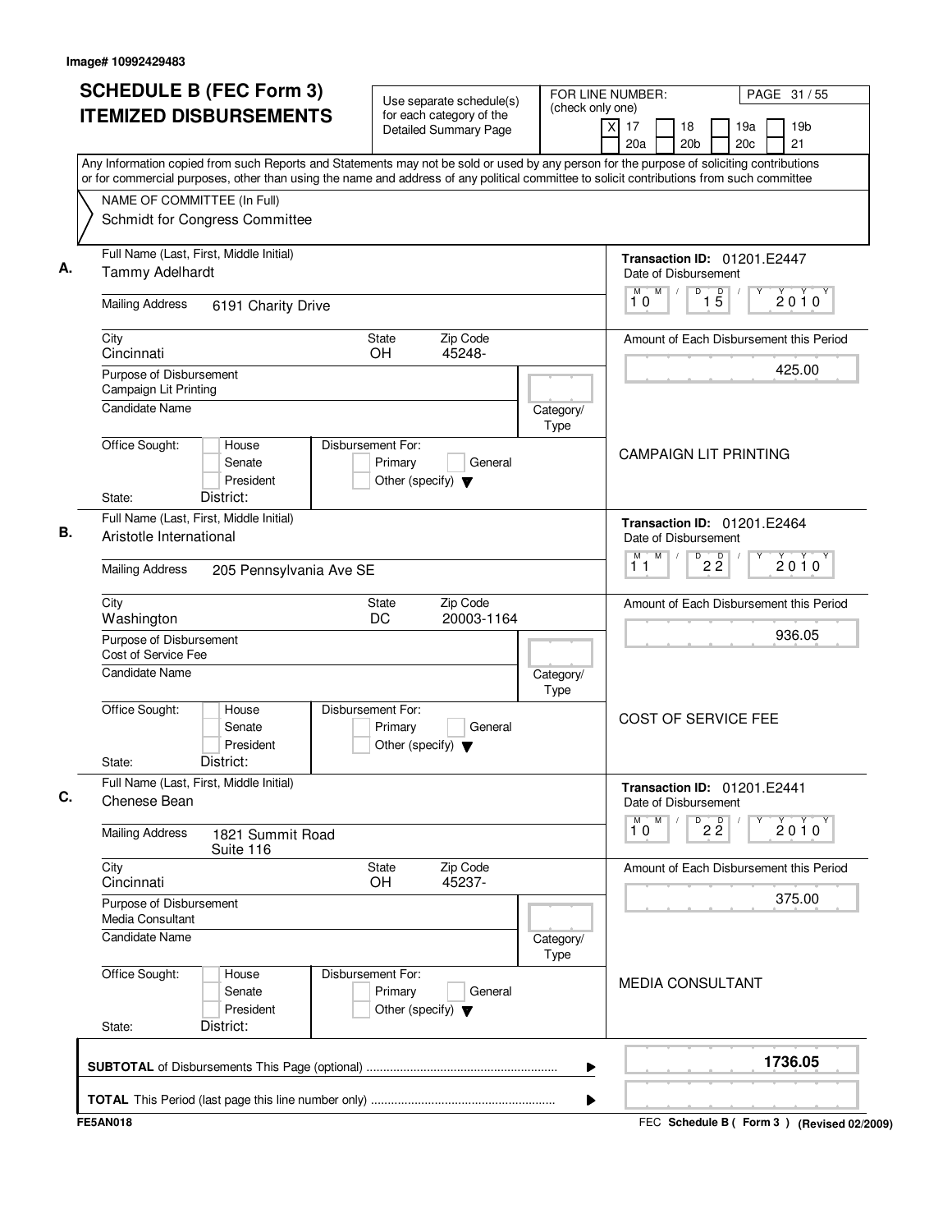Image# 10992429483

# SCHEDULE B (FEC Form 3) ITEMIZED DISBURSEMENTS

Use separate schedule(s) for each category of the Detailed Summary Page

FOR LINE NUMBER: (check only one)
[X] 17 [ ] 18 [ ] 19a [ ] 19b [ ] 20a [ ] 20b [ ] 20c [ ] 21

Any Information copied from such Reports and Statements may not be sold or used by any person for the purpose of soliciting contributions or for commercial purposes, other than using the name and address of any political committee to solicit contributions from such committee

NAME OF COMMITTEE (In Full)
Schmidt for Congress Committee

**A.**
Full Name (Last, First, Middle Initial): Tammy Adelhardt
Mailing Address: 6191 Charity Drive
City: Cincinnati | State: OH | Zip Code: 45248-
Purpose of Disbursement: Campaign Lit Printing
Candidate Name:
Category/Type:
Office Sought: House / Senate / President
State: District:
Disbursement For: Primary / General / Other (specify)

Transaction ID: 01201.E2447
Date of Disbursement: 10 / 15 / 2010
Amount of Each Disbursement this Period: 425.00

CAMPAIGN LIT PRINTING

**B.**
Full Name (Last, First, Middle Initial): Aristotle International
Mailing Address: 205 Pennsylvania Ave SE
City: Washington | State: DC | Zip Code: 20003-1164
Purpose of Disbursement: Cost of Service Fee
Candidate Name:
Category/Type:
Office Sought: House / Senate / President
State: District:
Disbursement For: Primary / General / Other (specify)

Transaction ID: 01201.E2464
Date of Disbursement: 11 / 22 / 2010
Amount of Each Disbursement this Period: 936.05

COST OF SERVICE FEE

**C.**
Full Name (Last, First, Middle Initial): Chenese Bean
Mailing Address: 1821 Summit Road, Suite 116
City: Cincinnati | State: OH | Zip Code: 45237-
Purpose of Disbursement: Media Consultant
Candidate Name:
Category/Type:
Office Sought: House / Senate / President
State: District:
Disbursement For: Primary / General / Other (specify)

Transaction ID: 01201.E2441
Date of Disbursement: 10 / 22 / 2010
Amount of Each Disbursement this Period: 375.00

MEDIA CONSULTANT

**SUBTOTAL** of Disbursements This Page (optional): 1736.05

**TOTAL** This Period (last page this line number only):

FE5AN018

FEC Schedule B ( Form 3 ) (Revised 02/2009)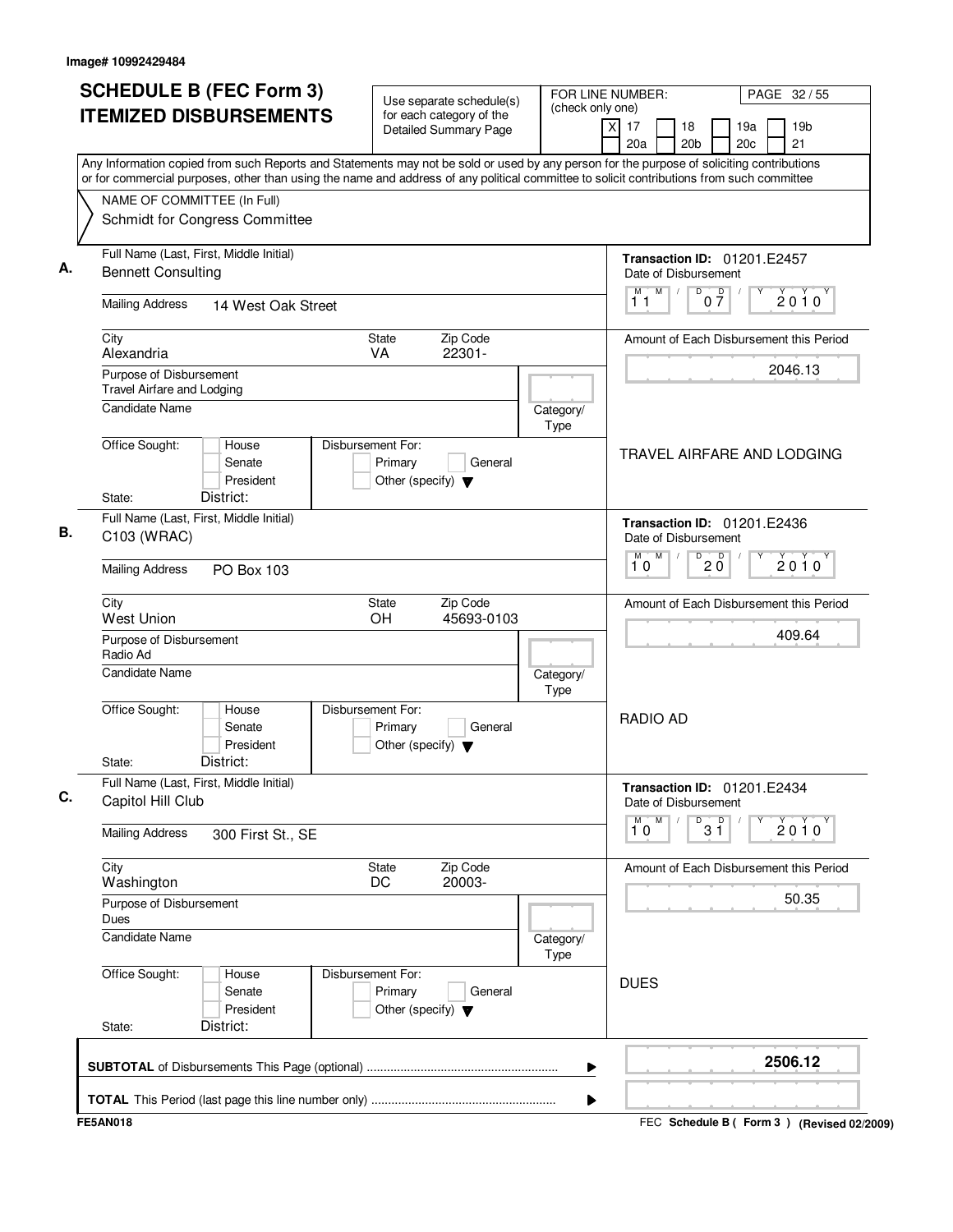Image# 10992429484

# SCHEDULE B (FEC Form 3) ITEMIZED DISBURSEMENTS

Use separate schedule(s) for each category of the Detailed Summary Page

FOR LINE NUMBER: (check only one)
[X] 17 [ ] 18 [ ] 19a [ ] 19b [ ] 20a [ ] 20b [ ] 20c [ ] 21

PAGE 32 / 55

Any Information copied from such Reports and Statements may not be sold or used by any person for the purpose of soliciting contributions or for commercial purposes, other than using the name and address of any political committee to solicit contributions from such committee

NAME OF COMMITTEE (In Full)
Schmidt for Congress Committee

## A.

**Full Name (Last, First, Middle Initial):** Bennett Consulting

**Mailing Address:** 14 West Oak Street

**City:** Alexandria **State:** VA **Zip Code:** 22301-

**Purpose of Disbursement:** Travel Airfare and Lodging

**Candidate Name:**

**Category/Type:**

**Office Sought:** [ ] House [ ] Senate [ ] President

**State:** **District:**

**Disbursement For:** [ ] Primary [ ] General [ ] Other (specify)

**Transaction ID:** 01201.E2457

**Date of Disbursement:** 11/07/2010

**Amount of Each Disbursement this Period:** 2046.13

TRAVEL AIRFARE AND LODGING

## B.

**Full Name (Last, First, Middle Initial):** C103 (WRAC)

**Mailing Address:** PO Box 103

**City:** West Union **State:** OH **Zip Code:** 45693-0103

**Purpose of Disbursement:** Radio Ad

**Candidate Name:**

**Category/Type:**

**Office Sought:** [ ] House [ ] Senate [ ] President

**State:** **District:**

**Disbursement For:** [ ] Primary [ ] General [ ] Other (specify)

**Transaction ID:** 01201.E2436

**Date of Disbursement:** 10/20/2010

**Amount of Each Disbursement this Period:** 409.64

RADIO AD

## C.

**Full Name (Last, First, Middle Initial):** Capitol Hill Club

**Mailing Address:** 300 First St., SE

**City:** Washington **State:** DC **Zip Code:** 20003-

**Purpose of Disbursement:** Dues

**Candidate Name:**

**Category/Type:**

**Office Sought:** [ ] House [ ] Senate [ ] President

**State:** **District:**

**Disbursement For:** [ ] Primary [ ] General [ ] Other (specify)

**Transaction ID:** 01201.E2434

**Date of Disbursement:** 10/31/2010

**Amount of Each Disbursement this Period:** 50.35

DUES

---

**SUBTOTAL** of Disbursements This Page (optional) ........ 2506.12

**TOTAL** This Period (last page this line number only) ........

FE5AN018

FEC **Schedule B ( Form 3 )** (Revised 02/2009)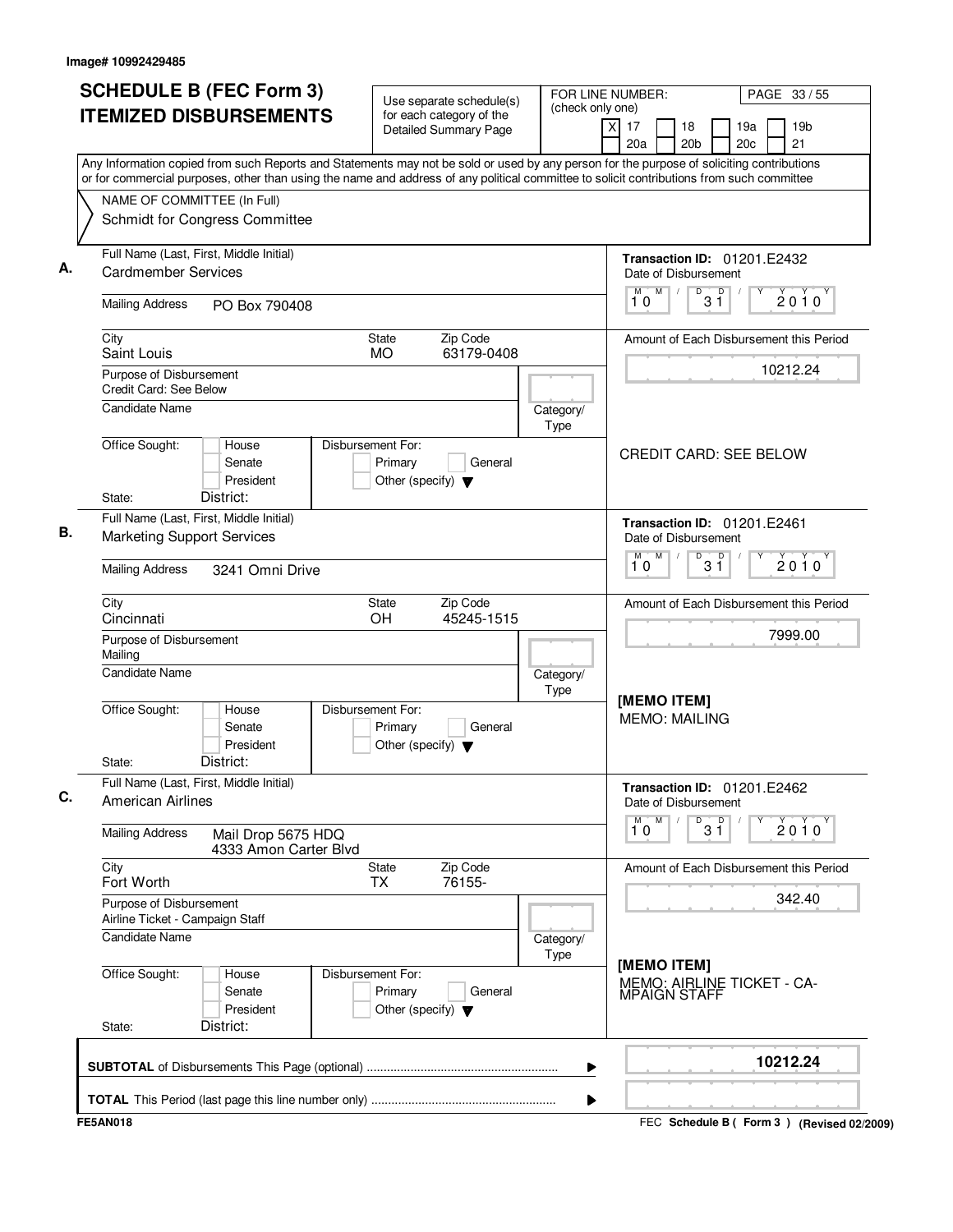Image# 10992429485

# SCHEDULE B (FEC Form 3)
# ITEMIZED DISBURSEMENTS

Use separate schedule(s) for each category of the Detailed Summary Page

FOR LINE NUMBER: (check only one)
[X] 17 [ ] 18 [ ] 19a [ ] 19b [ ] 20a [ ] 20b [ ] 20c [ ] 21

PAGE 33 / 55

Any Information copied from such Reports and Statements may not be sold or used by any person for the purpose of soliciting contributions or for commercial purposes, other than using the name and address of any political committee to solicit contributions from such committee

NAME OF COMMITTEE (In Full)
Schmidt for Congress Committee

---

**A.** Full Name (Last, First, Middle Initial): Cardmember Services

Mailing Address: PO Box 790408

City: Saint Louis | State: MO | Zip Code: 63179-0408

Purpose of Disbursement: Credit Card: See Below

Candidate Name:

Category/Type:

Office Sought: [ ] House [ ] Senate [ ] President

State: District:

Disbursement For: [ ] Primary [ ] General [ ] Other (specify)

Transaction ID: 01201.E2432

Date of Disbursement: 10/31/2010

Amount of Each Disbursement this Period: 10212.24

CREDIT CARD: SEE BELOW

---

**B.** Full Name (Last, First, Middle Initial): Marketing Support Services

Mailing Address: 3241 Omni Drive

City: Cincinnati | State: OH | Zip Code: 45245-1515

Purpose of Disbursement: Mailing

Candidate Name:

Category/Type:

Office Sought: [ ] House [ ] Senate [ ] President

State: District:

Disbursement For: [ ] Primary [ ] General [ ] Other (specify)

Transaction ID: 01201.E2461

Date of Disbursement: 10/31/2010

Amount of Each Disbursement this Period: 7999.00

[MEMO ITEM]
MEMO: MAILING

---

**C.** Full Name (Last, First, Middle Initial): American Airlines

Mailing Address: Mail Drop 5675 HDQ, 4333 Amon Carter Blvd

City: Fort Worth | State: TX | Zip Code: 76155-

Purpose of Disbursement: Airline Ticket - Campaign Staff

Candidate Name:

Category/Type:

Office Sought: [ ] House [ ] Senate [ ] President

State: District:

Disbursement For: [ ] Primary [ ] General [ ] Other (specify)

Transaction ID: 01201.E2462

Date of Disbursement: 10/31/2010

Amount of Each Disbursement this Period: 342.40

[MEMO ITEM]
MEMO: AIRLINE TICKET - CA-MPAIGN STAFF

---

**SUBTOTAL** of Disbursements This Page (optional): 10212.24

**TOTAL** This Period (last page this line number only):

FE5AN018

FEC Schedule B ( Form 3 ) (Revised 02/2009)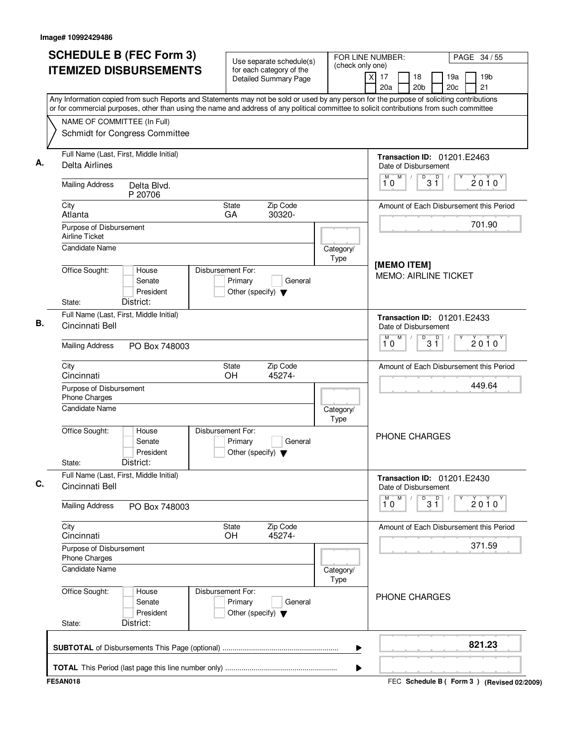Image# 10992429486

# SCHEDULE B (FEC Form 3)
# ITEMIZED DISBURSEMENTS

Use separate schedule(s) for each category of the Detailed Summary Page

FOR LINE NUMBER: (check only one)
[X] 17 [ ] 18 [ ] 19a [ ] 19b [ ] 20a [ ] 20b [ ] 20c [ ] 21

PAGE 34 / 55

Any Information copied from such Reports and Statements may not be sold or used by any person for the purpose of soliciting contributions or for commercial purposes, other than using the name and address of any political committee to solicit contributions from such committee

NAME OF COMMITTEE (In Full)
Schmidt for Congress Committee

---

**A.**
Full Name (Last, First, Middle Initial): Delta Airlines
Mailing Address: Delta Blvd. P 20706
City: Atlanta State: GA Zip Code: 30320-
Purpose of Disbursement: Airline Ticket
Candidate Name:
Category/Type:
Office Sought: [ ] House [ ] Senate [ ] President
State: District:
Disbursement For: [ ] Primary [ ] General [ ] Other (specify)

Transaction ID: 01201.E2463
Date of Disbursement: 10/31/2010
Amount of Each Disbursement this Period: 701.90

[MEMO ITEM]
MEMO: AIRLINE TICKET

---

**B.**
Full Name (Last, First, Middle Initial): Cincinnati Bell
Mailing Address: PO Box 748003
City: Cincinnati State: OH Zip Code: 45274-
Purpose of Disbursement: Phone Charges
Candidate Name:
Category/Type:
Office Sought: [ ] House [ ] Senate [ ] President
State: District:
Disbursement For: [ ] Primary [ ] General [ ] Other (specify)

Transaction ID: 01201.E2433
Date of Disbursement: 10/31/2010
Amount of Each Disbursement this Period: 449.64

PHONE CHARGES

---

**C.**
Full Name (Last, First, Middle Initial): Cincinnati Bell
Mailing Address: PO Box 748003
City: Cincinnati State: OH Zip Code: 45274-
Purpose of Disbursement: Phone Charges
Candidate Name:
Category/Type:
Office Sought: [ ] House [ ] Senate [ ] President
State: District:
Disbursement For: [ ] Primary [ ] General [ ] Other (specify)

Transaction ID: 01201.E2430
Date of Disbursement: 10/31/2010
Amount of Each Disbursement this Period: 371.59

PHONE CHARGES

---

**SUBTOTAL** of Disbursements This Page (optional) ........ **821.23**

**TOTAL** This Period (last page this line number only) ........

FE5AN018 FEC Schedule B ( Form 3 ) (Revised 02/2009)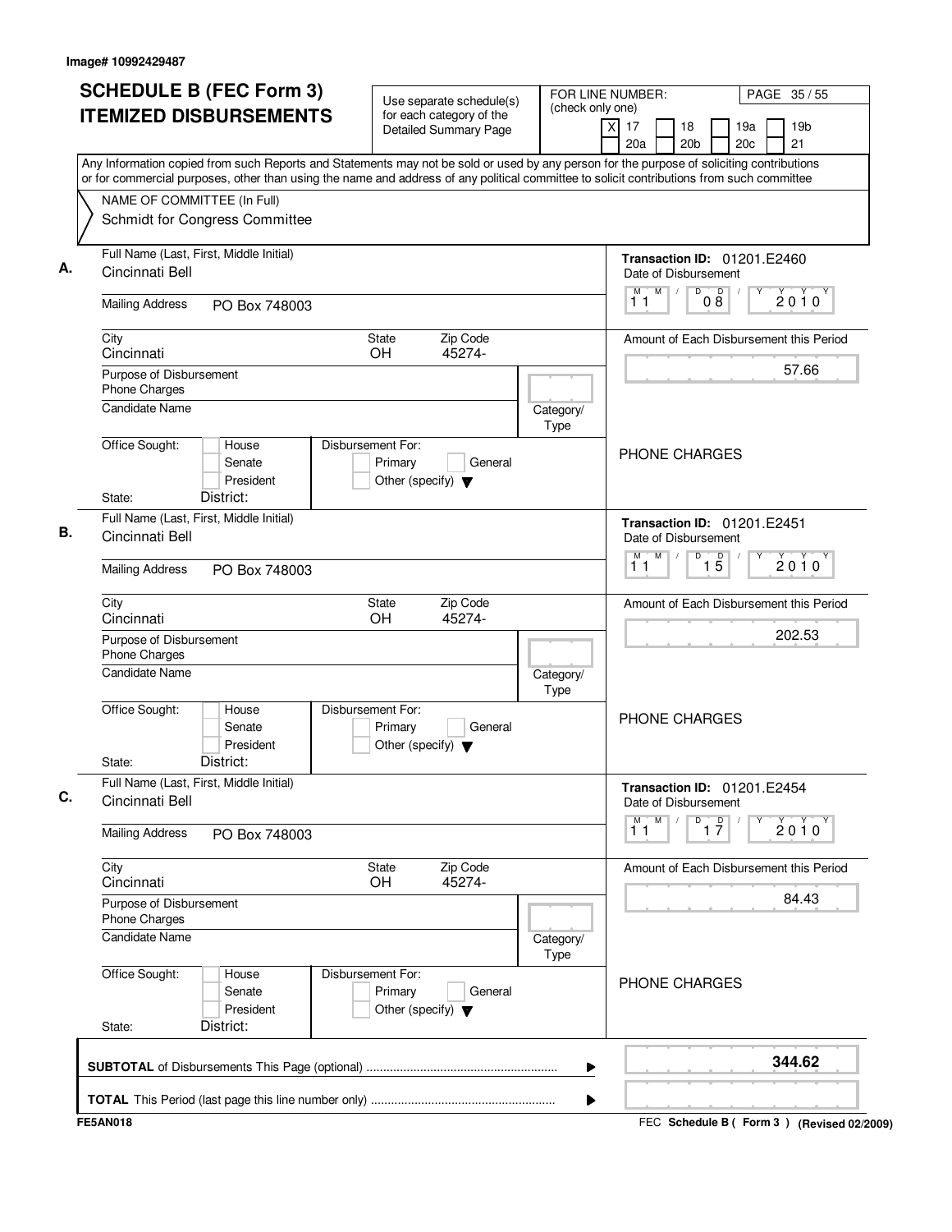Image# 10992429487

# SCHEDULE B (FEC Form 3) ITEMIZED DISBURSEMENTS

Use separate schedule(s) for each category of the Detailed Summary Page

FOR LINE NUMBER: (check only one)
[X] 17 [ ] 18 [ ] 19a [ ] 19b [ ] 20a [ ] 20b [ ] 20c [ ] 21

PAGE 35 / 55

Any Information copied from such Reports and Statements may not be sold or used by any person for the purpose of soliciting contributions or for commercial purposes, other than using the name and address of any political committee to solicit contributions from such committee

NAME OF COMMITTEE (In Full)
Schmidt for Congress Committee

---

**A.**

Full Name (Last, First, Middle Initial): Cincinnati Bell

Mailing Address: PO Box 748003

City: Cincinnati | State: OH | Zip Code: 45274-

Purpose of Disbursement: Phone Charges

Candidate Name:

Category/Type:

Office Sought: [ ] House [ ] Senate [ ] President

State: District:

Disbursement For: [ ] Primary [ ] General [ ] Other (specify)

Transaction ID: 01201.E2460

Date of Disbursement: 11 / 08 / 2010

Amount of Each Disbursement this Period: 57.66

PHONE CHARGES

---

**B.**

Full Name (Last, First, Middle Initial): Cincinnati Bell

Mailing Address: PO Box 748003

City: Cincinnati | State: OH | Zip Code: 45274-

Purpose of Disbursement: Phone Charges

Candidate Name:

Category/Type:

Office Sought: [ ] House [ ] Senate [ ] President

State: District:

Disbursement For: [ ] Primary [ ] General [ ] Other (specify)

Transaction ID: 01201.E2451

Date of Disbursement: 11 / 15 / 2010

Amount of Each Disbursement this Period: 202.53

PHONE CHARGES

---

**C.**

Full Name (Last, First, Middle Initial): Cincinnati Bell

Mailing Address: PO Box 748003

City: Cincinnati | State: OH | Zip Code: 45274-

Purpose of Disbursement: Phone Charges

Candidate Name:

Category/Type:

Office Sought: [ ] House [ ] Senate [ ] President

State: District:

Disbursement For: [ ] Primary [ ] General [ ] Other (specify)

Transaction ID: 01201.E2454

Date of Disbursement: 11 / 17 / 2010

Amount of Each Disbursement this Period: 84.43

PHONE CHARGES

---

**SUBTOTAL** of Disbursements This Page (optional) ........ **344.62**

**TOTAL** This Period (last page this line number only) ........

FE5AN018

FEC **Schedule B ( Form 3 )** (Revised 02/2009)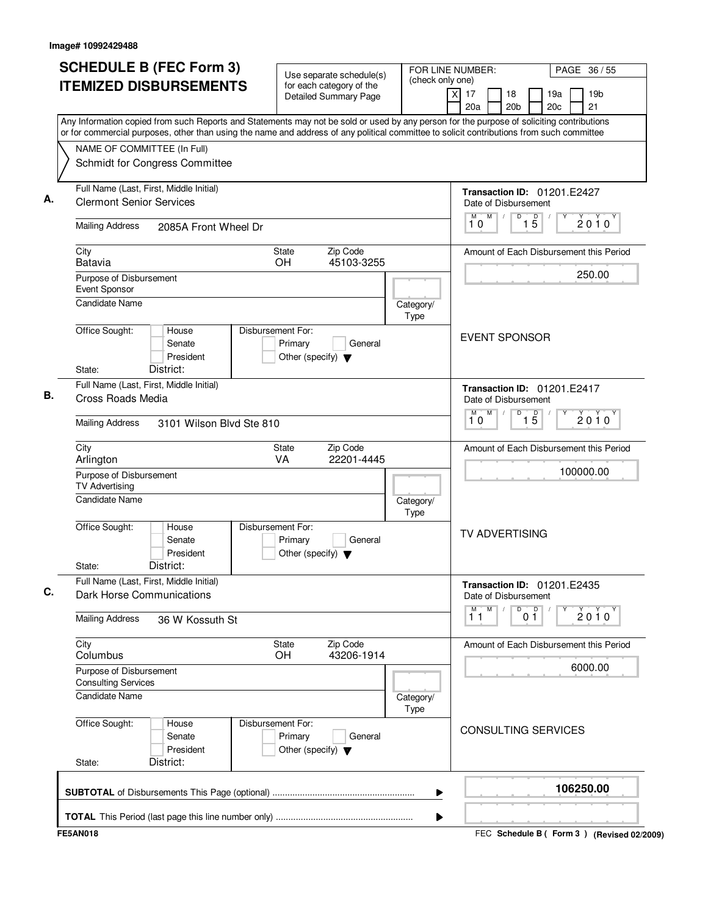Image# 10992429488

# SCHEDULE B (FEC Form 3)
## ITEMIZED DISBURSEMENTS

Use separate schedule(s) for each category of the Detailed Summary Page

FOR LINE NUMBER: (check only one)

[X] 17 [ ] 18 [ ] 19a [ ] 19b [ ] 20a [ ] 20b [ ] 20c [ ] 21

PAGE 36 / 55

Any Information copied from such Reports and Statements may not be sold or used by any person for the purpose of soliciting contributions or for commercial purposes, other than using the name and address of any political committee to solicit contributions from such committee

NAME OF COMMITTEE (In Full)
Schmidt for Congress Committee

---

**A.** Full Name (Last, First, Middle Initial): Clermont Senior Services

Mailing Address: 2085A Front Wheel Dr

City: Batavia | State: OH | Zip Code: 45103-3255

Purpose of Disbursement: Event Sponsor

Candidate Name:

Category/Type:

Office Sought: [ ] House [ ] Senate [ ] President

State: District:

Disbursement For: [ ] Primary [ ] General [ ] Other (specify)

Transaction ID: 01201.E2427

Date of Disbursement: 10 / 15 / 2010

Amount of Each Disbursement this Period: 250.00

EVENT SPONSOR

---

**B.** Full Name (Last, First, Middle Initial): Cross Roads Media

Mailing Address: 3101 Wilson Blvd Ste 810

City: Arlington | State: VA | Zip Code: 22201-4445

Purpose of Disbursement: TV Advertising

Candidate Name:

Category/Type:

Office Sought: [ ] House [ ] Senate [ ] President

State: District:

Disbursement For: [ ] Primary [ ] General [ ] Other (specify)

Transaction ID: 01201.E2417

Date of Disbursement: 10 / 15 / 2010

Amount of Each Disbursement this Period: 100000.00

TV ADVERTISING

---

**C.** Full Name (Last, First, Middle Initial): Dark Horse Communications

Mailing Address: 36 W Kossuth St

City: Columbus | State: OH | Zip Code: 43206-1914

Purpose of Disbursement: Consulting Services

Candidate Name:

Category/Type:

Office Sought: [ ] House [ ] Senate [ ] President

State: District:

Disbursement For: [ ] Primary [ ] General [ ] Other (specify)

Transaction ID: 01201.E2435

Date of Disbursement: 11 / 01 / 2010

Amount of Each Disbursement this Period: 6000.00

CONSULTING SERVICES

---

**SUBTOTAL** of Disbursements This Page (optional): **106250.00**

**TOTAL** This Period (last page this line number only):

FE5AN018 — FEC Schedule B ( Form 3 ) (Revised 02/2009)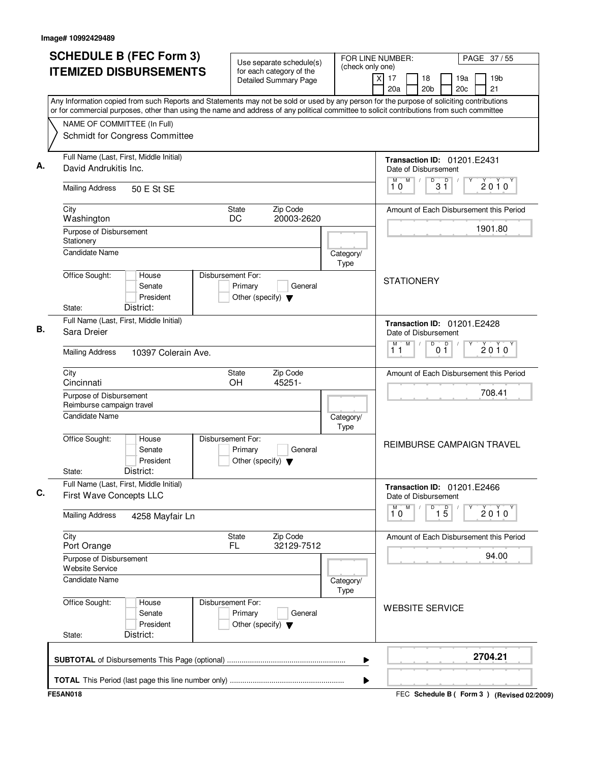Image# 10992429489

# SCHEDULE B (FEC Form 3) ITEMIZED DISBURSEMENTS

Use separate schedule(s) for each category of the Detailed Summary Page

FOR LINE NUMBER: (check only one)

- [X] 17
- [ ] 18
- [ ] 19a
- [ ] 19b
- [ ] 20a
- [ ] 20b
- [ ] 20c
- [ ] 21

Any Information copied from such Reports and Statements may not be sold or used by any person for the purpose of soliciting contributions or for commercial purposes, other than using the name and address of any political committee to solicit contributions from such committee

NAME OF COMMITTEE (In Full)
Schmidt for Congress Committee

---

**A.** Full Name (Last, First, Middle Initial): David Andrukitis Inc.

Mailing Address: 50 E St SE

City: Washington | State: DC | Zip Code: 20003-2620

Purpose of Disbursement: Stationery

Candidate Name:

Category/Type:

Office Sought: House / Senate / President — State: District:

Disbursement For: Primary / General / Other (specify)

Transaction ID: 01201.E2431

Date of Disbursement: 10/31/2010

Amount of Each Disbursement this Period: 1901.80

STATIONERY

---

**B.** Full Name (Last, First, Middle Initial): Sara Dreier

Mailing Address: 10397 Colerain Ave.

City: Cincinnati | State: OH | Zip Code: 45251-

Purpose of Disbursement: Reimburse campaign travel

Candidate Name:

Category/Type:

Office Sought: House / Senate / President — State: District:

Disbursement For: Primary / General / Other (specify)

Transaction ID: 01201.E2428

Date of Disbursement: 11/01/2010

Amount of Each Disbursement this Period: 708.41

REIMBURSE CAMPAIGN TRAVEL

---

**C.** Full Name (Last, First, Middle Initial): First Wave Concepts LLC

Mailing Address: 4258 Mayfair Ln

City: Port Orange | State: FL | Zip Code: 32129-7512

Purpose of Disbursement: Website Service

Candidate Name:

Category/Type:

Office Sought: House / Senate / President — State: District:

Disbursement For: Primary / General / Other (specify)

Transaction ID: 01201.E2466

Date of Disbursement: 10/15/2010

Amount of Each Disbursement this Period: 94.00

WEBSITE SERVICE

---

**SUBTOTAL** of Disbursements This Page (optional): **2704.21**

**TOTAL** This Period (last page this line number only):

FE5AN018 — FEC Schedule B ( Form 3 ) (Revised 02/2009)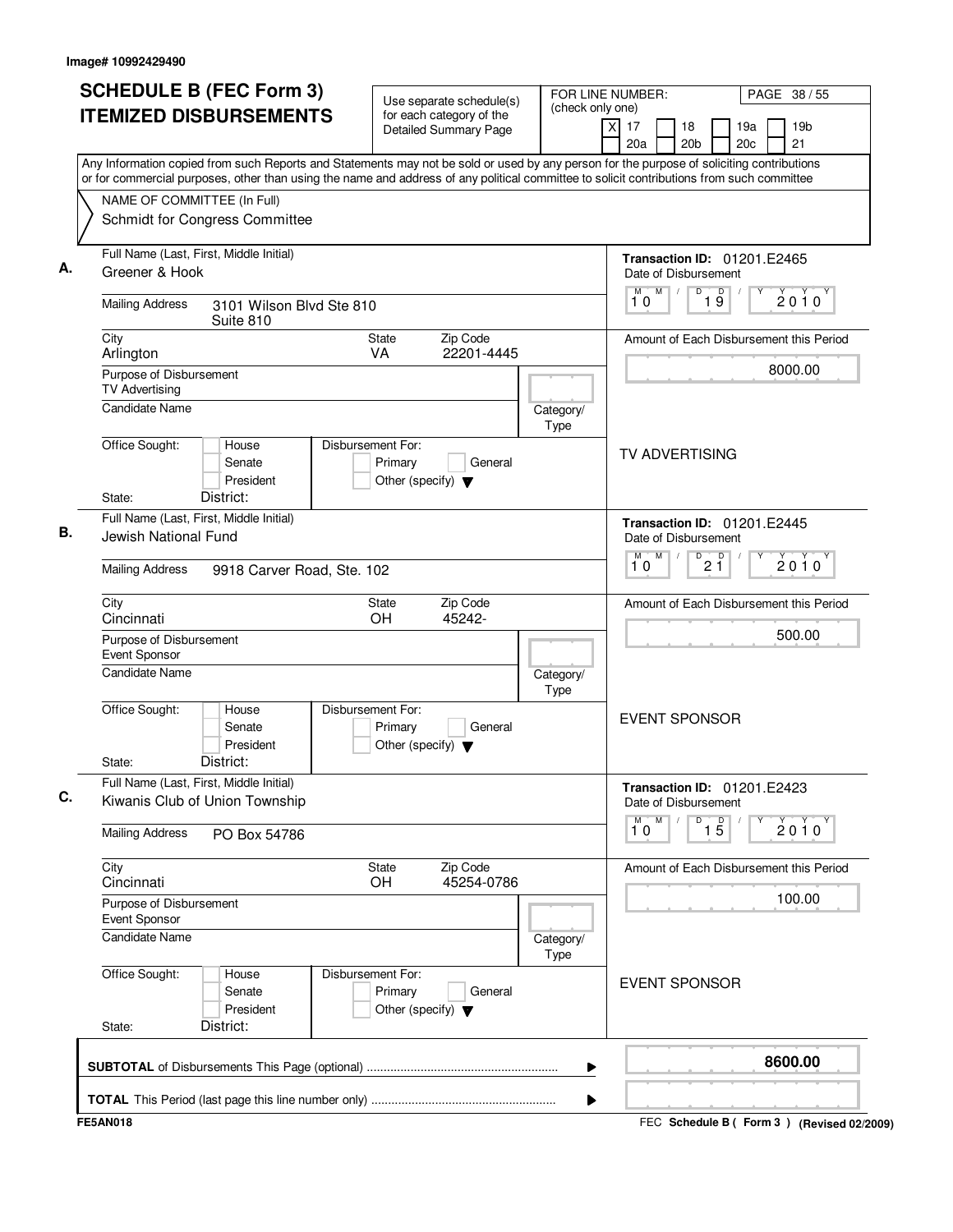Image# 10992429490

# SCHEDULE B (FEC Form 3)
# ITEMIZED DISBURSEMENTS

Use separate schedule(s) for each category of the Detailed Summary Page

FOR LINE NUMBER: (check only one)

- [X] 17
- [ ] 18
- [ ] 19a
- [ ] 19b
- [ ] 20a
- [ ] 20b
- [ ] 20c
- [ ] 21

PAGE 38 / 55

Any Information copied from such Reports and Statements may not be sold or used by any person for the purpose of soliciting contributions or for commercial purposes, other than using the name and address of any political committee to solicit contributions from such committee

NAME OF COMMITTEE (In Full)
Schmidt for Congress Committee

---

**A.** Full Name (Last, First, Middle Initial): Greener & Hook

Mailing Address: 3101 Wilson Blvd Ste 810, Suite 810

City: Arlington | State: VA | Zip Code: 22201-4445

Purpose of Disbursement: TV Advertising

Candidate Name:

Category/Type:

Office Sought: [ ] House [ ] Senate [ ] President

State: District:

Disbursement For: [ ] Primary [ ] General [ ] Other (specify)

Transaction ID: 01201.E2465

Date of Disbursement: 10 / 19 / 2010

Amount of Each Disbursement this Period: 8000.00

TV ADVERTISING

---

**B.** Full Name (Last, First, Middle Initial): Jewish National Fund

Mailing Address: 9918 Carver Road, Ste. 102

City: Cincinnati | State: OH | Zip Code: 45242-

Purpose of Disbursement: Event Sponsor

Candidate Name:

Category/Type:

Office Sought: [ ] House [ ] Senate [ ] President

State: District:

Disbursement For: [ ] Primary [ ] General [ ] Other (specify)

Transaction ID: 01201.E2445

Date of Disbursement: 10 / 21 / 2010

Amount of Each Disbursement this Period: 500.00

EVENT SPONSOR

---

**C.** Full Name (Last, First, Middle Initial): Kiwanis Club of Union Township

Mailing Address: PO Box 54786

City: Cincinnati | State: OH | Zip Code: 45254-0786

Purpose of Disbursement: Event Sponsor

Candidate Name:

Category/Type:

Office Sought: [ ] House [ ] Senate [ ] President

State: District:

Disbursement For: [ ] Primary [ ] General [ ] Other (specify)

Transaction ID: 01201.E2423

Date of Disbursement: 10 / 15 / 2010

Amount of Each Disbursement this Period: 100.00

EVENT SPONSOR

---

**SUBTOTAL** of Disbursements This Page (optional): 8600.00

**TOTAL** This Period (last page this line number only):

FE5AN018 — FEC **Schedule B ( Form 3 )** (Revised 02/2009)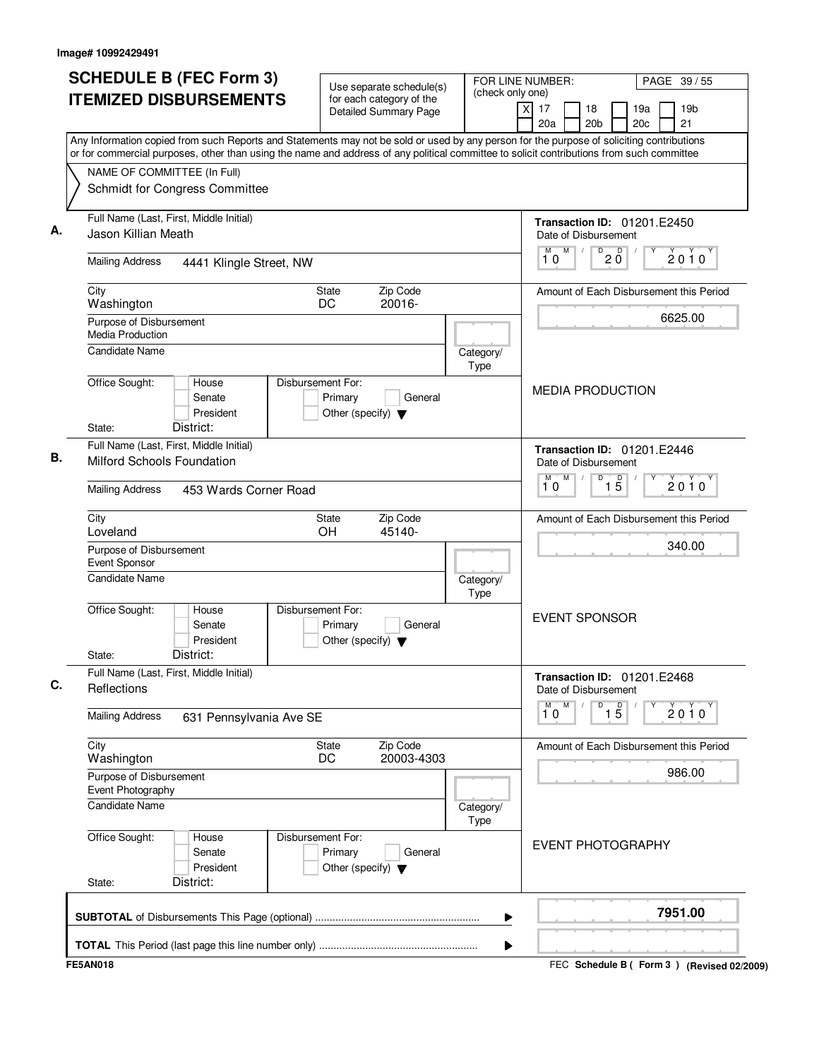Image# 10992429491

# SCHEDULE B (FEC Form 3)
## ITEMIZED DISBURSEMENTS

Use separate schedule(s) for each category of the Detailed Summary Page

FOR LINE NUMBER: (check only one)

- [X] 17
- [ ] 18
- [ ] 19a
- [ ] 19b
- [ ] 20a
- [ ] 20b
- [ ] 20c
- [ ] 21

Any Information copied from such Reports and Statements may not be sold or used by any person for the purpose of soliciting contributions or for commercial purposes, other than using the name and address of any political committee to solicit contributions from such committee

NAME OF COMMITTEE (In Full)
Schmidt for Congress Committee

**A.**

Full Name (Last, First, Middle Initial): Jason Killian Meath

Mailing Address: 4441 Klingle Street, NW

City: Washington | State: DC | Zip Code: 20016-

Purpose of Disbursement: Media Production

Candidate Name:

Category/Type:

Office Sought: House / Senate / President

State: District:

Disbursement For: Primary / General / Other (specify)

Transaction ID: 01201.E2450

Date of Disbursement: 10 / 20 / 2010

Amount of Each Disbursement this Period: 6625.00

MEDIA PRODUCTION

**B.**

Full Name (Last, First, Middle Initial): Milford Schools Foundation

Mailing Address: 453 Wards Corner Road

City: Loveland | State: OH | Zip Code: 45140-

Purpose of Disbursement: Event Sponsor

Candidate Name:

Category/Type:

Office Sought: House / Senate / President

State: District:

Disbursement For: Primary / General / Other (specify)

Transaction ID: 01201.E2446

Date of Disbursement: 10 / 15 / 2010

Amount of Each Disbursement this Period: 340.00

EVENT SPONSOR

**C.**

Full Name (Last, First, Middle Initial): Reflections

Mailing Address: 631 Pennsylvania Ave SE

City: Washington | State: DC | Zip Code: 20003-4303

Purpose of Disbursement: Event Photography

Candidate Name:

Category/Type:

Office Sought: House / Senate / President

State: District:

Disbursement For: Primary / General / Other (specify)

Transaction ID: 01201.E2468

Date of Disbursement: 10 / 15 / 2010

Amount of Each Disbursement this Period: 986.00

EVENT PHOTOGRAPHY

**SUBTOTAL** of Disbursements This Page (optional): **7951.00**

**TOTAL** This Period (last page this line number only):

FE5AN018

FEC **Schedule B ( Form 3 )** (Revised 02/2009)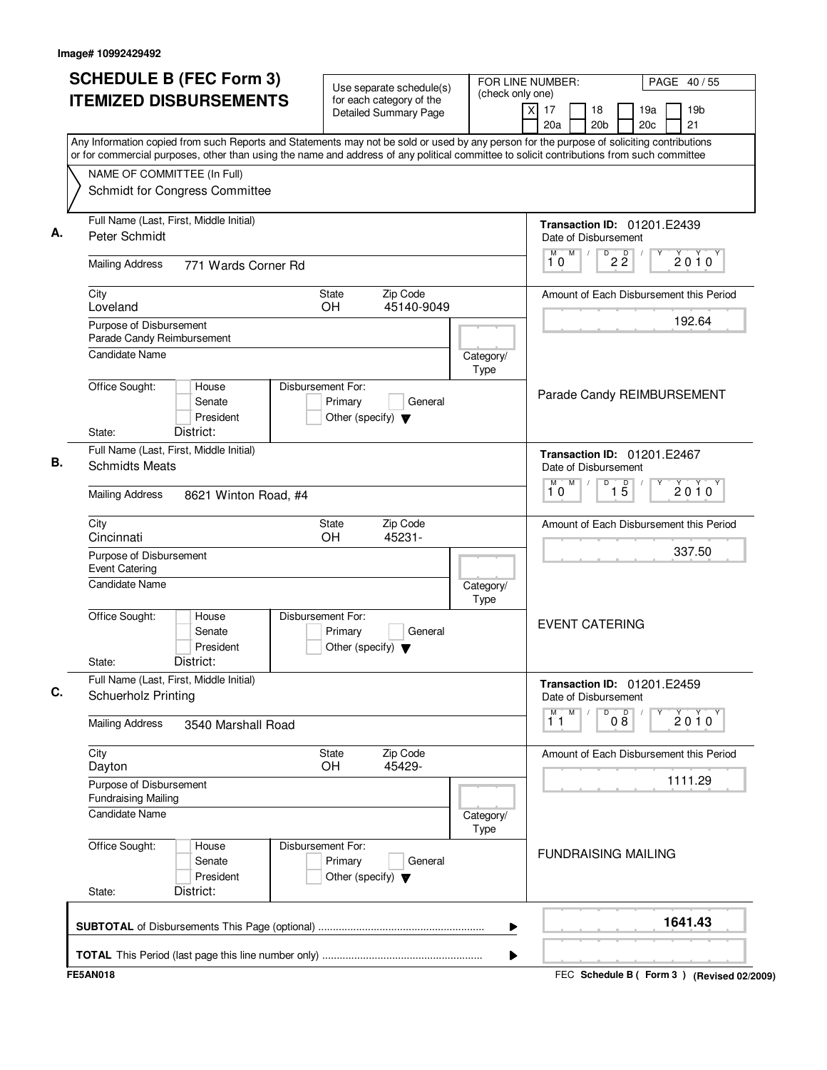Image# 10992429492

# SCHEDULE B (FEC Form 3)
## ITEMIZED DISBURSEMENTS

Use separate schedule(s) for each category of the Detailed Summary Page

FOR LINE NUMBER: (check only one)

[X] 17 [ ] 18 [ ] 19a [ ] 19b
[ ] 20a [ ] 20b [ ] 20c [ ] 21

Any Information copied from such Reports and Statements may not be sold or used by any person for the purpose of soliciting contributions or for commercial purposes, other than using the name and address of any political committee to solicit contributions from such committee

NAME OF COMMITTEE (In Full)
Schmidt for Congress Committee

---

**A.** Full Name (Last, First, Middle Initial): Peter Schmidt

Mailing Address: 771 Wards Corner Rd

City: Loveland | State: OH | Zip Code: 45140-9049

Purpose of Disbursement: Parade Candy Reimbursement

Candidate Name:

Category/Type:

Office Sought: [ ] House [ ] Senate [ ] President

State: District:

Disbursement For: [ ] Primary [ ] General [ ] Other (specify)

Transaction ID: 01201.E2439

Date of Disbursement: 10/22/2010

Amount of Each Disbursement this Period: 192.64

Parade Candy REIMBURSEMENT

---

**B.** Full Name (Last, First, Middle Initial): Schmidts Meats

Mailing Address: 8621 Winton Road, #4

City: Cincinnati | State: OH | Zip Code: 45231-

Purpose of Disbursement: Event Catering

Candidate Name:

Category/Type:

Office Sought: [ ] House [ ] Senate [ ] President

State: District:

Disbursement For: [ ] Primary [ ] General [ ] Other (specify)

Transaction ID: 01201.E2467

Date of Disbursement: 10/15/2010

Amount of Each Disbursement this Period: 337.50

EVENT CATERING

---

**C.** Full Name (Last, First, Middle Initial): Schuerholz Printing

Mailing Address: 3540 Marshall Road

City: Dayton | State: OH | Zip Code: 45429-

Purpose of Disbursement: Fundraising Mailing

Candidate Name:

Category/Type:

Office Sought: [ ] House [ ] Senate [ ] President

State: District:

Disbursement For: [ ] Primary [ ] General [ ] Other (specify)

Transaction ID: 01201.E2459

Date of Disbursement: 11/08/2010

Amount of Each Disbursement this Period: 1111.29

FUNDRAISING MAILING

---

**SUBTOTAL** of Disbursements This Page (optional) ........................................................ 1641.43

**TOTAL** This Period (last page this line number only) ......................................................

FE5AN018

FEC **Schedule B ( Form 3 )** (Revised 02/2009)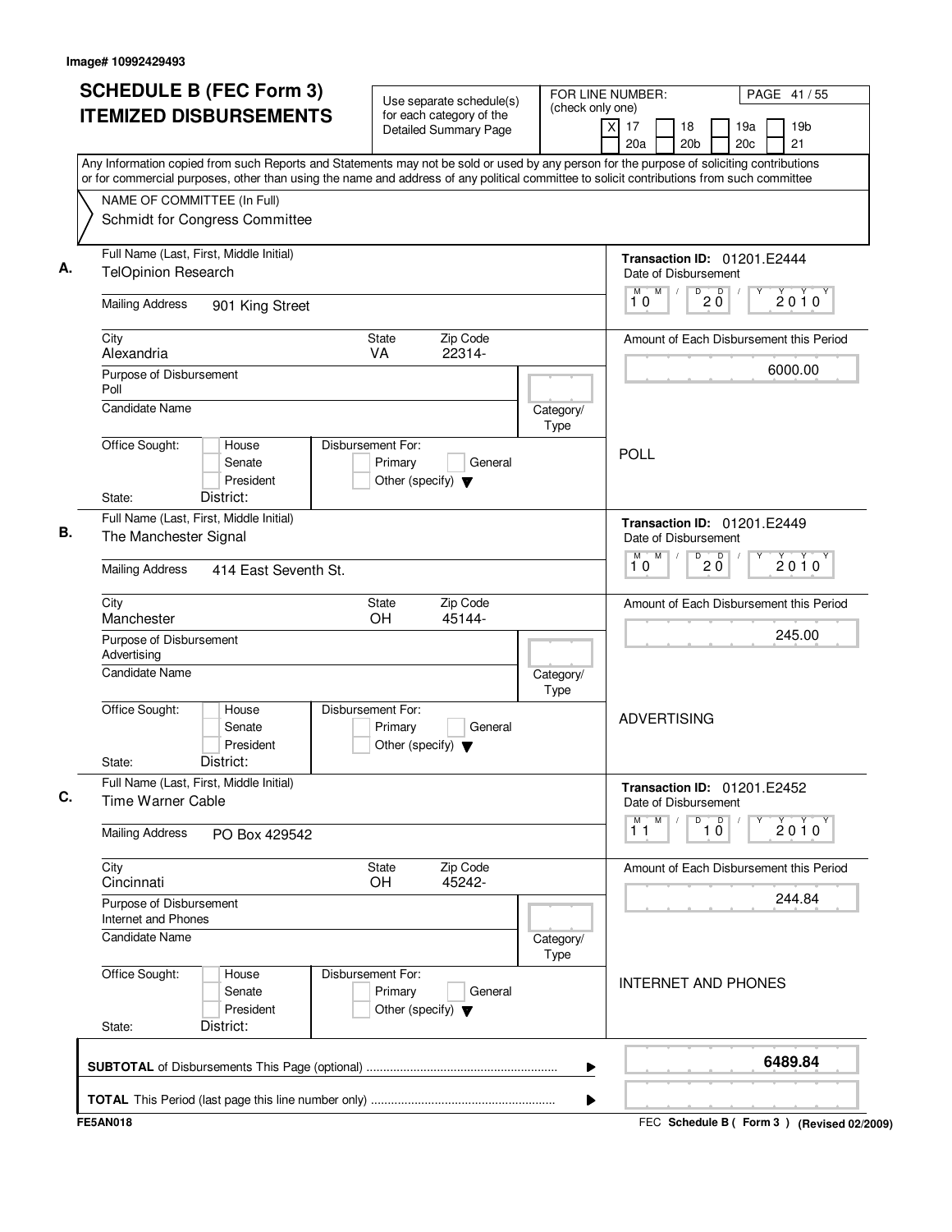Image# 10992429493

# SCHEDULE B (FEC Form 3) ITEMIZED DISBURSEMENTS

Use separate schedule(s) for each category of the Detailed Summary Page

FOR LINE NUMBER: (check only one)

[X] 17 [ ] 18 [ ] 19a [ ] 19b [ ] 20a [ ] 20b [ ] 20c [ ] 21

PAGE 41 / 55

Any Information copied from such Reports and Statements may not be sold or used by any person for the purpose of soliciting contributions or for commercial purposes, other than using the name and address of any political committee to solicit contributions from such committee

NAME OF COMMITTEE (In Full)
Schmidt for Congress Committee

## A.

Full Name (Last, First, Middle Initial): TelOpinion Research

Mailing Address: 901 King Street

City: Alexandria | State: VA | Zip Code: 22314-

Purpose of Disbursement: Poll

Candidate Name:

Category/Type:

Office Sought: [ ] House [ ] Senate [ ] President

State: District:

Disbursement For: [ ] Primary [ ] General [ ] Other (specify)

Transaction ID: 01201.E2444

Date of Disbursement: 10 / 20 / 2010

Amount of Each Disbursement this Period: 6000.00

POLL

## B.

Full Name (Last, First, Middle Initial): The Manchester Signal

Mailing Address: 414 East Seventh St.

City: Manchester | State: OH | Zip Code: 45144-

Purpose of Disbursement: Advertising

Candidate Name:

Category/Type:

Office Sought: [ ] House [ ] Senate [ ] President

State: District:

Disbursement For: [ ] Primary [ ] General [ ] Other (specify)

Transaction ID: 01201.E2449

Date of Disbursement: 10 / 20 / 2010

Amount of Each Disbursement this Period: 245.00

ADVERTISING

## C.

Full Name (Last, First, Middle Initial): Time Warner Cable

Mailing Address: PO Box 429542

City: Cincinnati | State: OH | Zip Code: 45242-

Purpose of Disbursement: Internet and Phones

Candidate Name:

Category/Type:

Office Sought: [ ] House [ ] Senate [ ] President

State: District:

Disbursement For: [ ] Primary [ ] General [ ] Other (specify)

Transaction ID: 01201.E2452

Date of Disbursement: 11 / 10 / 2010

Amount of Each Disbursement this Period: 244.84

INTERNET AND PHONES

**SUBTOTAL** of Disbursements This Page (optional): **6489.84**

**TOTAL** This Period (last page this line number only):

FE5AN018 | FEC **Schedule B ( Form 3 )** **(Revised 02/2009)**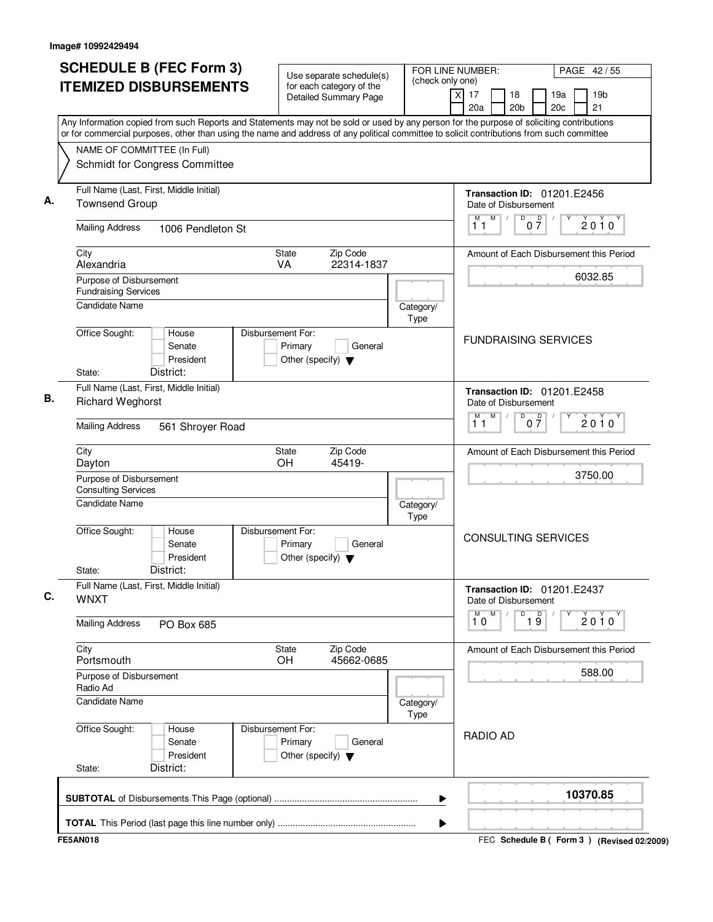Image# 10992429494

# SCHEDULE B (FEC Form 3)
# ITEMIZED DISBURSEMENTS

Use separate schedule(s) for each category of the Detailed Summary Page

FOR LINE NUMBER: (check only one)
[X] 17 [ ] 18 [ ] 19a [ ] 19b [ ] 20a [ ] 20b [ ] 20c [ ] 21

PAGE 42 / 55

Any Information copied from such Reports and Statements may not be sold or used by any person for the purpose of soliciting contributions or for commercial purposes, other than using the name and address of any political committee to solicit contributions from such committee

NAME OF COMMITTEE (In Full)
Schmidt for Congress Committee

**A.**
Full Name (Last, First, Middle Initial): Townsend Group
Mailing Address: 1006 Pendleton St
City: Alexandria State: VA Zip Code: 22314-1837
Purpose of Disbursement: Fundraising Services
Candidate Name:
Category/Type:
Office Sought: House / Senate / President
State: District:
Disbursement For: Primary / General / Other (specify)
Transaction ID: 01201.E2456
Date of Disbursement: 11 / 07 / 2010
Amount of Each Disbursement this Period: 6032.85
FUNDRAISING SERVICES

**B.**
Full Name (Last, First, Middle Initial): Richard Weghorst
Mailing Address: 561 Shroyer Road
City: Dayton State: OH Zip Code: 45419-
Purpose of Disbursement: Consulting Services
Candidate Name:
Category/Type:
Office Sought: House / Senate / President
State: District:
Disbursement For: Primary / General / Other (specify)
Transaction ID: 01201.E2458
Date of Disbursement: 11 / 07 / 2010
Amount of Each Disbursement this Period: 3750.00
CONSULTING SERVICES

**C.**
Full Name (Last, First, Middle Initial): WNXT
Mailing Address: PO Box 685
City: Portsmouth State: OH Zip Code: 45662-0685
Purpose of Disbursement: Radio Ad
Candidate Name:
Category/Type:
Office Sought: House / Senate / President
State: District:
Disbursement For: Primary / General / Other (specify)
Transaction ID: 01201.E2437
Date of Disbursement: 10 / 19 / 2010
Amount of Each Disbursement this Period: 588.00
RADIO AD

**SUBTOTAL** of Disbursements This Page (optional) ........ **10370.85**

**TOTAL** This Period (last page this line number only) ........

FE5AN018 FEC **Schedule B ( Form 3 )** (Revised 02/2009)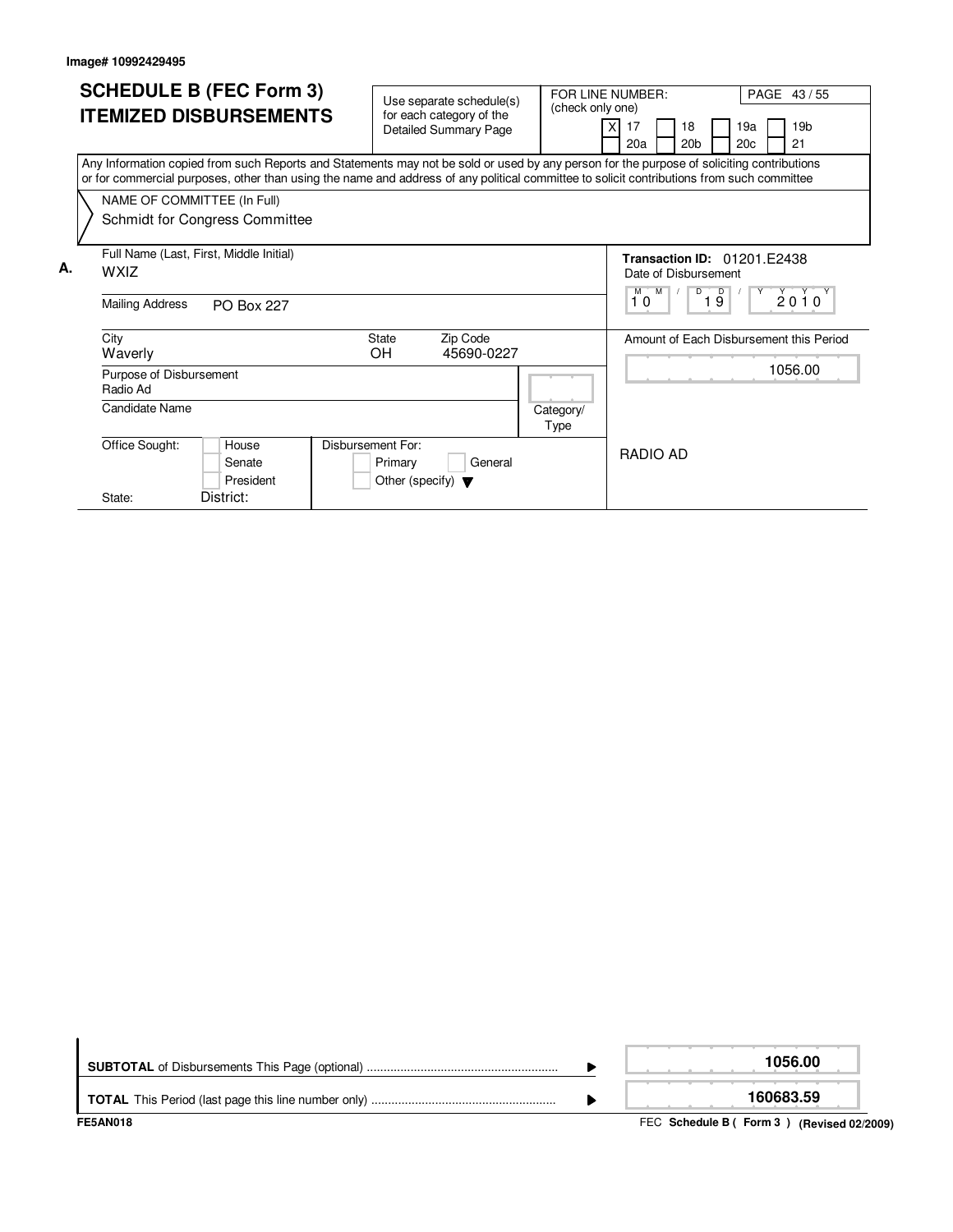Image# 10992429495

# SCHEDULE B (FEC Form 3)
# ITEMIZED DISBURSEMENTS

Use separate schedule(s) for each category of the Detailed Summary Page

FOR LINE NUMBER: (check only one)

- [X] 17
- [ ] 18
- [ ] 19a
- [ ] 19b
- [ ] 20a
- [ ] 20b
- [ ] 20c
- [ ] 21

Any Information copied from such Reports and Statements may not be sold or used by any person for the purpose of soliciting contributions or for commercial purposes, other than using the name and address of any political committee to solicit contributions from such committee

NAME OF COMMITTEE (In Full)
Schmidt for Congress Committee

**A.**

Full Name (Last, First, Middle Initial): WXIZ

Mailing Address: PO Box 227

City: Waverly | State: OH | Zip Code: 45690-0227

Purpose of Disbursement: Radio Ad

Candidate Name:

Category/Type:

Office Sought: [ ] House [ ] Senate [ ] President

State: District:

Disbursement For: [ ] Primary [ ] General [ ] Other (specify)

**Transaction ID:** 01201.E2438

Date of Disbursement: 10 / 19 / 2010

Amount of Each Disbursement this Period: 1056.00

RADIO AD

| | |
|---|---|
| **SUBTOTAL** of Disbursements This Page (optional) | **1056.00** |
| **TOTAL** This Period (last page this line number only) | **160683.59** |

FE5AN018

FEC **Schedule B ( Form 3 ) (Revised 02/2009)**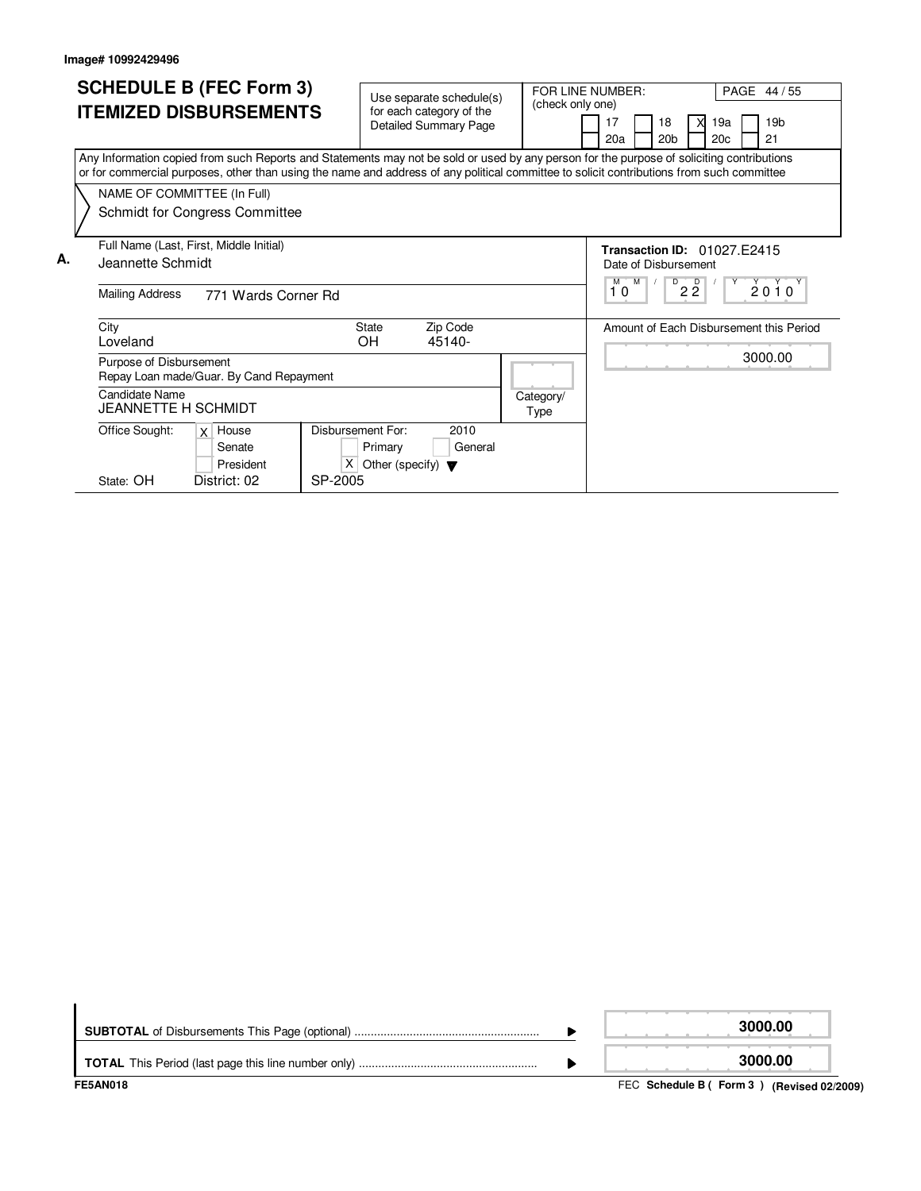Image# 10992429496

# SCHEDULE B (FEC Form 3)
# ITEMIZED DISBURSEMENTS

Use separate schedule(s) for each category of the Detailed Summary Page

FOR LINE NUMBER: (check only one)

| | | | |
|---|---|---|---|
| [ ] 17 | [ ] 18 | [X] 19a | [ ] 19b |
| [ ] 20a | [ ] 20b | [ ] 20c | [ ] 21 |

Any Information copied from such Reports and Statements may not be sold or used by any person for the purpose of soliciting contributions or for commercial purposes, other than using the name and address of any political committee to solicit contributions from such committee

NAME OF COMMITTEE (In Full)
Schmidt for Congress Committee

**A.**

Full Name (Last, First, Middle Initial): Jeannette Schmidt

Mailing Address: 771 Wards Corner Rd

City: Loveland | State: OH | Zip Code: 45140-

Purpose of Disbursement: Repay Loan made/Guar. By Cand Repayment

Candidate Name: JEANNETTE H SCHMIDT

Category/Type:

Office Sought: [X] House [ ] Senate [ ] President

State: OH District: 02

Disbursement For: 2010 [ ] Primary [ ] General [X] Other (specify) SP-2005

**Transaction ID:** 01027.E2415

Date of Disbursement: 10/22/2010

Amount of Each Disbursement this Period: 3000.00

| | |
|---|---|
| **SUBTOTAL** of Disbursements This Page (optional) | **3000.00** |
| **TOTAL** This Period (last page this line number only) | **3000.00** |

FE5AN018

FEC **Schedule B ( Form 3 ) (Revised 02/2009)**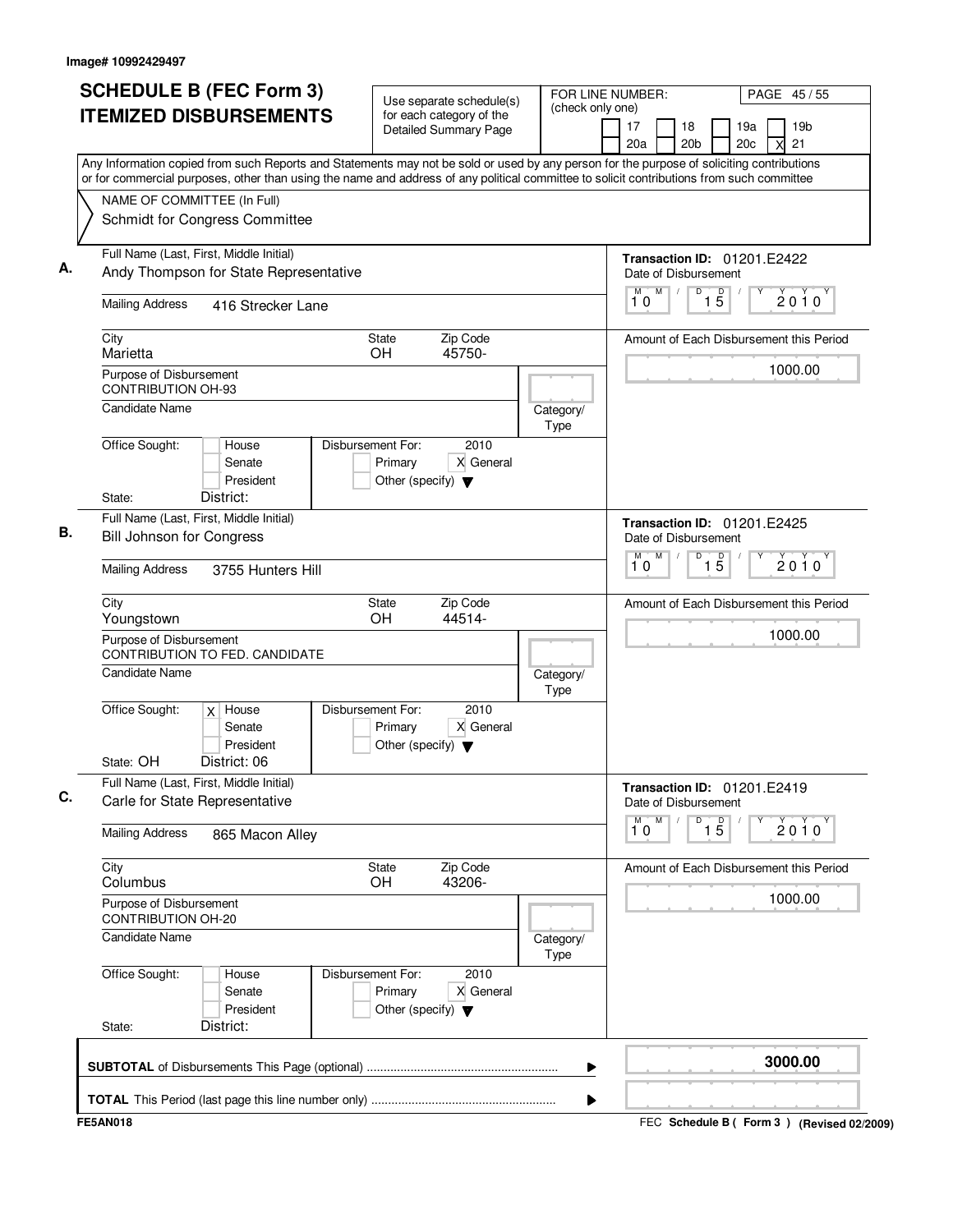Image# 10992429497

# SCHEDULE B (FEC Form 3) ITEMIZED DISBURSEMENTS

Use separate schedule(s) for each category of the Detailed Summary Page

FOR LINE NUMBER: (check only one)
17 | 18 | 19a | 19b | 20a | 20b | 20c | X 21

PAGE 45 / 55

Any Information copied from such Reports and Statements may not be sold or used by any person for the purpose of soliciting contributions or for commercial purposes, other than using the name and address of any political committee to solicit contributions from such committee

NAME OF COMMITTEE (In Full)
Schmidt for Congress Committee

---

**A.** Full Name (Last, First, Middle Initial): Andy Thompson for State Representative

Mailing Address: 416 Strecker Lane

City: Marietta | State: OH | Zip Code: 45750-

Purpose of Disbursement: CONTRIBUTION OH-93

Candidate Name:

Category/Type:

Office Sought: House / Senate / President

State: | District:

Disbursement For: 2010 — Primary / X General / Other (specify)

Transaction ID: 01201.E2422

Date of Disbursement: 10/15/2010

Amount of Each Disbursement this Period: 1000.00

---

**B.** Full Name (Last, First, Middle Initial): Bill Johnson for Congress

Mailing Address: 3755 Hunters Hill

City: Youngstown | State: OH | Zip Code: 44514-

Purpose of Disbursement: CONTRIBUTION TO FED. CANDIDATE

Candidate Name:

Category/Type:

Office Sought: X House / Senate / President

State: OH | District: 06

Disbursement For: 2010 — Primary / X General / Other (specify)

Transaction ID: 01201.E2425

Date of Disbursement: 10/15/2010

Amount of Each Disbursement this Period: 1000.00

---

**C.** Full Name (Last, First, Middle Initial): Carle for State Representative

Mailing Address: 865 Macon Alley

City: Columbus | State: OH | Zip Code: 43206-

Purpose of Disbursement: CONTRIBUTION OH-20

Candidate Name:

Category/Type:

Office Sought: House / Senate / President

State: | District:

Disbursement For: 2010 — Primary / X General / Other (specify)

Transaction ID: 01201.E2419

Date of Disbursement: 10/15/2010

Amount of Each Disbursement this Period: 1000.00

---

**SUBTOTAL** of Disbursements This Page (optional): 3000.00

**TOTAL** This Period (last page this line number only):

FE5AN018 — FEC Schedule B ( Form 3 ) (Revised 02/2009)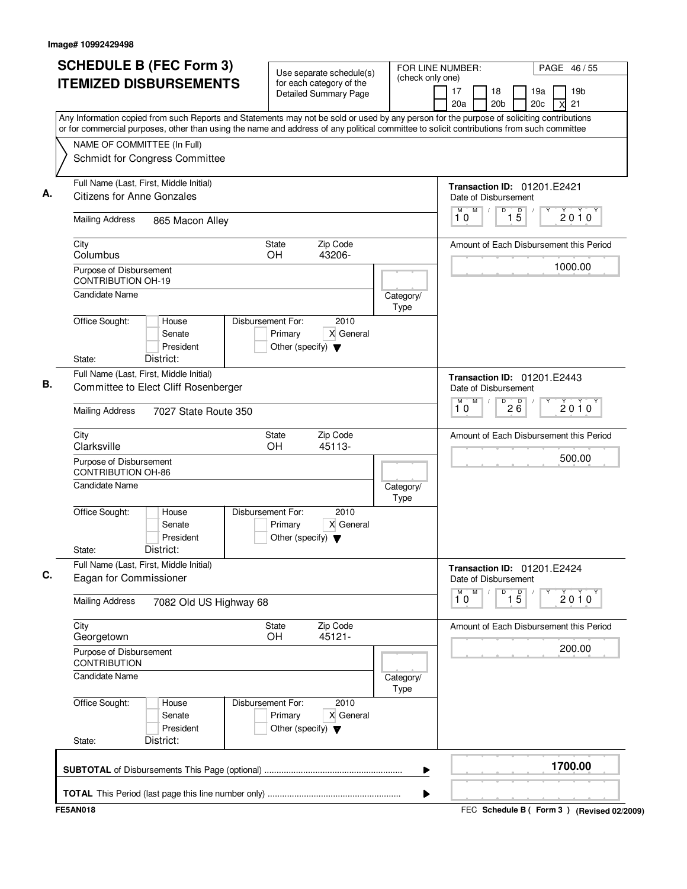Image# 10992429498

# SCHEDULE B (FEC Form 3)
# ITEMIZED DISBURSEMENTS

Use separate schedule(s) for each category of the Detailed Summary Page

FOR LINE NUMBER: (check only one)

17 | 18 | 19a | 19b | 20a | 20b | 20c | X 21

Any Information copied from such Reports and Statements may not be sold or used by any person for the purpose of soliciting contributions or for commercial purposes, other than using the name and address of any political committee to solicit contributions from such committee

NAME OF COMMITTEE (In Full)
Schmidt for Congress Committee

**A.** Full Name (Last, First, Middle Initial): Citizens for Anne Gonzales
Mailing Address: 865 Macon Alley
City: Columbus | State: OH | Zip Code: 43206-
Purpose of Disbursement: CONTRIBUTION OH-19
Candidate Name:
Category/Type:
Office Sought: House / Senate / President
State: | District:
Disbursement For: 2010 Primary | X General | Other (specify)
Transaction ID: 01201.E2421
Date of Disbursement: 10/15/2010
Amount of Each Disbursement this Period: 1000.00

**B.** Full Name (Last, First, Middle Initial): Committee to Elect Cliff Rosenberger
Mailing Address: 7027 State Route 350
City: Clarksville | State: OH | Zip Code: 45113-
Purpose of Disbursement: CONTRIBUTION OH-86
Candidate Name:
Category/Type:
Office Sought: House / Senate / President
State: | District:
Disbursement For: 2010 Primary | X General | Other (specify)
Transaction ID: 01201.E2443
Date of Disbursement: 10/26/2010
Amount of Each Disbursement this Period: 500.00

**C.** Full Name (Last, First, Middle Initial): Eagan for Commissioner
Mailing Address: 7082 Old US Highway 68
City: Georgetown | State: OH | Zip Code: 45121-
Purpose of Disbursement: CONTRIBUTION
Candidate Name:
Category/Type:
Office Sought: House / Senate / President
State: | District:
Disbursement For: 2010 Primary | X General | Other (specify)
Transaction ID: 01201.E2424
Date of Disbursement: 10/15/2010
Amount of Each Disbursement this Period: 200.00

**SUBTOTAL** of Disbursements This Page (optional): 1700.00

**TOTAL** This Period (last page this line number only):

FE5AN018 — FEC Schedule B ( Form 3 ) (Revised 02/2009)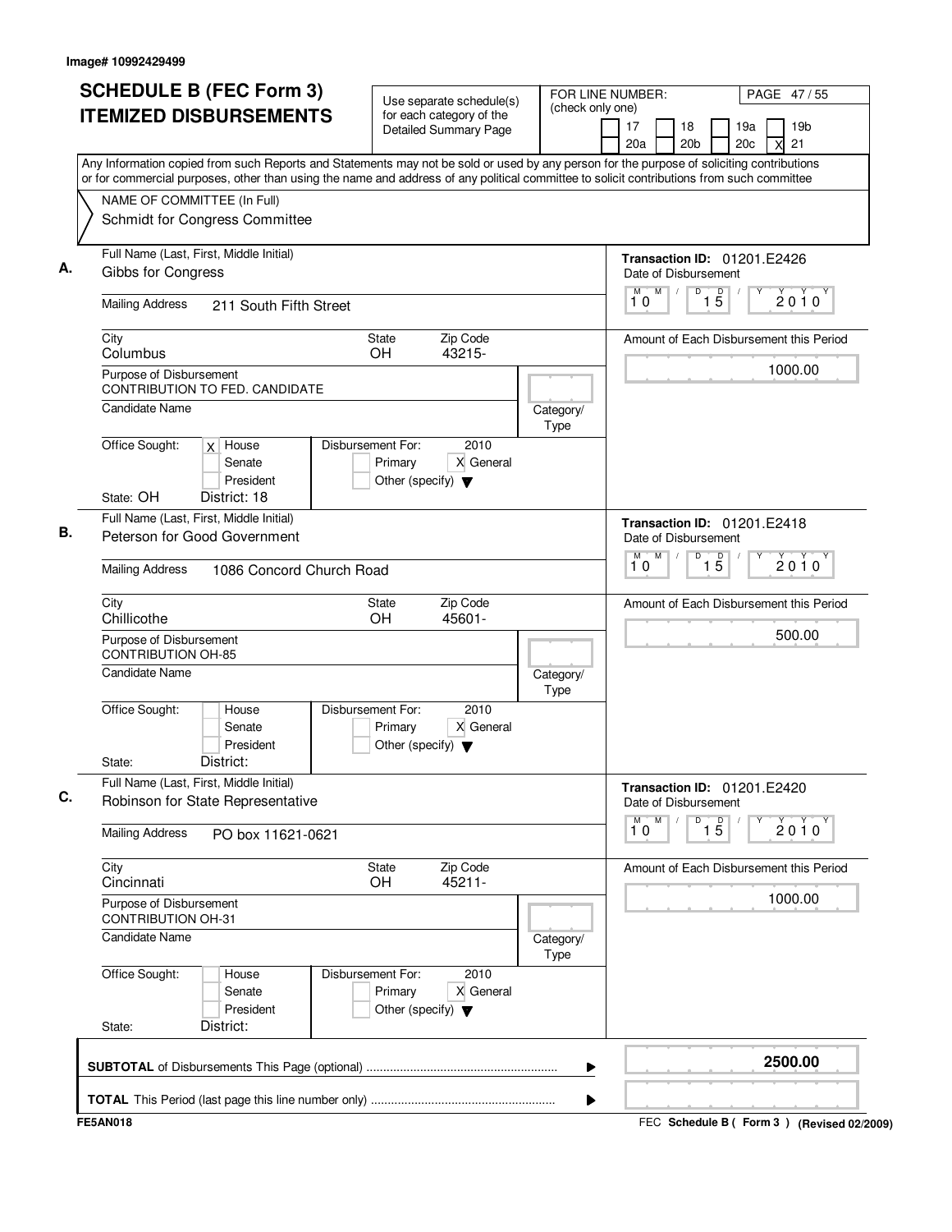Image# 10992429499

# SCHEDULE B (FEC Form 3) ITEMIZED DISBURSEMENTS

Use separate schedule(s) for each category of the Detailed Summary Page

FOR LINE NUMBER: (check only one)

17 | 18 | 19a | 19b | 20a | 20b | 20c | X 21

PAGE 47 / 55

Any Information copied from such Reports and Statements may not be sold or used by any person for the purpose of soliciting contributions or for commercial purposes, other than using the name and address of any political committee to solicit contributions from such committee

NAME OF COMMITTEE (In Full)
Schmidt for Congress Committee

---

**A.** Full Name (Last, First, Middle Initial): Gibbs for Congress

Transaction ID: 01201.E2426

Mailing Address: 211 South Fifth Street

Date of Disbursement: 10 / 15 / 2010

City: Columbus | State: OH | Zip Code: 43215-

Amount of Each Disbursement this Period: 1000.00

Purpose of Disbursement: CONTRIBUTION TO FED. CANDIDATE

Candidate Name:

Category/Type:

Office Sought: X House / Senate / President

Disbursement For: 2010 — Primary / X General / Other (specify)

State: OH District: 18

---

**B.** Full Name (Last, First, Middle Initial): Peterson for Good Government

Transaction ID: 01201.E2418

Mailing Address: 1086 Concord Church Road

Date of Disbursement: 10 / 15 / 2010

City: Chillicothe | State: OH | Zip Code: 45601-

Amount of Each Disbursement this Period: 500.00

Purpose of Disbursement: CONTRIBUTION OH-85

Candidate Name:

Category/Type:

Office Sought: House / Senate / President

Disbursement For: 2010 — Primary / X General / Other (specify)

State: District:

---

**C.** Full Name (Last, First, Middle Initial): Robinson for State Representative

Transaction ID: 01201.E2420

Mailing Address: PO box 11621-0621

Date of Disbursement: 10 / 15 / 2010

City: Cincinnati | State: OH | Zip Code: 45211-

Amount of Each Disbursement this Period: 1000.00

Purpose of Disbursement: CONTRIBUTION OH-31

Candidate Name:

Category/Type:

Office Sought: House / Senate / President

Disbursement For: 2010 — Primary / X General / Other (specify)

State: District:

---

**SUBTOTAL** of Disbursements This Page (optional): 2500.00

**TOTAL** This Period (last page this line number only):

FE5AN018

FEC Schedule B ( Form 3 ) (Revised 02/2009)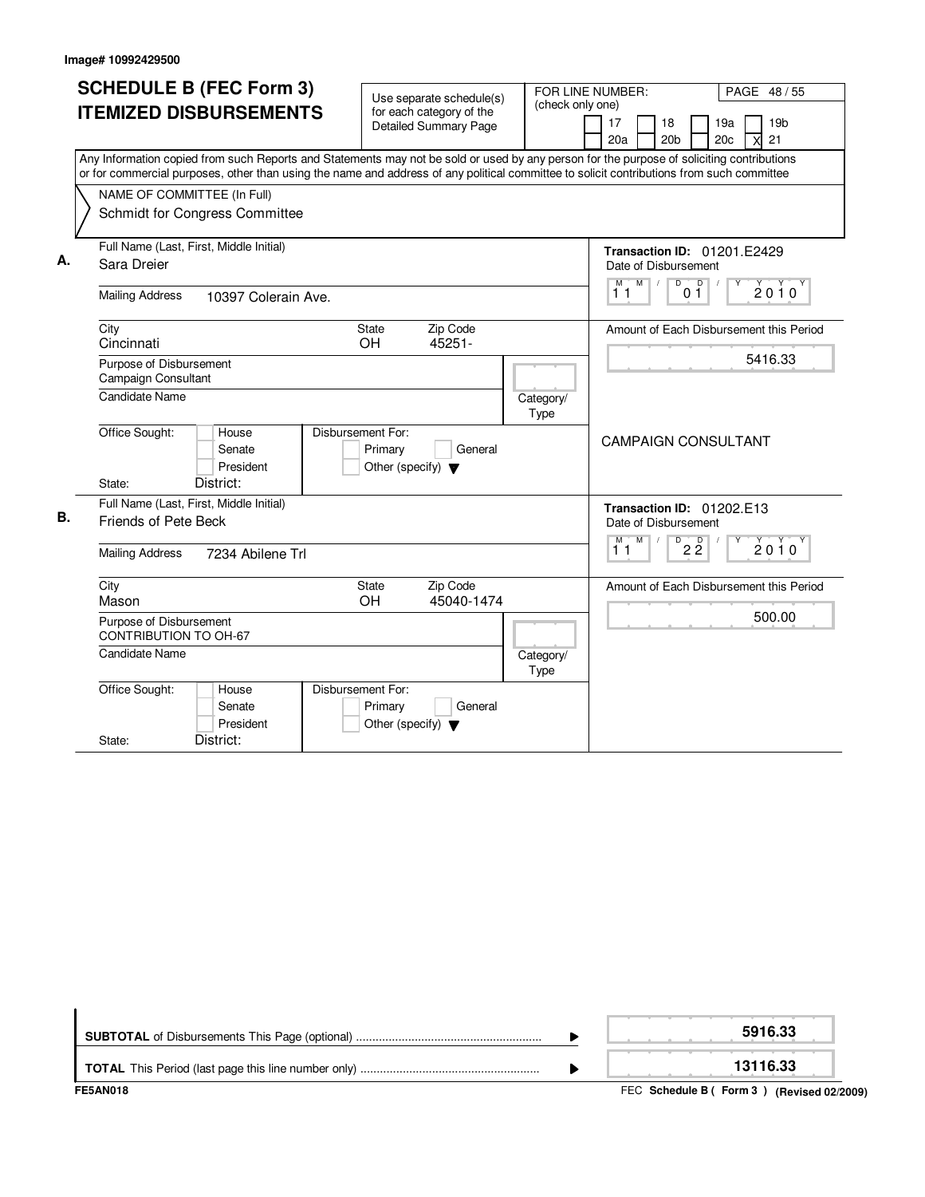Image# 10992429500

# SCHEDULE B (FEC Form 3)
# ITEMIZED DISBURSEMENTS

Use separate schedule(s) for each category of the Detailed Summary Page

FOR LINE NUMBER: (check only one)

17 | 18 | 19a | 19b | 20a | 20b | 20c | X 21

PAGE 48 / 55

Any Information copied from such Reports and Statements may not be sold or used by any person for the purpose of soliciting contributions or for commercial purposes, other than using the name and address of any political committee to solicit contributions from such committee

NAME OF COMMITTEE (In Full)
Schmidt for Congress Committee

**A.**

Full Name (Last, First, Middle Initial): Sara Dreier

Mailing Address: 10397 Colerain Ave.

City: Cincinnati | State: OH | Zip Code: 45251-

Purpose of Disbursement: Campaign Consultant

Candidate Name:

Category/Type:

Office Sought: House / Senate / President

State: District:

Disbursement For: Primary / General / Other (specify)

Transaction ID: 01201.E2429

Date of Disbursement: 11 / 01 / 2010

Amount of Each Disbursement this Period: 5416.33

CAMPAIGN CONSULTANT

**B.**

Full Name (Last, First, Middle Initial): Friends of Pete Beck

Mailing Address: 7234 Abilene Trl

City: Mason | State: OH | Zip Code: 45040-1474

Purpose of Disbursement: CONTRIBUTION TO OH-67

Candidate Name:

Category/Type:

Office Sought: House / Senate / President

State: District:

Disbursement For: Primary / General / Other (specify)

Transaction ID: 01202.E13

Date of Disbursement: 11 / 22 / 2010

Amount of Each Disbursement this Period: 500.00

| | |
|---|---|
| **SUBTOTAL** of Disbursements This Page (optional) | 5916.33 |
| **TOTAL** This Period (last page this line number only) | 13116.33 |

FE5AN018

FEC **Schedule B ( Form 3 )** **(Revised 02/2009)**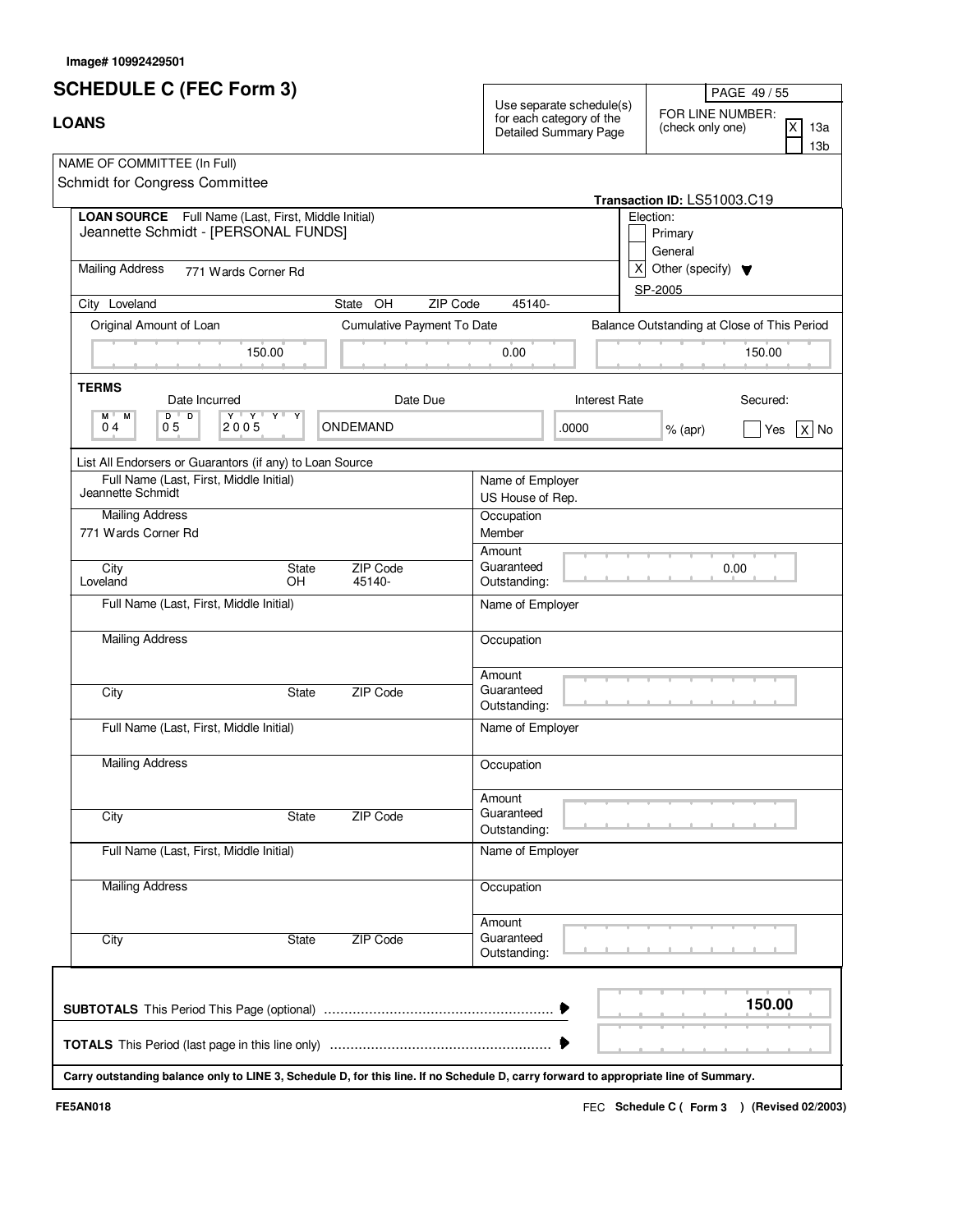Image# 10992429501

# SCHEDULE C (FEC Form 3)

## LOANS

Use separate schedule(s) for each category of the Detailed Summary Page

FOR LINE NUMBER: (check only one)

- [X] 13a
- [ ] 13b

NAME OF COMMITTEE (In Full)
Schmidt for Congress Committee

Transaction ID: LS51003.C19

**LOAN SOURCE** Full Name (Last, First, Middle Initial)
Jeannette Schmidt - [PERSONAL FUNDS]

Mailing Address 771 Wards Corner Rd

City Loveland State OH ZIP Code 45140-

Election:

- [ ] Primary
- [ ] General
- [X] Other (specify) SP-2005

| Original Amount of Loan | Cumulative Payment To Date | Balance Outstanding at Close of This Period |
|---|---|---|
| 150.00 | 0.00 | 150.00 |

**TERMS**

| Date Incurred | Date Due | Interest Rate | Secured |
|---|---|---|---|
| 04 05 2005 | ONDEMAND | .0000 % (apr) | [ ] Yes [X] No |

List All Endorsers or Guarantors (if any) to Loan Source

| Full Name (Last, First, Middle Initial) | Mailing Address | City | State | ZIP Code | Name of Employer | Occupation | Amount Guaranteed Outstanding |
|---|---|---|---|---|---|---|---|
| Jeannette Schmidt | 771 Wards Corner Rd | Loveland | OH | 45140- | US House of Rep. | Member | 0.00 |
| | | | | | | | |
| | | | | | | | |
| | | | | | | | |

**SUBTOTALS** This Period This Page (optional) ........ **150.00**

**TOTALS** This Period (last page in this line only) ........

**Carry outstanding balance only to LINE 3, Schedule D, for this line. If no Schedule D, carry forward to appropriate line of Summary.**

FE5AN018

FEC **Schedule C ( Form 3 ) (Revised 02/2003)**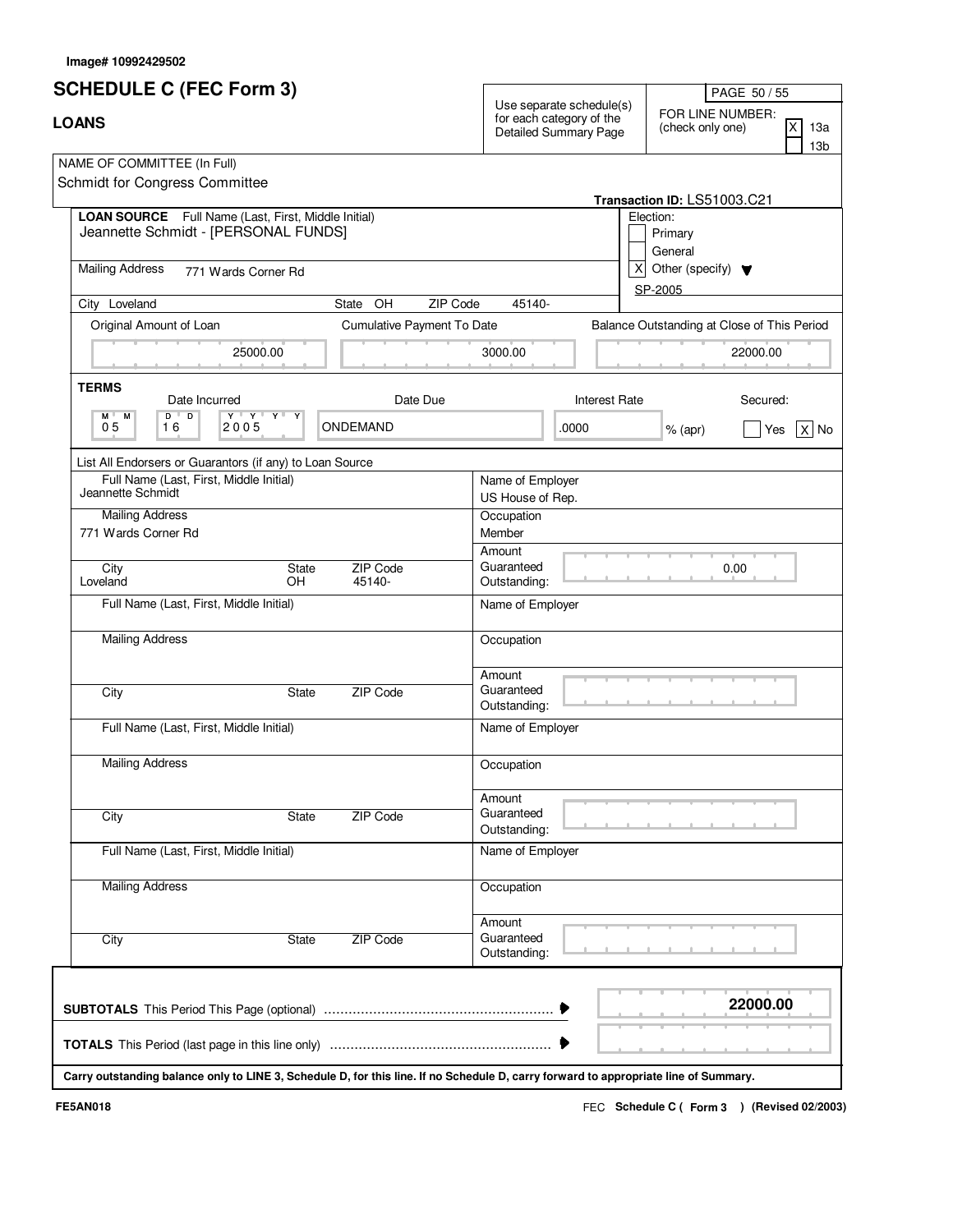Image# 10992429502

# SCHEDULE C (FEC Form 3)

## LOANS

Use separate schedule(s) for each category of the Detailed Summary Page

FOR LINE NUMBER: (check only one)
- [X] 13a
- [ ] 13b

NAME OF COMMITTEE (In Full)
Schmidt for Congress Committee

Transaction ID: LS51003.C21

**LOAN SOURCE** Full Name (Last, First, Middle Initial)
Jeannette Schmidt - [PERSONAL FUNDS]

Election:
- [ ] Primary
- [ ] General
- [X] Other (specify) SP-2005

Mailing Address: 771 Wards Corner Rd

City: Loveland | State: OH | ZIP Code: 45140-

| Original Amount of Loan | Cumulative Payment To Date | Balance Outstanding at Close of This Period |
|---|---|---|
| 25000.00 | 3000.00 | 22000.00 |

**TERMS**

| Date Incurred | Date Due | Interest Rate | Secured |
|---|---|---|---|
| 05 16 2005 | ONDEMAND | .0000 % (apr) | [ ] Yes [X] No |

List All Endorsers or Guarantors (if any) to Loan Source

| Full Name (Last, First, Middle Initial) | Name of Employer |
|---|---|
| Jeannette Schmidt | US House of Rep. |
| Mailing Address: 771 Wards Corner Rd | Occupation: Member |
| City: Loveland, State: OH, ZIP Code: 45140- | Amount Guaranteed Outstanding: 0.00 |

| Full Name (Last, First, Middle Initial) | Name of Employer |
|---|---|
| Mailing Address | Occupation |
| City, State, ZIP Code | Amount Guaranteed Outstanding: |

| Full Name (Last, First, Middle Initial) | Name of Employer |
|---|---|
| Mailing Address | Occupation |
| City, State, ZIP Code | Amount Guaranteed Outstanding: |

| Full Name (Last, First, Middle Initial) | Name of Employer |
|---|---|
| Mailing Address | Occupation |
| City, State, ZIP Code | Amount Guaranteed Outstanding: |

**SUBTOTALS** This Period This Page (optional) ........ **22000.00**

**TOTALS** This Period (last page in this line only) ........

**Carry outstanding balance only to LINE 3, Schedule D, for this line. If no Schedule D, carry forward to appropriate line of Summary.**

FE5AN018 — FEC **Schedule C ( Form 3 ) (Revised 02/2003)**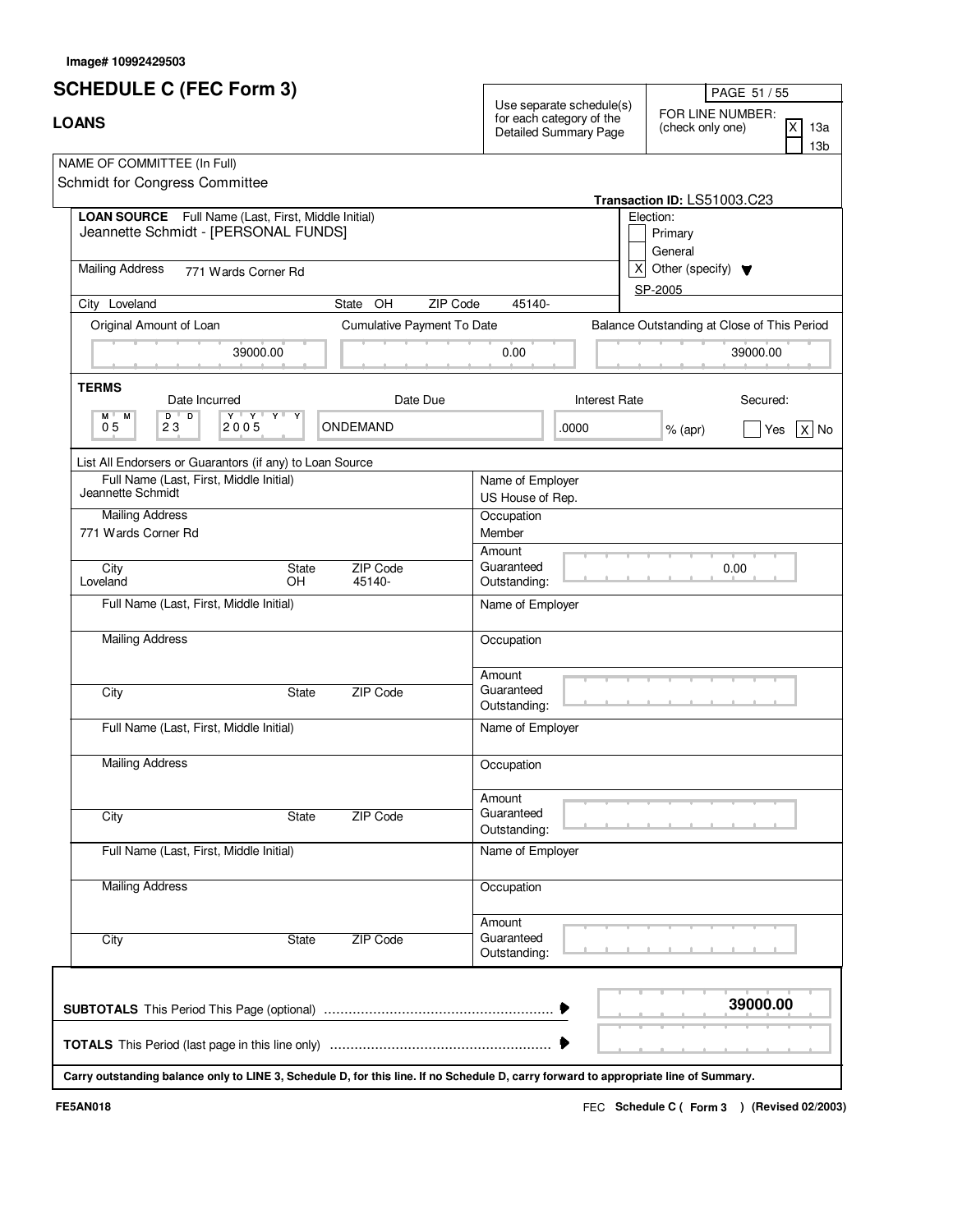Image# 10992429503

# SCHEDULE C (FEC Form 3)

## LOANS

Use separate schedule(s) for each category of the Detailed Summary Page

FOR LINE NUMBER: (check only one)
- [X] 13a
- [ ] 13b

NAME OF COMMITTEE (In Full)
Schmidt for Congress Committee

Transaction ID: LS51003.C23

**LOAN SOURCE** Full Name (Last, First, Middle Initial)
Jeannette Schmidt - [PERSONAL FUNDS]

Mailing Address: 771 Wards Corner Rd

City: Loveland State: OH ZIP Code: 45140-

Election:
- [ ] Primary
- [ ] General
- [X] Other (specify) SP-2005

| Original Amount of Loan | Cumulative Payment To Date | Balance Outstanding at Close of This Period |
|---|---|---|
| 39000.00 | 0.00 | 39000.00 |

**TERMS**

| Date Incurred | Date Due | Interest Rate | Secured |
|---|---|---|---|
| 05 23 2005 | ONDEMAND | .0000 % (apr) | [ ] Yes [X] No |

List All Endorsers or Guarantors (if any) to Loan Source

| Full Name (Last, First, Middle Initial) | Mailing Address | City | State | ZIP Code | Name of Employer | Occupation | Amount Guaranteed Outstanding |
|---|---|---|---|---|---|---|---|
| Jeannette Schmidt | 771 Wards Corner Rd | Loveland | OH | 45140- | US House of Rep. | Member | 0.00 |
| | | | | | | | |
| | | | | | | | |
| | | | | | | | |

**SUBTOTALS** This Period This Page (optional) ........ **39000.00**

**TOTALS** This Period (last page in this line only) ........

**Carry outstanding balance only to LINE 3, Schedule D, for this line. If no Schedule D, carry forward to appropriate line of Summary.**

FE5AN018

FEC **Schedule C ( Form 3 ) (Revised 02/2003)**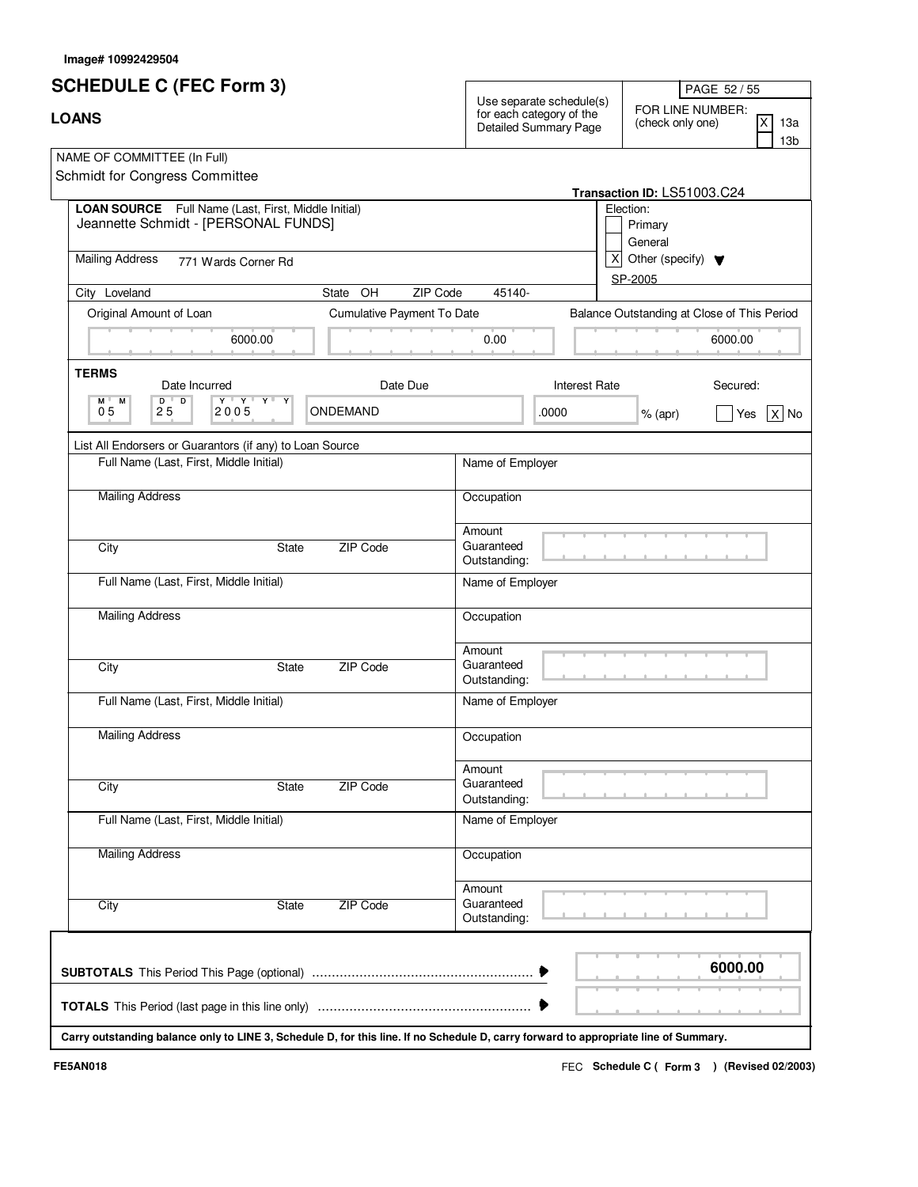Image# 10992429504

# SCHEDULE C (FEC Form 3)

## LOANS

Use separate schedule(s) for each category of the Detailed Summary Page

FOR LINE NUMBER: (check only one)
- [X] 13a
- [ ] 13b

NAME OF COMMITTEE (In Full)
Schmidt for Congress Committee

Transaction ID: LS51003.C24

**LOAN SOURCE** Full Name (Last, First, Middle Initial)
Jeannette Schmidt - [PERSONAL FUNDS]

Mailing Address 771 Wards Corner Rd

City Loveland | State OH | ZIP Code 45140-

Election:
- [ ] Primary
- [ ] General
- [X] Other (specify) SP-2005

| Original Amount of Loan | Cumulative Payment To Date | Balance Outstanding at Close of This Period |
|---|---|---|
| 6000.00 | 0.00 | 6000.00 |

**TERMS**

| Date Incurred | Date Due | Interest Rate | Secured |
|---|---|---|---|
| 05 25 2005 | ONDEMAND | .0000 % (apr) | [ ] Yes [X] No |

List All Endorsers or Guarantors (if any) to Loan Source

| Full Name (Last, First, Middle Initial) | Name of Employer |
|---|---|
| Mailing Address | Occupation |
| City / State / ZIP Code | Amount Guaranteed Outstanding: |
| Full Name (Last, First, Middle Initial) | Name of Employer |
| Mailing Address | Occupation |
| City / State / ZIP Code | Amount Guaranteed Outstanding: |
| Full Name (Last, First, Middle Initial) | Name of Employer |
| Mailing Address | Occupation |
| City / State / ZIP Code | Amount Guaranteed Outstanding: |
| Full Name (Last, First, Middle Initial) | Name of Employer |
| Mailing Address | Occupation |
| City / State / ZIP Code | Amount Guaranteed Outstanding: |

**SUBTOTALS** This Period This Page (optional) ........ **6000.00**

**TOTALS** This Period (last page in this line only) ........

**Carry outstanding balance only to LINE 3, Schedule D, for this line. If no Schedule D, carry forward to appropriate line of Summary.**

FE5AN018

FEC **Schedule C ( Form 3 ) (Revised 02/2003)**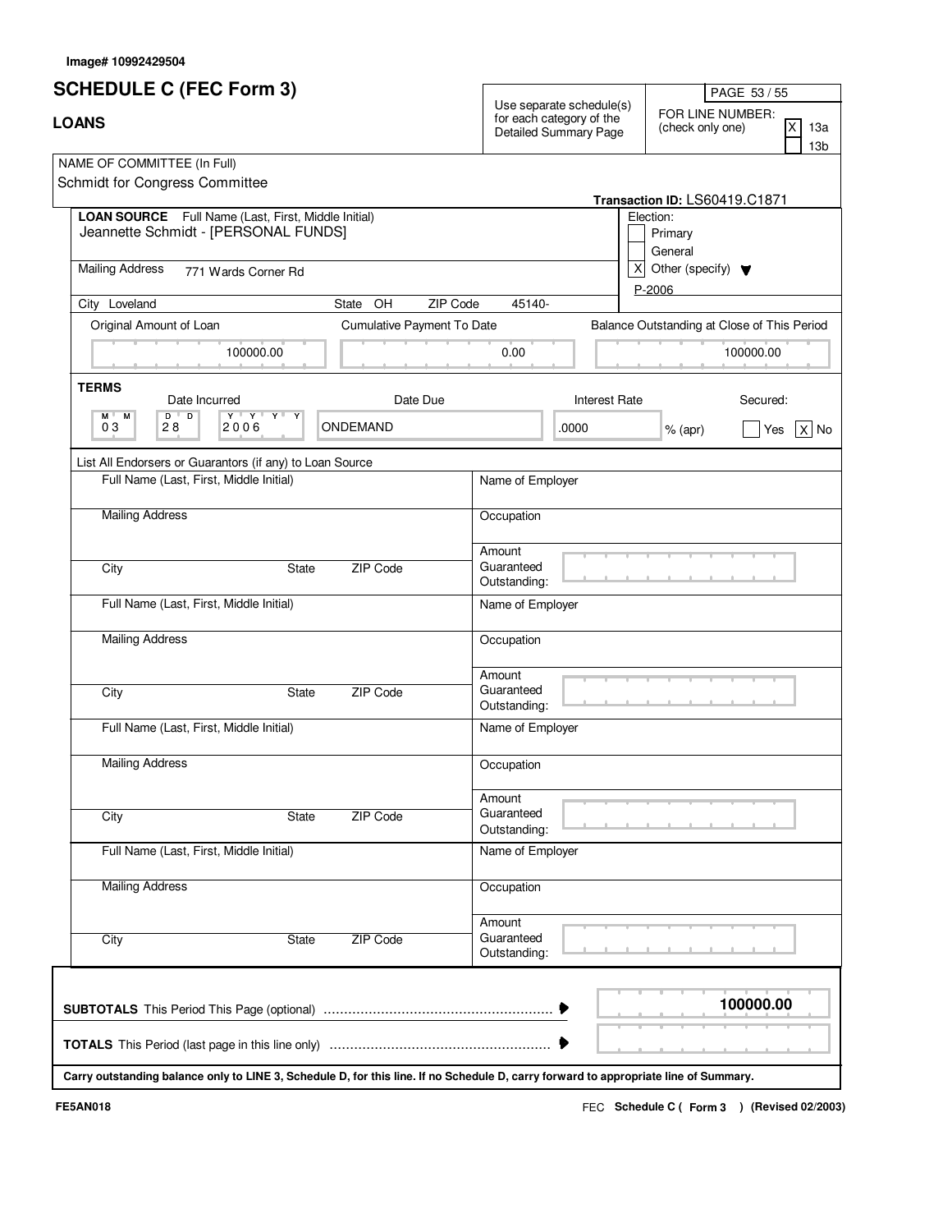Image# 10992429504

# SCHEDULE C (FEC Form 3)

## LOANS

Use separate schedule(s) for each category of the Detailed Summary Page

FOR LINE NUMBER: (check only one)

- [X] 13a
- [ ] 13b

NAME OF COMMITTEE (In Full)
Schmidt for Congress Committee

Transaction ID: LS60419.C1871

**LOAN SOURCE** Full Name (Last, First, Middle Initial)
Jeannette Schmidt - [PERSONAL FUNDS]

Election:
- [ ] Primary
- [ ] General
- [X] Other (specify) P-2006

Mailing Address: 771 Wards Corner Rd

City: Loveland | State: OH | ZIP Code: 45140-

| Original Amount of Loan | Cumulative Payment To Date | Balance Outstanding at Close of This Period |
|---|---|---|
| 100000.00 | 0.00 | 100000.00 |

**TERMS**

| Date Incurred | Date Due | Interest Rate | Secured |
|---|---|---|---|
| 03 28 2006 | ONDEMAND | .0000 % (apr) | [ ] Yes [X] No |

List All Endorsers or Guarantors (if any) to Loan Source

| Full Name (Last, First, Middle Initial) | Name of Employer |
|---|---|
| Mailing Address | Occupation |
| City / State / ZIP Code | Amount Guaranteed Outstanding: |
| Full Name (Last, First, Middle Initial) | Name of Employer |
| Mailing Address | Occupation |
| City / State / ZIP Code | Amount Guaranteed Outstanding: |
| Full Name (Last, First, Middle Initial) | Name of Employer |
| Mailing Address | Occupation |
| City / State / ZIP Code | Amount Guaranteed Outstanding: |
| Full Name (Last, First, Middle Initial) | Name of Employer |
| Mailing Address | Occupation |
| City / State / ZIP Code | Amount Guaranteed Outstanding: |

**SUBTOTALS** This Period This Page (optional) ........ **100000.00**

**TOTALS** This Period (last page in this line only) ........

**Carry outstanding balance only to LINE 3, Schedule D, for this line. If no Schedule D, carry forward to appropriate line of Summary.**

FE5AN018

FEC **Schedule C ( Form 3 ) (Revised 02/2003)**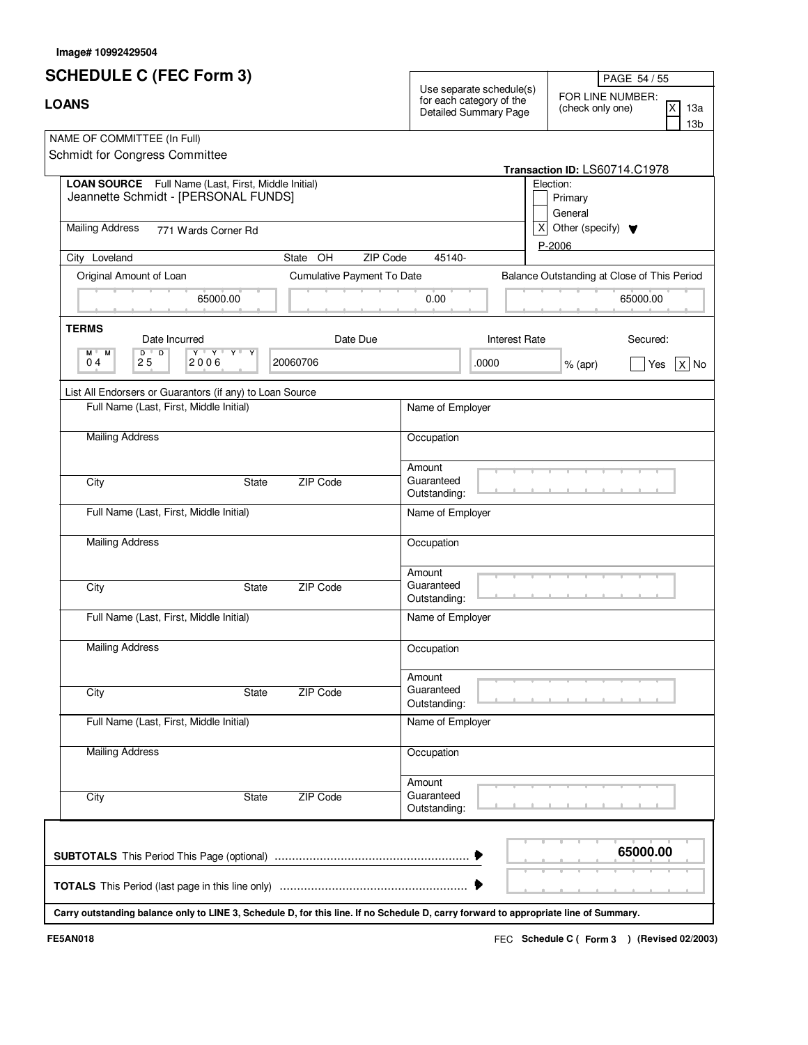Image# 10992429504

# SCHEDULE C (FEC Form 3)

## LOANS

Use separate schedule(s) for each category of the Detailed Summary Page

FOR LINE NUMBER: (check only one)

- [X] 13a
- [ ] 13b

NAME OF COMMITTEE (In Full)
Schmidt for Congress Committee

Transaction ID: LS60714.C1978

**LOAN SOURCE** Full Name (Last, First, Middle Initial)
Jeannette Schmidt - [PERSONAL FUNDS]

Mailing Address: 771 Wards Corner Rd

City: Loveland | State: OH | ZIP Code: 45140-

Election:
- [ ] Primary
- [ ] General
- [X] Other (specify) P-2006

| Original Amount of Loan | Cumulative Payment To Date | Balance Outstanding at Close of This Period |
|---|---|---|
| 65000.00 | 0.00 | 65000.00 |

**TERMS**

| Date Incurred | Date Due | Interest Rate | Secured |
|---|---|---|---|
| 04 25 2006 | 20060706 | .0000 % (apr) | [ ] Yes [X] No |

List All Endorsers or Guarantors (if any) to Loan Source

| Full Name (Last, First, Middle Initial) | Name of Employer |
|---|---|
| Mailing Address | Occupation |
| City / State / ZIP Code | Amount Guaranteed Outstanding: |
| Full Name (Last, First, Middle Initial) | Name of Employer |
| Mailing Address | Occupation |
| City / State / ZIP Code | Amount Guaranteed Outstanding: |
| Full Name (Last, First, Middle Initial) | Name of Employer |
| Mailing Address | Occupation |
| City / State / ZIP Code | Amount Guaranteed Outstanding: |
| Full Name (Last, First, Middle Initial) | Name of Employer |
| Mailing Address | Occupation |
| City / State / ZIP Code | Amount Guaranteed Outstanding: |

**SUBTOTALS** This Period This Page (optional) ........ **65000.00**

**TOTALS** This Period (last page in this line only) ........

**Carry outstanding balance only to LINE 3, Schedule D, for this line. If no Schedule D, carry forward to appropriate line of Summary.**

FE5AN018 — FEC **Schedule C ( Form 3 ) (Revised 02/2003)**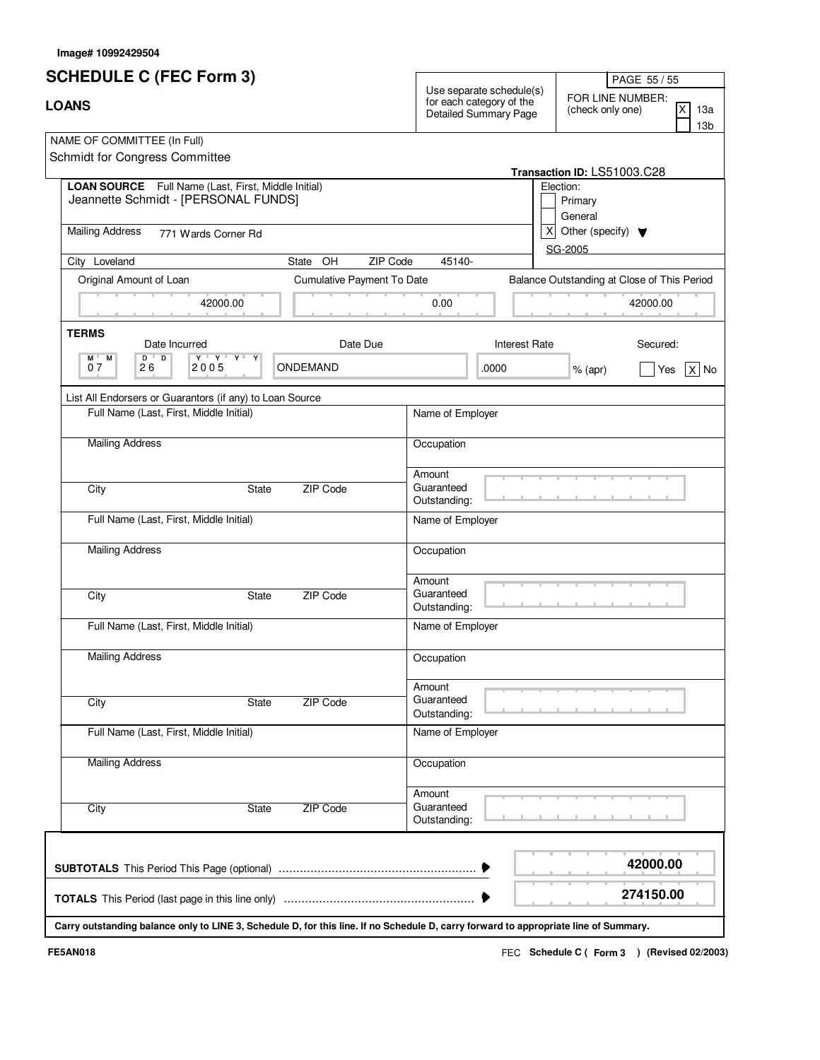Image# 10992429504

# SCHEDULE C (FEC Form 3)

## LOANS

Use separate schedule(s) for each category of the Detailed Summary Page

FOR LINE NUMBER: (check only one)

[X] 13a
[ ] 13b

NAME OF COMMITTEE (In Full)
Schmidt for Congress Committee

Transaction ID: LS51003.C28

**LOAN SOURCE** Full Name (Last, First, Middle Initial)
Jeannette Schmidt - [PERSONAL FUNDS]

Election:
[ ] Primary
[ ] General
[X] Other (specify) SG-2005

Mailing Address 771 Wards Corner Rd

City Loveland State OH ZIP Code 45140-

| Original Amount of Loan | Cumulative Payment To Date | Balance Outstanding at Close of This Period |
|---|---|---|
| 42000.00 | 0.00 | 42000.00 |

**TERMS**

| Date Incurred | Date Due | Interest Rate | Secured: |
|---|---|---|---|
| 07 26 2005 | ONDEMAND | .0000 % (apr) | [ ] Yes [X] No |

List All Endorsers or Guarantors (if any) to Loan Source

| Full Name (Last, First, Middle Initial) | Name of Employer |
|---|---|
| Mailing Address | Occupation |
| City State ZIP Code | Amount Guaranteed Outstanding: |
| Full Name (Last, First, Middle Initial) | Name of Employer |
| Mailing Address | Occupation |
| City State ZIP Code | Amount Guaranteed Outstanding: |
| Full Name (Last, First, Middle Initial) | Name of Employer |
| Mailing Address | Occupation |
| City State ZIP Code | Amount Guaranteed Outstanding: |
| Full Name (Last, First, Middle Initial) | Name of Employer |
| Mailing Address | Occupation |
| City State ZIP Code | Amount Guaranteed Outstanding: |

**SUBTOTALS** This Period This Page (optional) ........................................................ **42000.00**

**TOTALS** This Period (last page in this line only) ........................................................ **274150.00**

**Carry outstanding balance only to LINE 3, Schedule D, for this line. If no Schedule D, carry forward to appropriate line of Summary.**

FE5AN018

FEC **Schedule C ( Form 3 ) (Revised 02/2003)**